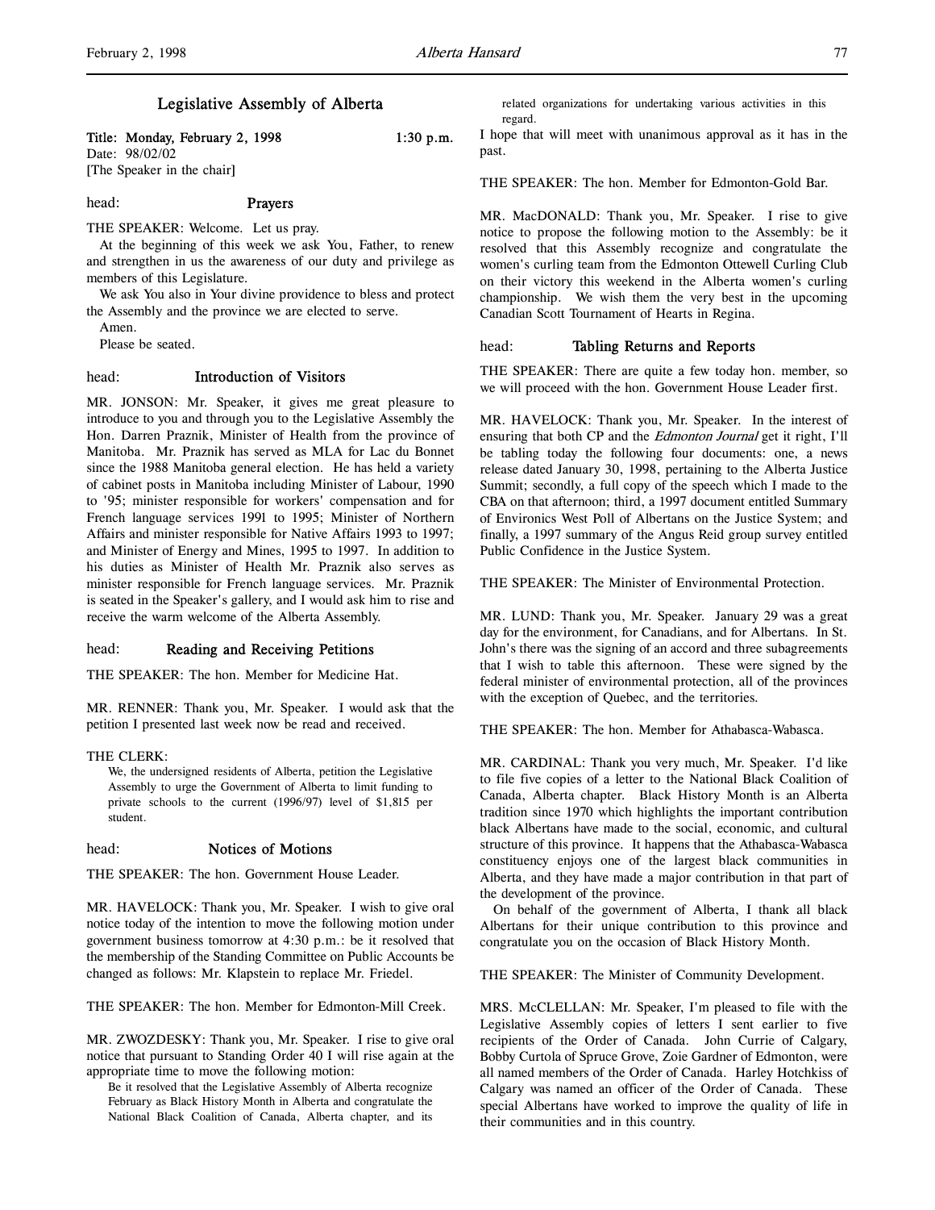# Legislative Assembly of Alberta

**Title: Monday, February 2, 1998** **1:30 p.m.**
Date: 98/02/02
[The Speaker in the chair]

head: **Prayers**

THE SPEAKER: Welcome. Let us pray.

At the beginning of this week we ask You, Father, to renew and strengthen in us the awareness of our duty and privilege as members of this Legislature.

We ask You also in Your divine providence to bless and protect the Assembly and the province we are elected to serve.

Amen.

Please be seated.

head: **Introduction of Visitors**

MR. JONSON: Mr. Speaker, it gives me great pleasure to introduce to you and through you to the Legislative Assembly the Hon. Darren Praznik, Minister of Health from the province of Manitoba. Mr. Praznik has served as MLA for Lac du Bonnet since the 1988 Manitoba general election. He has held a variety of cabinet posts in Manitoba including Minister of Labour, 1990 to '95; minister responsible for workers' compensation and for French language services 1991 to 1995; Minister of Northern Affairs and minister responsible for Native Affairs 1993 to 1997; and Minister of Energy and Mines, 1995 to 1997. In addition to his duties as Minister of Health Mr. Praznik also serves as minister responsible for French language services. Mr. Praznik is seated in the Speaker's gallery, and I would ask him to rise and receive the warm welcome of the Alberta Assembly.

head: **Reading and Receiving Petitions**

THE SPEAKER: The hon. Member for Medicine Hat.

MR. RENNER: Thank you, Mr. Speaker. I would ask that the petition I presented last week now be read and received.

THE CLERK:

> We, the undersigned residents of Alberta, petition the Legislative Assembly to urge the Government of Alberta to limit funding to private schools to the current (1996/97) level of $1,815 per student.

head: **Notices of Motions**

THE SPEAKER: The hon. Government House Leader.

MR. HAVELOCK: Thank you, Mr. Speaker. I wish to give oral notice today of the intention to move the following motion under government business tomorrow at 4:30 p.m.: be it resolved that the membership of the Standing Committee on Public Accounts be changed as follows: Mr. Klapstein to replace Mr. Friedel.

THE SPEAKER: The hon. Member for Edmonton-Mill Creek.

MR. ZWOZDESKY: Thank you, Mr. Speaker. I rise to give oral notice that pursuant to Standing Order 40 I will rise again at the appropriate time to move the following motion:

> Be it resolved that the Legislative Assembly of Alberta recognize February as Black History Month in Alberta and congratulate the National Black Coalition of Canada, Alberta chapter, and its related organizations for undertaking various activities in this regard.

I hope that will meet with unanimous approval as it has in the past.

THE SPEAKER: The hon. Member for Edmonton-Gold Bar.

MR. MacDONALD: Thank you, Mr. Speaker. I rise to give notice to propose the following motion to the Assembly: be it resolved that this Assembly recognize and congratulate the women's curling team from the Edmonton Ottewell Curling Club on their victory this weekend in the Alberta women's curling championship. We wish them the very best in the upcoming Canadian Scott Tournament of Hearts in Regina.

head: **Tabling Returns and Reports**

THE SPEAKER: There are quite a few today hon. member, so we will proceed with the hon. Government House Leader first.

MR. HAVELOCK: Thank you, Mr. Speaker. In the interest of ensuring that both CP and the *Edmonton Journal* get it right, I'll be tabling today the following four documents: one, a news release dated January 30, 1998, pertaining to the Alberta Justice Summit; secondly, a full copy of the speech which I made to the CBA on that afternoon; third, a 1997 document entitled Summary of Environics West Poll of Albertans on the Justice System; and finally, a 1997 summary of the Angus Reid group survey entitled Public Confidence in the Justice System.

THE SPEAKER: The Minister of Environmental Protection.

MR. LUND: Thank you, Mr. Speaker. January 29 was a great day for the environment, for Canadians, and for Albertans. In St. John's there was the signing of an accord and three subagreements that I wish to table this afternoon. These were signed by the federal minister of environmental protection, all of the provinces with the exception of Quebec, and the territories.

THE SPEAKER: The hon. Member for Athabasca-Wabasca.

MR. CARDINAL: Thank you very much, Mr. Speaker. I'd like to file five copies of a letter to the National Black Coalition of Canada, Alberta chapter. Black History Month is an Alberta tradition since 1970 which highlights the important contribution black Albertans have made to the social, economic, and cultural structure of this province. It happens that the Athabasca-Wabasca constituency enjoys one of the largest black communities in Alberta, and they have made a major contribution in that part of the development of the province.

On behalf of the government of Alberta, I thank all black Albertans for their unique contribution to this province and congratulate you on the occasion of Black History Month.

THE SPEAKER: The Minister of Community Development.

MRS. McCLELLAN: Mr. Speaker, I'm pleased to file with the Legislative Assembly copies of letters I sent earlier to five recipients of the Order of Canada. John Currie of Calgary, Bobby Curtola of Spruce Grove, Zoie Gardner of Edmonton, were all named members of the Order of Canada. Harley Hotchkiss of Calgary was named an officer of the Order of Canada. These special Albertans have worked to improve the quality of life in their communities and in this country.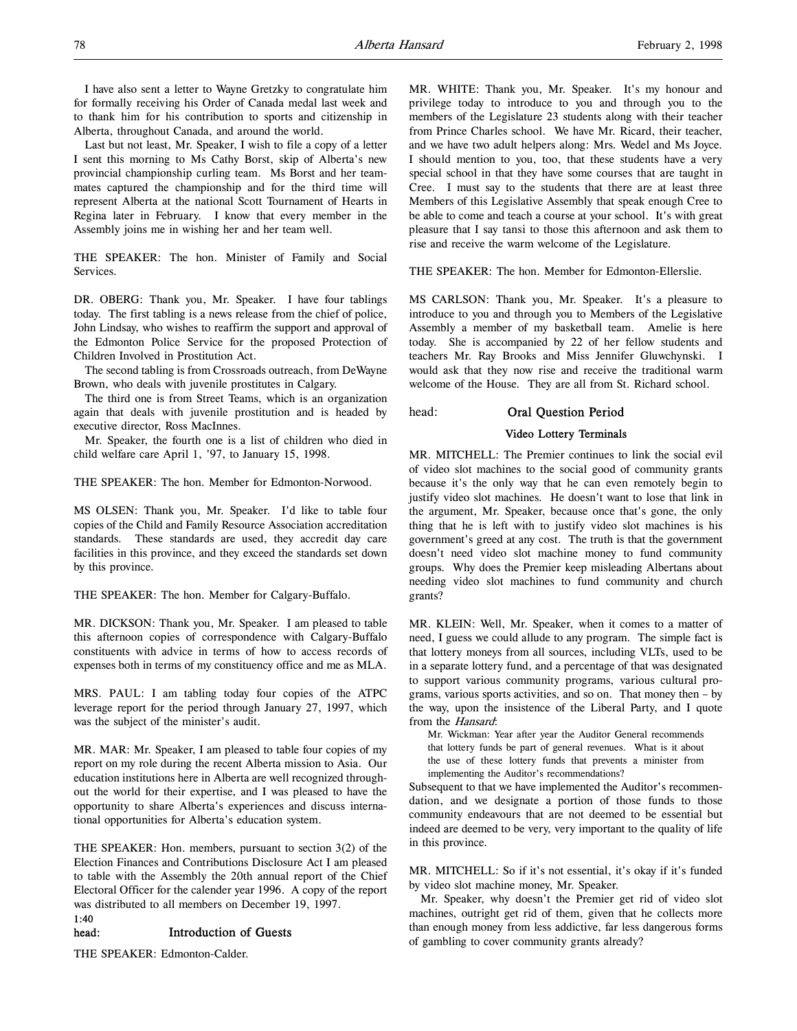I have also sent a letter to Wayne Gretzky to congratulate him for formally receiving his Order of Canada medal last week and to thank him for his contribution to sports and citizenship in Alberta, throughout Canada, and around the world.

Last but not least, Mr. Speaker, I wish to file a copy of a letter I sent this morning to Ms Cathy Borst, skip of Alberta's new provincial championship curling team. Ms Borst and her teammates captured the championship and for the third time will represent Alberta at the national Scott Tournament of Hearts in Regina later in February. I know that every member in the Assembly joins me in wishing her and her team well.

THE SPEAKER: The hon. Minister of Family and Social Services.

DR. OBERG: Thank you, Mr. Speaker. I have four tablings today. The first tabling is a news release from the chief of police, John Lindsay, who wishes to reaffirm the support and approval of the Edmonton Police Service for the proposed Protection of Children Involved in Prostitution Act.

The second tabling is from Crossroads outreach, from DeWayne Brown, who deals with juvenile prostitutes in Calgary.

The third one is from Street Teams, which is an organization again that deals with juvenile prostitution and is headed by executive director, Ross MacInnes.

Mr. Speaker, the fourth one is a list of children who died in child welfare care April 1, '97, to January 15, 1998.

THE SPEAKER: The hon. Member for Edmonton-Norwood.

MS OLSEN: Thank you, Mr. Speaker. I'd like to table four copies of the Child and Family Resource Association accreditation standards. These standards are used, they accredit day care facilities in this province, and they exceed the standards set down by this province.

THE SPEAKER: The hon. Member for Calgary-Buffalo.

MR. DICKSON: Thank you, Mr. Speaker. I am pleased to table this afternoon copies of correspondence with Calgary-Buffalo constituents with advice in terms of how to access records of expenses both in terms of my constituency office and me as MLA.

MRS. PAUL: I am tabling today four copies of the ATPC leverage report for the period through January 27, 1997, which was the subject of the minister's audit.

MR. MAR: Mr. Speaker, I am pleased to table four copies of my report on my role during the recent Alberta mission to Asia. Our education institutions here in Alberta are well recognized throughout the world for their expertise, and I was pleased to have the opportunity to share Alberta's experiences and discuss international opportunities for Alberta's education system.

THE SPEAKER: Hon. members, pursuant to section 3(2) of the Election Finances and Contributions Disclosure Act I am pleased to table with the Assembly the 20th annual report of the Chief Electoral Officer for the calender year 1996. A copy of the report was distributed to all members on December 19, 1997.

1:40

## head: Introduction of Guests

THE SPEAKER: Edmonton-Calder.

MR. WHITE: Thank you, Mr. Speaker. It's my honour and privilege today to introduce to you and through you to the members of the Legislature 23 students along with their teacher from Prince Charles school. We have Mr. Ricard, their teacher, and we have two adult helpers along: Mrs. Wedel and Ms Joyce. I should mention to you, too, that these students have a very special school in that they have some courses that are taught in Cree. I must say to the students that there are at least three Members of this Legislative Assembly that speak enough Cree to be able to come and teach a course at your school. It's with great pleasure that I say tansi to those this afternoon and ask them to rise and receive the warm welcome of the Legislature.

THE SPEAKER: The hon. Member for Edmonton-Ellerslie.

MS CARLSON: Thank you, Mr. Speaker. It's a pleasure to introduce to you and through you to Members of the Legislative Assembly a member of my basketball team. Amelie is here today. She is accompanied by 22 of her fellow students and teachers Mr. Ray Brooks and Miss Jennifer Gluwchynski. I would ask that they now rise and receive the traditional warm welcome of the House. They are all from St. Richard school.

## head: Oral Question Period

### Video Lottery Terminals

MR. MITCHELL: The Premier continues to link the social evil of video slot machines to the social good of community grants because it's the only way that he can even remotely begin to justify video slot machines. He doesn't want to lose that link in the argument, Mr. Speaker, because once that's gone, the only thing that he is left with to justify video slot machines is his government's greed at any cost. The truth is that the government doesn't need video slot machine money to fund community groups. Why does the Premier keep misleading Albertans about needing video slot machines to fund community and church grants?

MR. KLEIN: Well, Mr. Speaker, when it comes to a matter of need, I guess we could allude to any program. The simple fact is that lottery moneys from all sources, including VLTs, used to be in a separate lottery fund, and a percentage of that was designated to support various community programs, various cultural programs, various sports activities, and so on. That money then – by the way, upon the insistence of the Liberal Party, and I quote from the *Hansard*:

> Mr. Wickman: Year after year the Auditor General recommends that lottery funds be part of general revenues. What is it about the use of these lottery funds that prevents a minister from implementing the Auditor's recommendations?

Subsequent to that we have implemented the Auditor's recommendation, and we designate a portion of those funds to those community endeavours that are not deemed to be essential but indeed are deemed to be very, very important to the quality of life in this province.

MR. MITCHELL: So if it's not essential, it's okay if it's funded by video slot machine money, Mr. Speaker.

Mr. Speaker, why doesn't the Premier get rid of video slot machines, outright get rid of them, given that he collects more than enough money from less addictive, far less dangerous forms of gambling to cover community grants already?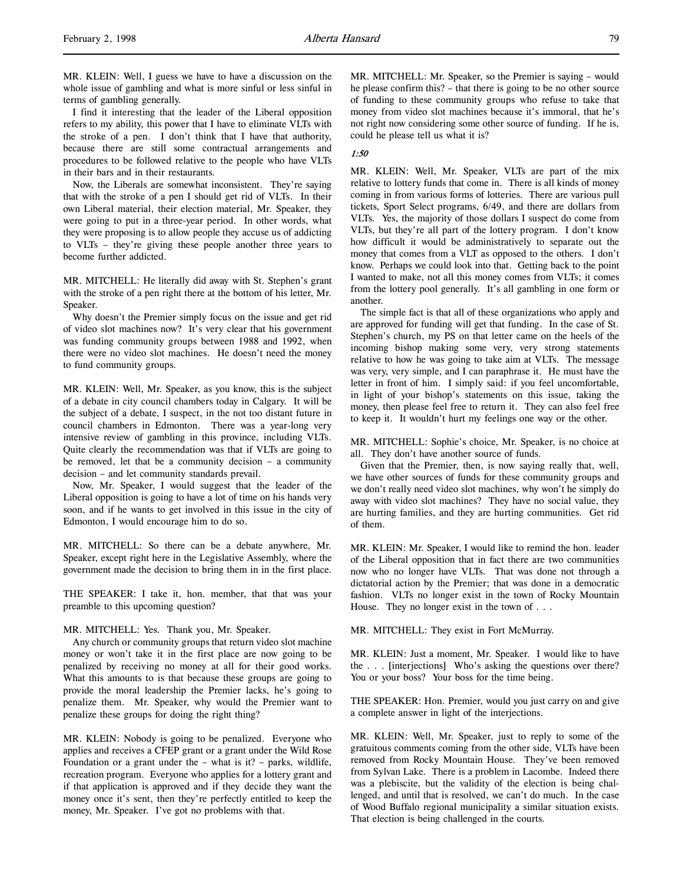MR. KLEIN: Well, I guess we have to have a discussion on the whole issue of gambling and what is more sinful or less sinful in terms of gambling generally.

I find it interesting that the leader of the Liberal opposition refers to my ability, this power that I have to eliminate VLTs with the stroke of a pen. I don't think that I have that authority, because there are still some contractual arrangements and procedures to be followed relative to the people who have VLTs in their bars and in their restaurants.

Now, the Liberals are somewhat inconsistent. They're saying that with the stroke of a pen I should get rid of VLTs. In their own Liberal material, their election material, Mr. Speaker, they were going to put in a three-year period. In other words, what they were proposing is to allow people they accuse us of addicting to VLTs – they're giving these people another three years to become further addicted.

MR. MITCHELL: He literally did away with St. Stephen's grant with the stroke of a pen right there at the bottom of his letter, Mr. Speaker.

Why doesn't the Premier simply focus on the issue and get rid of video slot machines now? It's very clear that his government was funding community groups between 1988 and 1992, when there were no video slot machines. He doesn't need the money to fund community groups.

MR. KLEIN: Well, Mr. Speaker, as you know, this is the subject of a debate in city council chambers today in Calgary. It will be the subject of a debate, I suspect, in the not too distant future in council chambers in Edmonton. There was a year-long very intensive review of gambling in this province, including VLTs. Quite clearly the recommendation was that if VLTs are going to be removed, let that be a community decision – a community decision – and let community standards prevail.

Now, Mr. Speaker, I would suggest that the leader of the Liberal opposition is going to have a lot of time on his hands very soon, and if he wants to get involved in this issue in the city of Edmonton, I would encourage him to do so.

MR. MITCHELL: So there can be a debate anywhere, Mr. Speaker, except right here in the Legislative Assembly, where the government made the decision to bring them in in the first place.

THE SPEAKER: I take it, hon. member, that that was your preamble to this upcoming question?

MR. MITCHELL: Yes. Thank you, Mr. Speaker.

Any church or community groups that return video slot machine money or won't take it in the first place are now going to be penalized by receiving no money at all for their good works. What this amounts to is that because these groups are going to provide the moral leadership the Premier lacks, he's going to penalize them. Mr. Speaker, why would the Premier want to penalize these groups for doing the right thing?

MR. KLEIN: Nobody is going to be penalized. Everyone who applies and receives a CFEP grant or a grant under the Wild Rose Foundation or a grant under the – what is it? – parks, wildlife, recreation program. Everyone who applies for a lottery grant and if that application is approved and if they decide they want the money once it's sent, then they're perfectly entitled to keep the money, Mr. Speaker. I've got no problems with that.

MR. MITCHELL: Mr. Speaker, so the Premier is saying – would he please confirm this? – that there is going to be no other source of funding to these community groups who refuse to take that money from video slot machines because it's immoral, that he's not right now considering some other source of funding. If he is, could he please tell us what it is?

*1:50*

MR. KLEIN: Well, Mr. Speaker, VLTs are part of the mix relative to lottery funds that come in. There is all kinds of money coming in from various forms of lotteries. There are various pull tickets, Sport Select programs, 6/49, and there are dollars from VLTs. Yes, the majority of those dollars I suspect do come from VLTs, but they're all part of the lottery program. I don't know how difficult it would be administratively to separate out the money that comes from a VLT as opposed to the others. I don't know. Perhaps we could look into that. Getting back to the point I wanted to make, not all this money comes from VLTs; it comes from the lottery pool generally. It's all gambling in one form or another.

The simple fact is that all of these organizations who apply and are approved for funding will get that funding. In the case of St. Stephen's church, my PS on that letter came on the heels of the incoming bishop making some very, very strong statements relative to how he was going to take aim at VLTs. The message was very, very simple, and I can paraphrase it. He must have the letter in front of him. I simply said: if you feel uncomfortable, in light of your bishop's statements on this issue, taking the money, then please feel free to return it. They can also feel free to keep it. It wouldn't hurt my feelings one way or the other.

MR. MITCHELL: Sophie's choice, Mr. Speaker, is no choice at all. They don't have another source of funds.

Given that the Premier, then, is now saying really that, well, we have other sources of funds for these community groups and we don't really need video slot machines, why won't he simply do away with video slot machines? They have no social value, they are hurting families, and they are hurting communities. Get rid of them.

MR. KLEIN: Mr. Speaker, I would like to remind the hon. leader of the Liberal opposition that in fact there are two communities now who no longer have VLTs. That was done not through a dictatorial action by the Premier; that was done in a democratic fashion. VLTs no longer exist in the town of Rocky Mountain House. They no longer exist in the town of . . .

MR. MITCHELL: They exist in Fort McMurray.

MR. KLEIN: Just a moment, Mr. Speaker. I would like to have the . . . [interjections] Who's asking the questions over there? You or your boss? Your boss for the time being.

THE SPEAKER: Hon. Premier, would you just carry on and give a complete answer in light of the interjections.

MR. KLEIN: Well, Mr. Speaker, just to reply to some of the gratuitous comments coming from the other side, VLTs have been removed from Rocky Mountain House. They've been removed from Sylvan Lake. There is a problem in Lacombe. Indeed there was a plebiscite, but the validity of the election is being challenged, and until that is resolved, we can't do much. In the case of Wood Buffalo regional municipality a similar situation exists. That election is being challenged in the courts.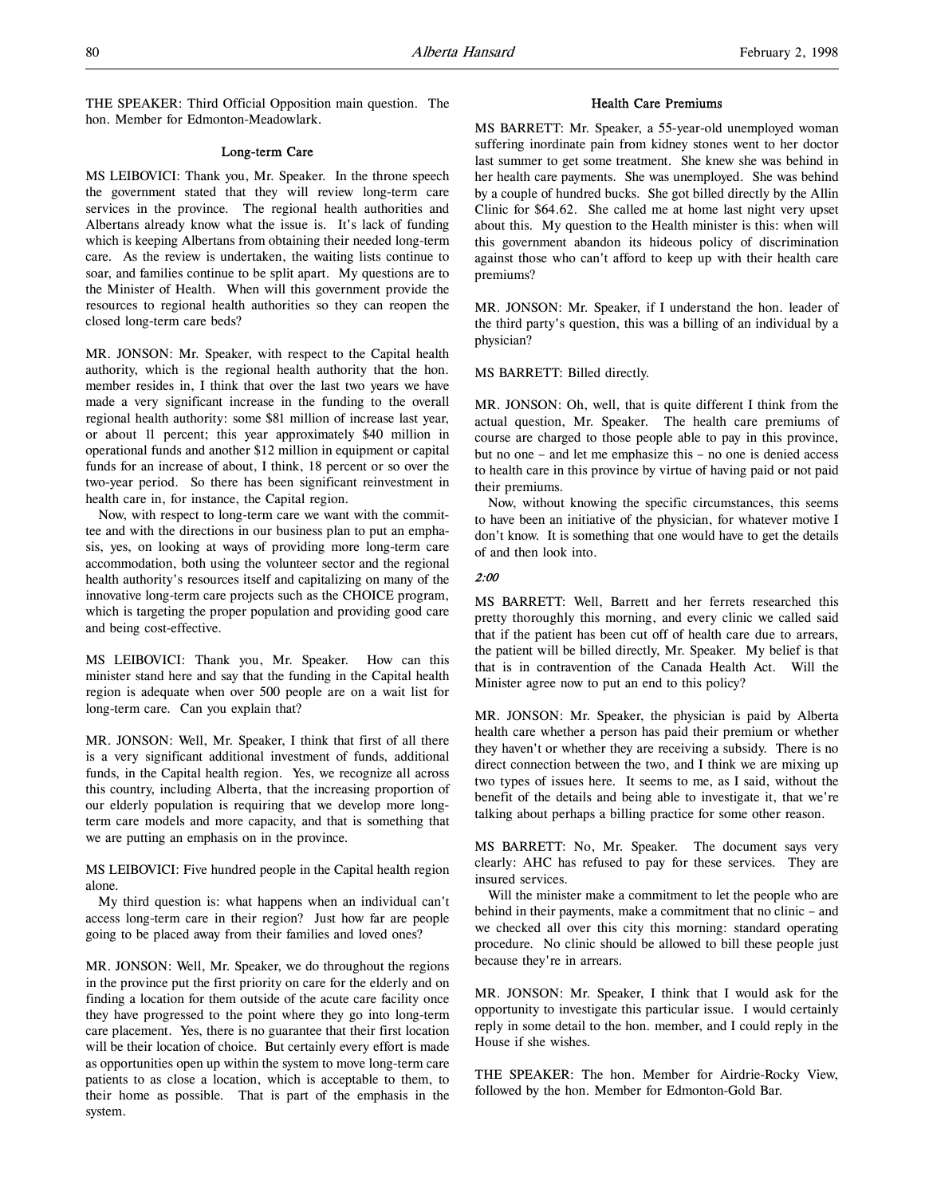THE SPEAKER: Third Official Opposition main question. The hon. Member for Edmonton-Meadowlark.

### Long-term Care

MS LEIBOVICI: Thank you, Mr. Speaker. In the throne speech the government stated that they will review long-term care services in the province. The regional health authorities and Albertans already know what the issue is. It's lack of funding which is keeping Albertans from obtaining their needed long-term care. As the review is undertaken, the waiting lists continue to soar, and families continue to be split apart. My questions are to the Minister of Health. When will this government provide the resources to regional health authorities so they can reopen the closed long-term care beds?

MR. JONSON: Mr. Speaker, with respect to the Capital health authority, which is the regional health authority that the hon. member resides in, I think that over the last two years we have made a very significant increase in the funding to the overall regional health authority: some $81 million of increase last year, or about 11 percent; this year approximately $40 million in operational funds and another $12 million in equipment or capital funds for an increase of about, I think, 18 percent or so over the two-year period. So there has been significant reinvestment in health care in, for instance, the Capital region.

Now, with respect to long-term care we want with the committee and with the directions in our business plan to put an emphasis, yes, on looking at ways of providing more long-term care accommodation, both using the volunteer sector and the regional health authority's resources itself and capitalizing on many of the innovative long-term care projects such as the CHOICE program, which is targeting the proper population and providing good care and being cost-effective.

MS LEIBOVICI: Thank you, Mr. Speaker. How can this minister stand here and say that the funding in the Capital health region is adequate when over 500 people are on a wait list for long-term care. Can you explain that?

MR. JONSON: Well, Mr. Speaker, I think that first of all there is a very significant additional investment of funds, additional funds, in the Capital health region. Yes, we recognize all across this country, including Alberta, that the increasing proportion of our elderly population is requiring that we develop more long-term care models and more capacity, and that is something that we are putting an emphasis on in the province.

MS LEIBOVICI: Five hundred people in the Capital health region alone.

My third question is: what happens when an individual can't access long-term care in their region? Just how far are people going to be placed away from their families and loved ones?

MR. JONSON: Well, Mr. Speaker, we do throughout the regions in the province put the first priority on care for the elderly and on finding a location for them outside of the acute care facility once they have progressed to the point where they go into long-term care placement. Yes, there is no guarantee that their first location will be their location of choice. But certainly every effort is made as opportunities open up within the system to move long-term care patients to as close a location, which is acceptable to them, to their home as possible. That is part of the emphasis in the system.

### Health Care Premiums

MS BARRETT: Mr. Speaker, a 55-year-old unemployed woman suffering inordinate pain from kidney stones went to her doctor last summer to get some treatment. She knew she was behind in her health care payments. She was unemployed. She was behind by a couple of hundred bucks. She got billed directly by the Allin Clinic for $64.62. She called me at home last night very upset about this. My question to the Health minister is this: when will this government abandon its hideous policy of discrimination against those who can't afford to keep up with their health care premiums?

MR. JONSON: Mr. Speaker, if I understand the hon. leader of the third party's question, this was a billing of an individual by a physician?

MS BARRETT: Billed directly.

MR. JONSON: Oh, well, that is quite different I think from the actual question, Mr. Speaker. The health care premiums of course are charged to those people able to pay in this province, but no one – and let me emphasize this – no one is denied access to health care in this province by virtue of having paid or not paid their premiums.

Now, without knowing the specific circumstances, this seems to have been an initiative of the physician, for whatever motive I don't know. It is something that one would have to get the details of and then look into.

*2:00*

MS BARRETT: Well, Barrett and her ferrets researched this pretty thoroughly this morning, and every clinic we called said that if the patient has been cut off of health care due to arrears, the patient will be billed directly, Mr. Speaker. My belief is that that is in contravention of the Canada Health Act. Will the Minister agree now to put an end to this policy?

MR. JONSON: Mr. Speaker, the physician is paid by Alberta health care whether a person has paid their premium or whether they haven't or whether they are receiving a subsidy. There is no direct connection between the two, and I think we are mixing up two types of issues here. It seems to me, as I said, without the benefit of the details and being able to investigate it, that we're talking about perhaps a billing practice for some other reason.

MS BARRETT: No, Mr. Speaker. The document says very clearly: AHC has refused to pay for these services. They are insured services.

Will the minister make a commitment to let the people who are behind in their payments, make a commitment that no clinic – and we checked all over this city this morning: standard operating procedure. No clinic should be allowed to bill these people just because they're in arrears.

MR. JONSON: Mr. Speaker, I think that I would ask for the opportunity to investigate this particular issue. I would certainly reply in some detail to the hon. member, and I could reply in the House if she wishes.

THE SPEAKER: The hon. Member for Airdrie-Rocky View, followed by the hon. Member for Edmonton-Gold Bar.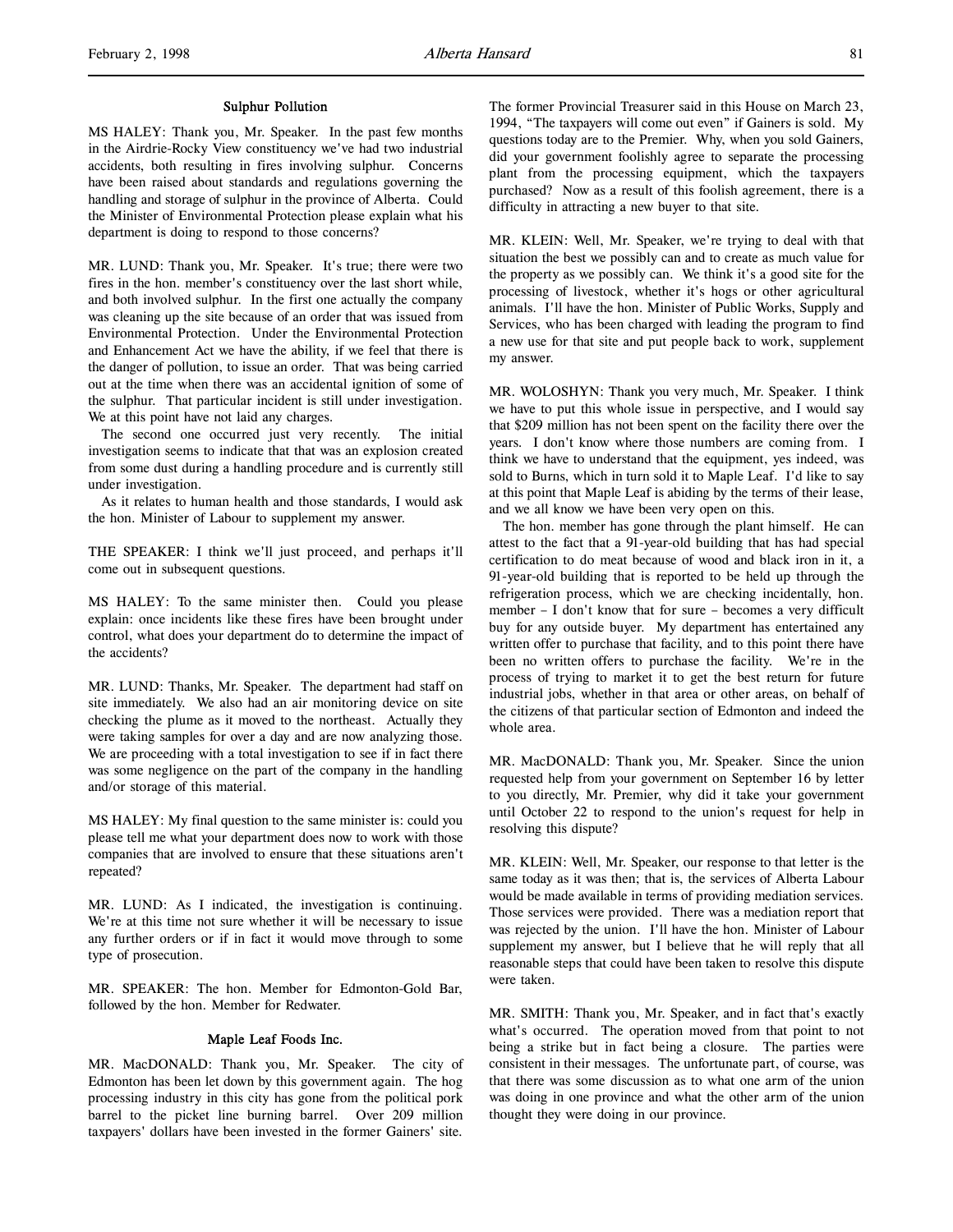### Sulphur Pollution

MS HALEY: Thank you, Mr. Speaker. In the past few months in the Airdrie-Rocky View constituency we've had two industrial accidents, both resulting in fires involving sulphur. Concerns have been raised about standards and regulations governing the handling and storage of sulphur in the province of Alberta. Could the Minister of Environmental Protection please explain what his department is doing to respond to those concerns?

MR. LUND: Thank you, Mr. Speaker. It's true; there were two fires in the hon. member's constituency over the last short while, and both involved sulphur. In the first one actually the company was cleaning up the site because of an order that was issued from Environmental Protection. Under the Environmental Protection and Enhancement Act we have the ability, if we feel that there is the danger of pollution, to issue an order. That was being carried out at the time when there was an accidental ignition of some of the sulphur. That particular incident is still under investigation. We at this point have not laid any charges.

The second one occurred just very recently. The initial investigation seems to indicate that that was an explosion created from some dust during a handling procedure and is currently still under investigation.

As it relates to human health and those standards, I would ask the hon. Minister of Labour to supplement my answer.

THE SPEAKER: I think we'll just proceed, and perhaps it'll come out in subsequent questions.

MS HALEY: To the same minister then. Could you please explain: once incidents like these fires have been brought under control, what does your department do to determine the impact of the accidents?

MR. LUND: Thanks, Mr. Speaker. The department had staff on site immediately. We also had an air monitoring device on site checking the plume as it moved to the northeast. Actually they were taking samples for over a day and are now analyzing those. We are proceeding with a total investigation to see if in fact there was some negligence on the part of the company in the handling and/or storage of this material.

MS HALEY: My final question to the same minister is: could you please tell me what your department does now to work with those companies that are involved to ensure that these situations aren't repeated?

MR. LUND: As I indicated, the investigation is continuing. We're at this time not sure whether it will be necessary to issue any further orders or if in fact it would move through to some type of prosecution.

MR. SPEAKER: The hon. Member for Edmonton-Gold Bar, followed by the hon. Member for Redwater.

### Maple Leaf Foods Inc.

MR. MacDONALD: Thank you, Mr. Speaker. The city of Edmonton has been let down by this government again. The hog processing industry in this city has gone from the political pork barrel to the picket line burning barrel. Over 209 million taxpayers' dollars have been invested in the former Gainers' site. The former Provincial Treasurer said in this House on March 23, 1994, "The taxpayers will come out even" if Gainers is sold. My questions today are to the Premier. Why, when you sold Gainers, did your government foolishly agree to separate the processing plant from the processing equipment, which the taxpayers purchased? Now as a result of this foolish agreement, there is a difficulty in attracting a new buyer to that site.

MR. KLEIN: Well, Mr. Speaker, we're trying to deal with that situation the best we possibly can and to create as much value for the property as we possibly can. We think it's a good site for the processing of livestock, whether it's hogs or other agricultural animals. I'll have the hon. Minister of Public Works, Supply and Services, who has been charged with leading the program to find a new use for that site and put people back to work, supplement my answer.

MR. WOLOSHYN: Thank you very much, Mr. Speaker. I think we have to put this whole issue in perspective, and I would say that $209 million has not been spent on the facility there over the years. I don't know where those numbers are coming from. I think we have to understand that the equipment, yes indeed, was sold to Burns, which in turn sold it to Maple Leaf. I'd like to say at this point that Maple Leaf is abiding by the terms of their lease, and we all know we have been very open on this.

The hon. member has gone through the plant himself. He can attest to the fact that a 91-year-old building that has had special certification to do meat because of wood and black iron in it, a 91-year-old building that is reported to be held up through the refrigeration process, which we are checking incidentally, hon. member – I don't know that for sure – becomes a very difficult buy for any outside buyer. My department has entertained any written offer to purchase that facility, and to this point there have been no written offers to purchase the facility. We're in the process of trying to market it to get the best return for future industrial jobs, whether in that area or other areas, on behalf of the citizens of that particular section of Edmonton and indeed the whole area.

MR. MacDONALD: Thank you, Mr. Speaker. Since the union requested help from your government on September 16 by letter to you directly, Mr. Premier, why did it take your government until October 22 to respond to the union's request for help in resolving this dispute?

MR. KLEIN: Well, Mr. Speaker, our response to that letter is the same today as it was then; that is, the services of Alberta Labour would be made available in terms of providing mediation services. Those services were provided. There was a mediation report that was rejected by the union. I'll have the hon. Minister of Labour supplement my answer, but I believe that he will reply that all reasonable steps that could have been taken to resolve this dispute were taken.

MR. SMITH: Thank you, Mr. Speaker, and in fact that's exactly what's occurred. The operation moved from that point to not being a strike but in fact being a closure. The parties were consistent in their messages. The unfortunate part, of course, was that there was some discussion as to what one arm of the union was doing in one province and what the other arm of the union thought they were doing in our province.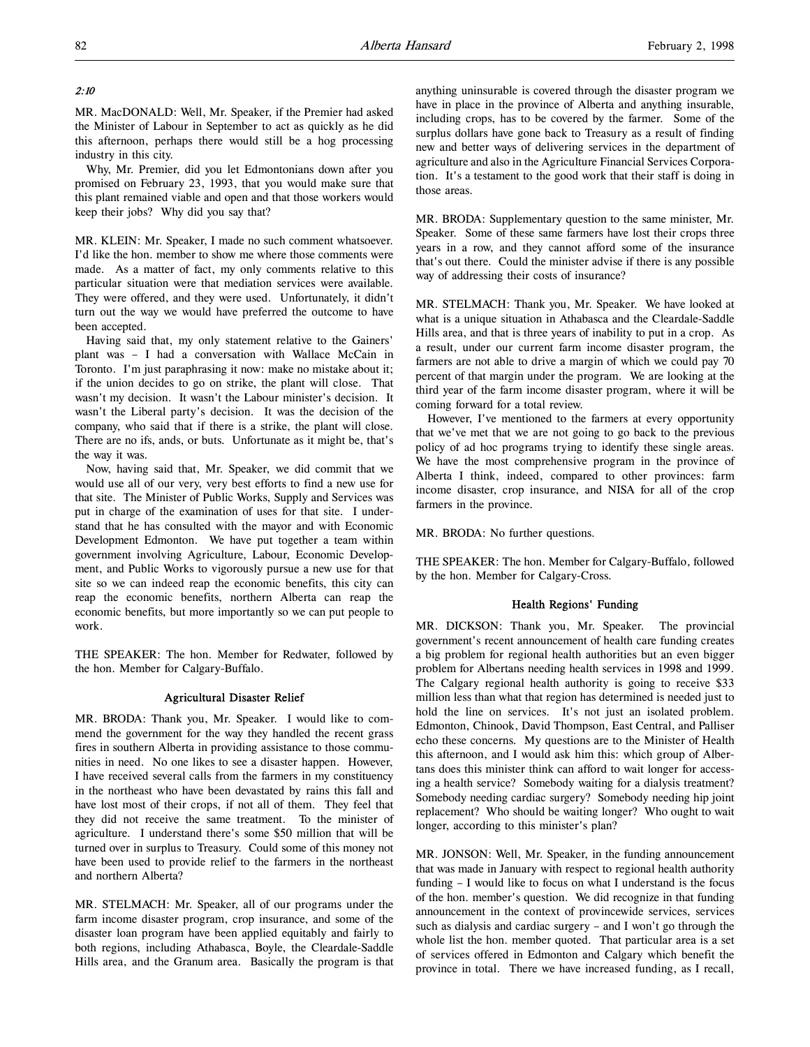*2:10*

MR. MacDONALD: Well, Mr. Speaker, if the Premier had asked the Minister of Labour in September to act as quickly as he did this afternoon, perhaps there would still be a hog processing industry in this city.

Why, Mr. Premier, did you let Edmontonians down after you promised on February 23, 1993, that you would make sure that this plant remained viable and open and that those workers would keep their jobs? Why did you say that?

MR. KLEIN: Mr. Speaker, I made no such comment whatsoever. I'd like the hon. member to show me where those comments were made. As a matter of fact, my only comments relative to this particular situation were that mediation services were available. They were offered, and they were used. Unfortunately, it didn't turn out the way we would have preferred the outcome to have been accepted.

Having said that, my only statement relative to the Gainers' plant was – I had a conversation with Wallace McCain in Toronto. I'm just paraphrasing it now: make no mistake about it; if the union decides to go on strike, the plant will close. That wasn't my decision. It wasn't the Labour minister's decision. It wasn't the Liberal party's decision. It was the decision of the company, who said that if there is a strike, the plant will close. There are no ifs, ands, or buts. Unfortunate as it might be, that's the way it was.

Now, having said that, Mr. Speaker, we did commit that we would use all of our very, very best efforts to find a new use for that site. The Minister of Public Works, Supply and Services was put in charge of the examination of uses for that site. I understand that he has consulted with the mayor and with Economic Development Edmonton. We have put together a team within government involving Agriculture, Labour, Economic Development, and Public Works to vigorously pursue a new use for that site so we can indeed reap the economic benefits, this city can reap the economic benefits, northern Alberta can reap the economic benefits, but more importantly so we can put people to work.

THE SPEAKER: The hon. Member for Redwater, followed by the hon. Member for Calgary-Buffalo.

### Agricultural Disaster Relief

MR. BRODA: Thank you, Mr. Speaker. I would like to commend the government for the way they handled the recent grass fires in southern Alberta in providing assistance to those communities in need. No one likes to see a disaster happen. However, I have received several calls from the farmers in my constituency in the northeast who have been devastated by rains this fall and have lost most of their crops, if not all of them. They feel that they did not receive the same treatment. To the minister of agriculture. I understand there's some $50 million that will be turned over in surplus to Treasury. Could some of this money not have been used to provide relief to the farmers in the northeast and northern Alberta?

MR. STELMACH: Mr. Speaker, all of our programs under the farm income disaster program, crop insurance, and some of the disaster loan program have been applied equitably and fairly to both regions, including Athabasca, Boyle, the Cleardale-Saddle Hills area, and the Granum area. Basically the program is that anything uninsurable is covered through the disaster program we have in place in the province of Alberta and anything insurable, including crops, has to be covered by the farmer. Some of the surplus dollars have gone back to Treasury as a result of finding new and better ways of delivering services in the department of agriculture and also in the Agriculture Financial Services Corporation. It's a testament to the good work that their staff is doing in those areas.

MR. BRODA: Supplementary question to the same minister, Mr. Speaker. Some of these same farmers have lost their crops three years in a row, and they cannot afford some of the insurance that's out there. Could the minister advise if there is any possible way of addressing their costs of insurance?

MR. STELMACH: Thank you, Mr. Speaker. We have looked at what is a unique situation in Athabasca and the Cleardale-Saddle Hills area, and that is three years of inability to put in a crop. As a result, under our current farm income disaster program, the farmers are not able to drive a margin of which we could pay 70 percent of that margin under the program. We are looking at the third year of the farm income disaster program, where it will be coming forward for a total review.

However, I've mentioned to the farmers at every opportunity that we've met that we are not going to go back to the previous policy of ad hoc programs trying to identify these single areas. We have the most comprehensive program in the province of Alberta I think, indeed, compared to other provinces: farm income disaster, crop insurance, and NISA for all of the crop farmers in the province.

MR. BRODA: No further questions.

THE SPEAKER: The hon. Member for Calgary-Buffalo, followed by the hon. Member for Calgary-Cross.

### Health Regions' Funding

MR. DICKSON: Thank you, Mr. Speaker. The provincial government's recent announcement of health care funding creates a big problem for regional health authorities but an even bigger problem for Albertans needing health services in 1998 and 1999. The Calgary regional health authority is going to receive $33 million less than what that region has determined is needed just to hold the line on services. It's not just an isolated problem. Edmonton, Chinook, David Thompson, East Central, and Palliser echo these concerns. My questions are to the Minister of Health this afternoon, and I would ask him this: which group of Albertans does this minister think can afford to wait longer for accessing a health service? Somebody waiting for a dialysis treatment? Somebody needing cardiac surgery? Somebody needing hip joint replacement? Who should be waiting longer? Who ought to wait longer, according to this minister's plan?

MR. JONSON: Well, Mr. Speaker, in the funding announcement that was made in January with respect to regional health authority funding – I would like to focus on what I understand is the focus of the hon. member's question. We did recognize in that funding announcement in the context of provincewide services, services such as dialysis and cardiac surgery – and I won't go through the whole list the hon. member quoted. That particular area is a set of services offered in Edmonton and Calgary which benefit the province in total. There we have increased funding, as I recall,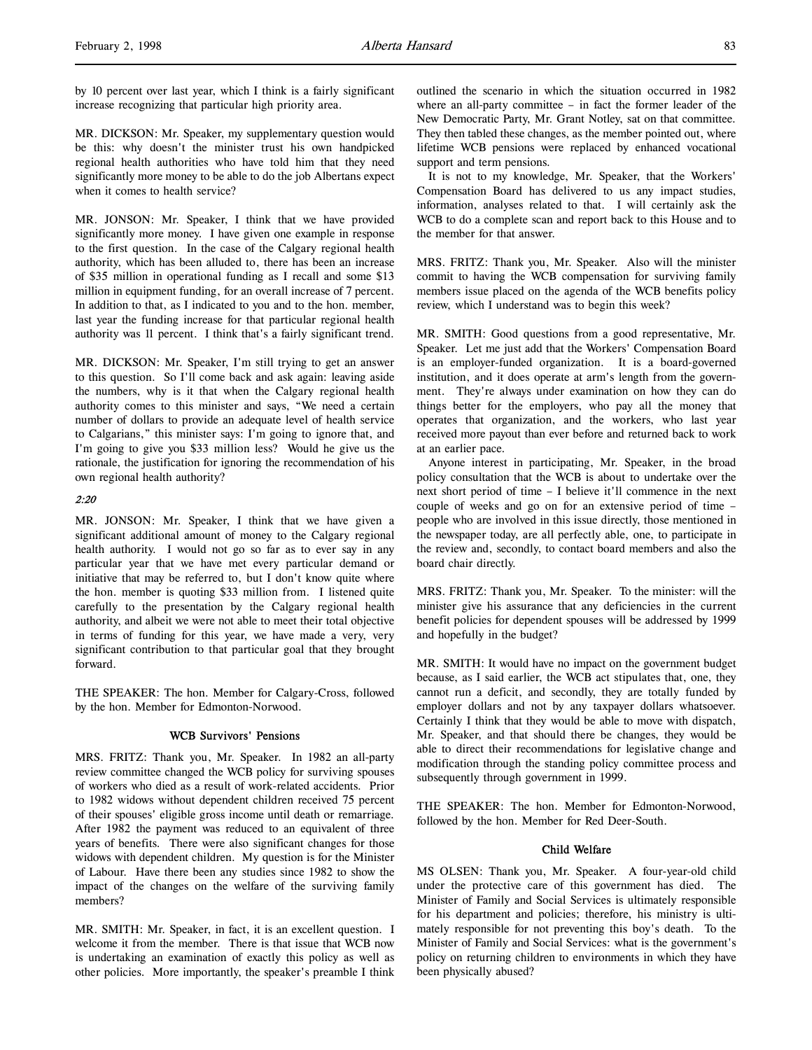by 10 percent over last year, which I think is a fairly significant increase recognizing that particular high priority area.

MR. DICKSON: Mr. Speaker, my supplementary question would be this: why doesn't the minister trust his own handpicked regional health authorities who have told him that they need significantly more money to be able to do the job Albertans expect when it comes to health service?

MR. JONSON: Mr. Speaker, I think that we have provided significantly more money. I have given one example in response to the first question. In the case of the Calgary regional health authority, which has been alluded to, there has been an increase of $35 million in operational funding as I recall and some $13 million in equipment funding, for an overall increase of 7 percent. In addition to that, as I indicated to you and to the hon. member, last year the funding increase for that particular regional health authority was 11 percent. I think that's a fairly significant trend.

MR. DICKSON: Mr. Speaker, I'm still trying to get an answer to this question. So I'll come back and ask again: leaving aside the numbers, why is it that when the Calgary regional health authority comes to this minister and says, "We need a certain number of dollars to provide an adequate level of health service to Calgarians," this minister says: I'm going to ignore that, and I'm going to give you $33 million less? Would he give us the rationale, the justification for ignoring the recommendation of his own regional health authority?

*2:20*

MR. JONSON: Mr. Speaker, I think that we have given a significant additional amount of money to the Calgary regional health authority. I would not go so far as to ever say in any particular year that we have met every particular demand or initiative that may be referred to, but I don't know quite where the hon. member is quoting $33 million from. I listened quite carefully to the presentation by the Calgary regional health authority, and albeit we were not able to meet their total objective in terms of funding for this year, we have made a very, very significant contribution to that particular goal that they brought forward.

THE SPEAKER: The hon. Member for Calgary-Cross, followed by the hon. Member for Edmonton-Norwood.

### WCB Survivors' Pensions

MRS. FRITZ: Thank you, Mr. Speaker. In 1982 an all-party review committee changed the WCB policy for surviving spouses of workers who died as a result of work-related accidents. Prior to 1982 widows without dependent children received 75 percent of their spouses' eligible gross income until death or remarriage. After 1982 the payment was reduced to an equivalent of three years of benefits. There were also significant changes for those widows with dependent children. My question is for the Minister of Labour. Have there been any studies since 1982 to show the impact of the changes on the welfare of the surviving family members?

MR. SMITH: Mr. Speaker, in fact, it is an excellent question. I welcome it from the member. There is that issue that WCB now is undertaking an examination of exactly this policy as well as other policies. More importantly, the speaker's preamble I think outlined the scenario in which the situation occurred in 1982 where an all-party committee – in fact the former leader of the New Democratic Party, Mr. Grant Notley, sat on that committee. They then tabled these changes, as the member pointed out, where lifetime WCB pensions were replaced by enhanced vocational support and term pensions.

It is not to my knowledge, Mr. Speaker, that the Workers' Compensation Board has delivered to us any impact studies, information, analyses related to that. I will certainly ask the WCB to do a complete scan and report back to this House and to the member for that answer.

MRS. FRITZ: Thank you, Mr. Speaker. Also will the minister commit to having the WCB compensation for surviving family members issue placed on the agenda of the WCB benefits policy review, which I understand was to begin this week?

MR. SMITH: Good questions from a good representative, Mr. Speaker. Let me just add that the Workers' Compensation Board is an employer-funded organization. It is a board-governed institution, and it does operate at arm's length from the government. They're always under examination on how they can do things better for the employers, who pay all the money that operates that organization, and the workers, who last year received more payout than ever before and returned back to work at an earlier pace.

Anyone interest in participating, Mr. Speaker, in the broad policy consultation that the WCB is about to undertake over the next short period of time – I believe it'll commence in the next couple of weeks and go on for an extensive period of time – people who are involved in this issue directly, those mentioned in the newspaper today, are all perfectly able, one, to participate in the review and, secondly, to contact board members and also the board chair directly.

MRS. FRITZ: Thank you, Mr. Speaker. To the minister: will the minister give his assurance that any deficiencies in the current benefit policies for dependent spouses will be addressed by 1999 and hopefully in the budget?

MR. SMITH: It would have no impact on the government budget because, as I said earlier, the WCB act stipulates that, one, they cannot run a deficit, and secondly, they are totally funded by employer dollars and not by any taxpayer dollars whatsoever. Certainly I think that they would be able to move with dispatch, Mr. Speaker, and that should there be changes, they would be able to direct their recommendations for legislative change and modification through the standing policy committee process and subsequently through government in 1999.

THE SPEAKER: The hon. Member for Edmonton-Norwood, followed by the hon. Member for Red Deer-South.

### Child Welfare

MS OLSEN: Thank you, Mr. Speaker. A four-year-old child under the protective care of this government has died. The Minister of Family and Social Services is ultimately responsible for his department and policies; therefore, his ministry is ultimately responsible for not preventing this boy's death. To the Minister of Family and Social Services: what is the government's policy on returning children to environments in which they have been physically abused?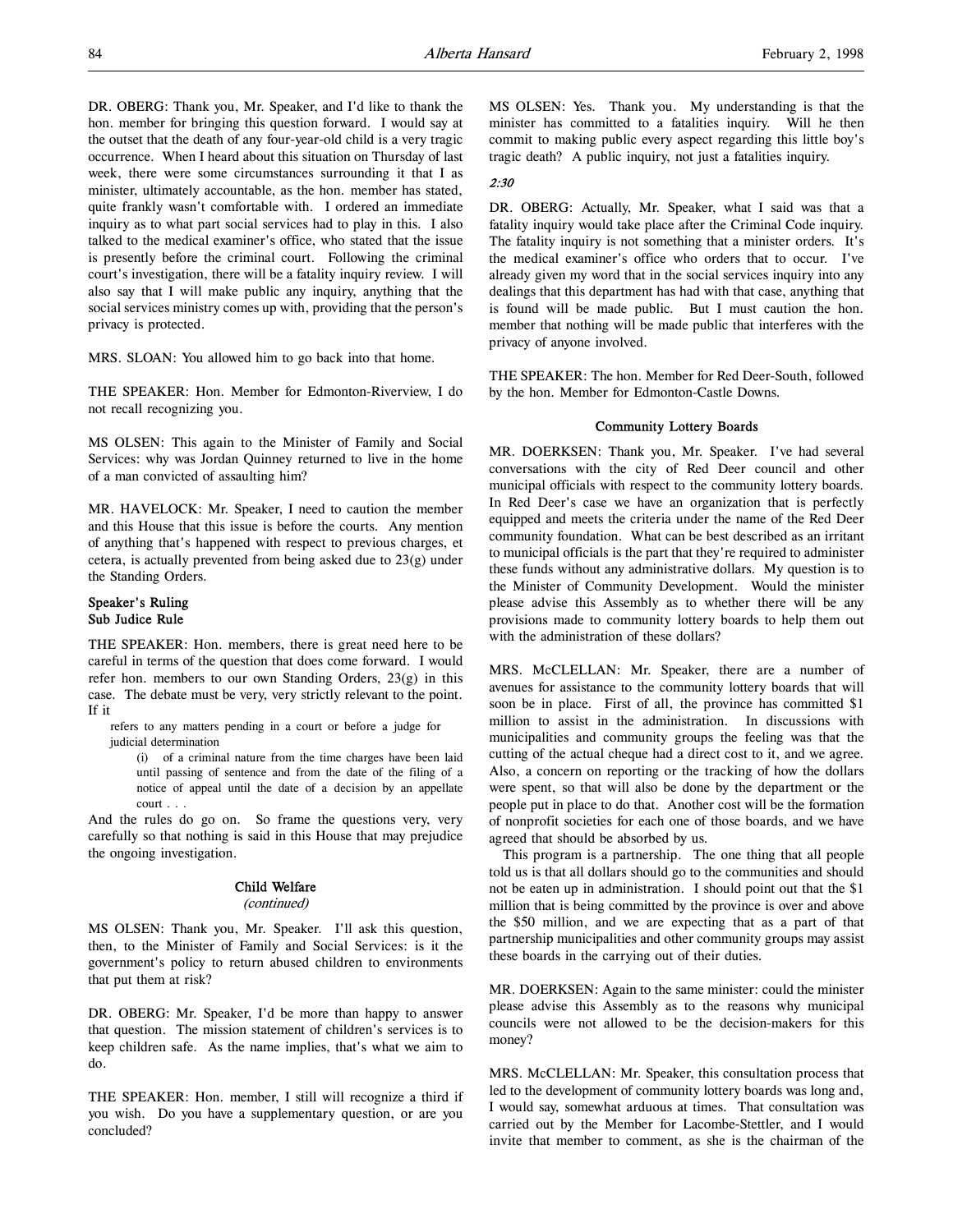DR. OBERG: Thank you, Mr. Speaker, and I'd like to thank the hon. member for bringing this question forward. I would say at the outset that the death of any four-year-old child is a very tragic occurrence. When I heard about this situation on Thursday of last week, there were some circumstances surrounding it that I as minister, ultimately accountable, as the hon. member has stated, quite frankly wasn't comfortable with. I ordered an immediate inquiry as to what part social services had to play in this. I also talked to the medical examiner's office, who stated that the issue is presently before the criminal court. Following the criminal court's investigation, there will be a fatality inquiry review. I will also say that I will make public any inquiry, anything that the social services ministry comes up with, providing that the person's privacy is protected.

MRS. SLOAN: You allowed him to go back into that home.

THE SPEAKER: Hon. Member for Edmonton-Riverview, I do not recall recognizing you.

MS OLSEN: This again to the Minister of Family and Social Services: why was Jordan Quinney returned to live in the home of a man convicted of assaulting him?

MR. HAVELOCK: Mr. Speaker, I need to caution the member and this House that this issue is before the courts. Any mention of anything that's happened with respect to previous charges, et cetera, is actually prevented from being asked due to 23(g) under the Standing Orders.

**Speaker's Ruling**
**Sub Judice Rule**

THE SPEAKER: Hon. members, there is great need here to be careful in terms of the question that does come forward. I would refer hon. members to our own Standing Orders, 23(g) in this case. The debate must be very, very strictly relevant to the point. If it

> refers to any matters pending in a court or before a judge for judicial determination
>
> (i) of a criminal nature from the time charges have been laid until passing of sentence and from the date of the filing of a notice of appeal until the date of a decision by an appellate court . . .

And the rules do go on. So frame the questions very, very carefully so that nothing is said in this House that may prejudice the ongoing investigation.

### Child Welfare
*(continued)*

MS OLSEN: Thank you, Mr. Speaker. I'll ask this question, then, to the Minister of Family and Social Services: is it the government's policy to return abused children to environments that put them at risk?

DR. OBERG: Mr. Speaker, I'd be more than happy to answer that question. The mission statement of children's services is to keep children safe. As the name implies, that's what we aim to do.

THE SPEAKER: Hon. member, I still will recognize a third if you wish. Do you have a supplementary question, or are you concluded?

MS OLSEN: Yes. Thank you. My understanding is that the minister has committed to a fatalities inquiry. Will he then commit to making public every aspect regarding this little boy's tragic death? A public inquiry, not just a fatalities inquiry.

*2:30*

DR. OBERG: Actually, Mr. Speaker, what I said was that a fatality inquiry would take place after the Criminal Code inquiry. The fatality inquiry is not something that a minister orders. It's the medical examiner's office who orders that to occur. I've already given my word that in the social services inquiry into any dealings that this department has had with that case, anything that is found will be made public. But I must caution the hon. member that nothing will be made public that interferes with the privacy of anyone involved.

THE SPEAKER: The hon. Member for Red Deer-South, followed by the hon. Member for Edmonton-Castle Downs.

### Community Lottery Boards

MR. DOERKSEN: Thank you, Mr. Speaker. I've had several conversations with the city of Red Deer council and other municipal officials with respect to the community lottery boards. In Red Deer's case we have an organization that is perfectly equipped and meets the criteria under the name of the Red Deer community foundation. What can be best described as an irritant to municipal officials is the part that they're required to administer these funds without any administrative dollars. My question is to the Minister of Community Development. Would the minister please advise this Assembly as to whether there will be any provisions made to community lottery boards to help them out with the administration of these dollars?

MRS. McCLELLAN: Mr. Speaker, there are a number of avenues for assistance to the community lottery boards that will soon be in place. First of all, the province has committed $1 million to assist in the administration. In discussions with municipalities and community groups the feeling was that the cutting of the actual cheque had a direct cost to it, and we agree. Also, a concern on reporting or the tracking of how the dollars were spent, so that will also be done by the department or the people put in place to do that. Another cost will be the formation of nonprofit societies for each one of those boards, and we have agreed that should be absorbed by us.

This program is a partnership. The one thing that all people told us is that all dollars should go to the communities and should not be eaten up in administration. I should point out that the $1 million that is being committed by the province is over and above the $50 million, and we are expecting that as a part of that partnership municipalities and other community groups may assist these boards in the carrying out of their duties.

MR. DOERKSEN: Again to the same minister: could the minister please advise this Assembly as to the reasons why municipal councils were not allowed to be the decision-makers for this money?

MRS. McCLELLAN: Mr. Speaker, this consultation process that led to the development of community lottery boards was long and, I would say, somewhat arduous at times. That consultation was carried out by the Member for Lacombe-Stettler, and I would invite that member to comment, as she is the chairman of the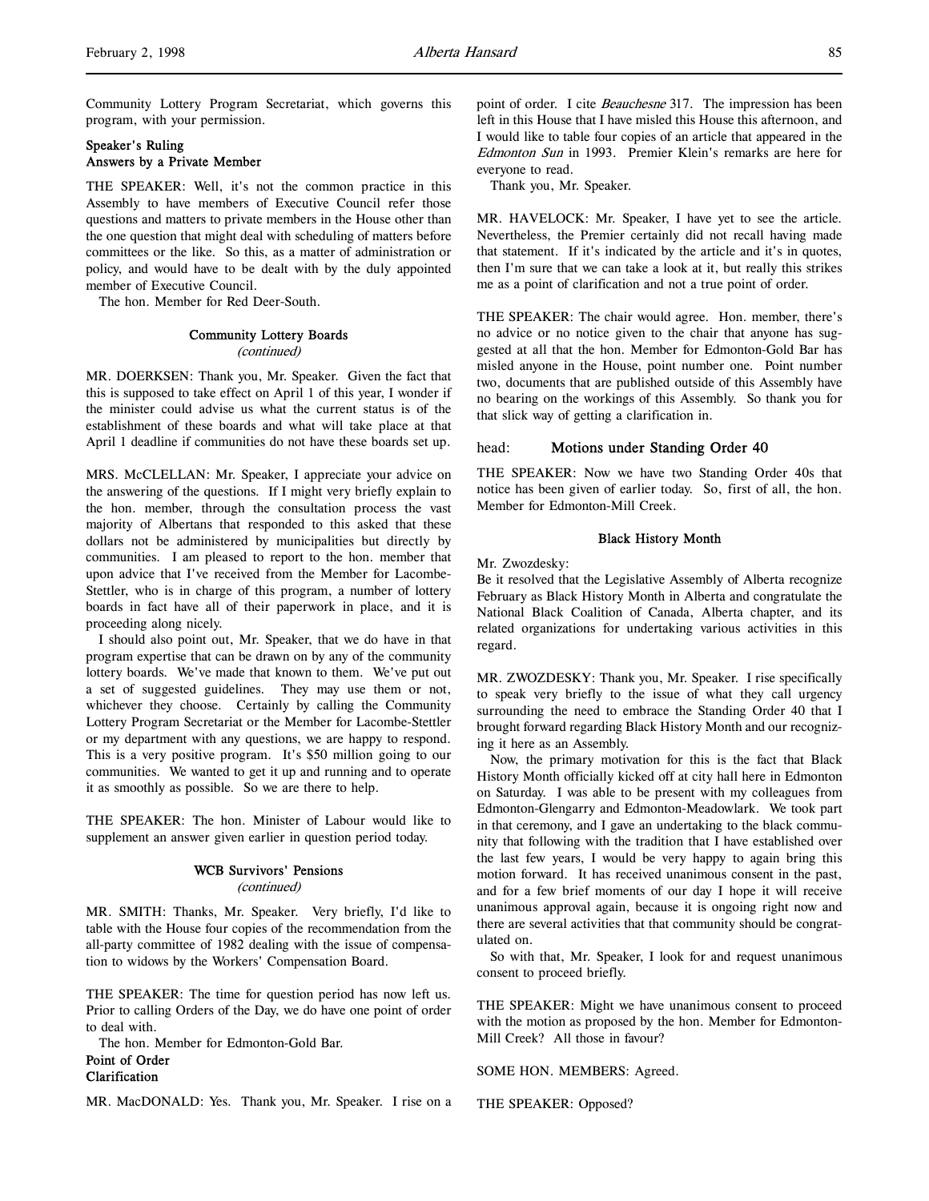Community Lottery Program Secretariat, which governs this program, with your permission.

### Speaker's Ruling
### Answers by a Private Member

THE SPEAKER: Well, it's not the common practice in this Assembly to have members of Executive Council refer those questions and matters to private members in the House other than the one question that might deal with scheduling of matters before committees or the like. So this, as a matter of administration or policy, and would have to be dealt with by the duly appointed member of Executive Council.

The hon. Member for Red Deer-South.

### Community Lottery Boards
*(continued)*

MR. DOERKSEN: Thank you, Mr. Speaker. Given the fact that this is supposed to take effect on April 1 of this year, I wonder if the minister could advise us what the current status is of the establishment of these boards and what will take place at that April 1 deadline if communities do not have these boards set up.

MRS. McCLELLAN: Mr. Speaker, I appreciate your advice on the answering of the questions. If I might very briefly explain to the hon. member, through the consultation process the vast majority of Albertans that responded to this asked that these dollars not be administered by municipalities but directly by communities. I am pleased to report to the hon. member that upon advice that I've received from the Member for Lacombe-Stettler, who is in charge of this program, a number of lottery boards in fact have all of their paperwork in place, and it is proceeding along nicely.

I should also point out, Mr. Speaker, that we do have in that program expertise that can be drawn on by any of the community lottery boards. We've made that known to them. We've put out a set of suggested guidelines. They may use them or not, whichever they choose. Certainly by calling the Community Lottery Program Secretariat or the Member for Lacombe-Stettler or my department with any questions, we are happy to respond. This is a very positive program. It's $50 million going to our communities. We wanted to get it up and running and to operate it as smoothly as possible. So we are there to help.

THE SPEAKER: The hon. Minister of Labour would like to supplement an answer given earlier in question period today.

### WCB Survivors' Pensions
*(continued)*

MR. SMITH: Thanks, Mr. Speaker. Very briefly, I'd like to table with the House four copies of the recommendation from the all-party committee of 1982 dealing with the issue of compensation to widows by the Workers' Compensation Board.

THE SPEAKER: The time for question period has now left us. Prior to calling Orders of the Day, we do have one point of order to deal with.

The hon. Member for Edmonton-Gold Bar.

### Point of Order
### Clarification

MR. MacDONALD: Yes. Thank you, Mr. Speaker. I rise on a point of order. I cite *Beauchesne* 317. The impression has been left in this House that I have misled this House this afternoon, and I would like to table four copies of an article that appeared in the *Edmonton Sun* in 1993. Premier Klein's remarks are here for everyone to read.

Thank you, Mr. Speaker.

MR. HAVELOCK: Mr. Speaker, I have yet to see the article. Nevertheless, the Premier certainly did not recall having made that statement. If it's indicated by the article and it's in quotes, then I'm sure that we can take a look at it, but really this strikes me as a point of clarification and not a true point of order.

THE SPEAKER: The chair would agree. Hon. member, there's no advice or no notice given to the chair that anyone has suggested at all that the hon. Member for Edmonton-Gold Bar has misled anyone in the House, point number one. Point number two, documents that are published outside of this Assembly have no bearing on the workings of this Assembly. So thank you for that slick way of getting a clarification in.

## head: Motions under Standing Order 40

THE SPEAKER: Now we have two Standing Order 40s that notice has been given of earlier today. So, first of all, the hon. Member for Edmonton-Mill Creek.

### Black History Month

Mr. Zwozdesky:

Be it resolved that the Legislative Assembly of Alberta recognize February as Black History Month in Alberta and congratulate the National Black Coalition of Canada, Alberta chapter, and its related organizations for undertaking various activities in this regard.

MR. ZWOZDESKY: Thank you, Mr. Speaker. I rise specifically to speak very briefly to the issue of what they call urgency surrounding the need to embrace the Standing Order 40 that I brought forward regarding Black History Month and our recognizing it here as an Assembly.

Now, the primary motivation for this is the fact that Black History Month officially kicked off at city hall here in Edmonton on Saturday. I was able to be present with my colleagues from Edmonton-Glengarry and Edmonton-Meadowlark. We took part in that ceremony, and I gave an undertaking to the black community that following with the tradition that I have established over the last few years, I would be very happy to again bring this motion forward. It has received unanimous consent in the past, and for a few brief moments of our day I hope it will receive unanimous approval again, because it is ongoing right now and there are several activities that that community should be congratulated on.

So with that, Mr. Speaker, I look for and request unanimous consent to proceed briefly.

THE SPEAKER: Might we have unanimous consent to proceed with the motion as proposed by the hon. Member for Edmonton-Mill Creek? All those in favour?

SOME HON. MEMBERS: Agreed.

THE SPEAKER: Opposed?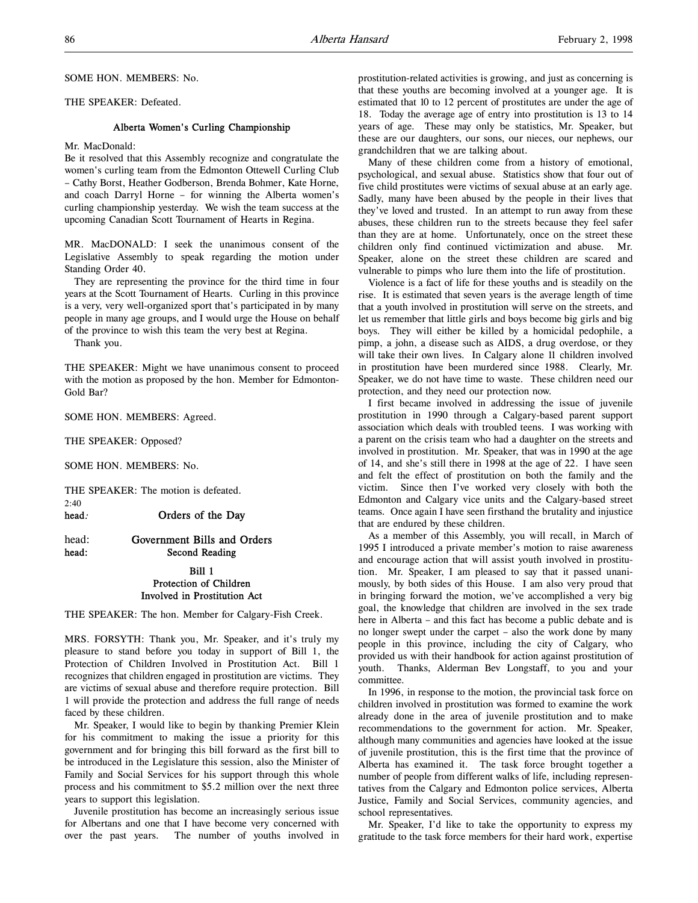SOME HON. MEMBERS: No.

THE SPEAKER: Defeated.

### Alberta Women's Curling Championship

Mr. MacDonald:
Be it resolved that this Assembly recognize and congratulate the women's curling team from the Edmonton Ottewell Curling Club – Cathy Borst, Heather Godberson, Brenda Bohmer, Kate Horne, and coach Darryl Horne – for winning the Alberta women's curling championship yesterday. We wish the team success at the upcoming Canadian Scott Tournament of Hearts in Regina.

MR. MacDONALD: I seek the unanimous consent of the Legislative Assembly to speak regarding the motion under Standing Order 40.

They are representing the province for the third time in four years at the Scott Tournament of Hearts. Curling in this province is a very, very well-organized sport that's participated in by many people in many age groups, and I would urge the House on behalf of the province to wish this team the very best at Regina.

Thank you.

THE SPEAKER: Might we have unanimous consent to proceed with the motion as proposed by the hon. Member for Edmonton-Gold Bar?

SOME HON. MEMBERS: Agreed.

THE SPEAKER: Opposed?

SOME HON. MEMBERS: No.

THE SPEAKER: The motion is defeated.

2:40

head: **Orders of the Day**

head: **Government Bills and Orders**
head: **Second Reading**

### Bill 1
### Protection of Children Involved in Prostitution Act

THE SPEAKER: The hon. Member for Calgary-Fish Creek.

MRS. FORSYTH: Thank you, Mr. Speaker, and it's truly my pleasure to stand before you today in support of Bill 1, the Protection of Children Involved in Prostitution Act. Bill 1 recognizes that children engaged in prostitution are victims. They are victims of sexual abuse and therefore require protection. Bill 1 will provide the protection and address the full range of needs faced by these children.

Mr. Speaker, I would like to begin by thanking Premier Klein for his commitment to making the issue a priority for this government and for bringing this bill forward as the first bill to be introduced in the Legislature this session, also the Minister of Family and Social Services for his support through this whole process and his commitment to $5.2 million over the next three years to support this legislation.

Juvenile prostitution has become an increasingly serious issue for Albertans and one that I have become very concerned with over the past years. The number of youths involved in prostitution-related activities is growing, and just as concerning is that these youths are becoming involved at a younger age. It is estimated that 10 to 12 percent of prostitutes are under the age of 18. Today the average age of entry into prostitution is 13 to 14 years of age. These may only be statistics, Mr. Speaker, but these are our daughters, our sons, our nieces, our nephews, our grandchildren that we are talking about.

Many of these children come from a history of emotional, psychological, and sexual abuse. Statistics show that four out of five child prostitutes were victims of sexual abuse at an early age. Sadly, many have been abused by the people in their lives that they've loved and trusted. In an attempt to run away from these abuses, these children run to the streets because they feel safer than they are at home. Unfortunately, once on the street these children only find continued victimization and abuse. Mr. Speaker, alone on the street these children are scared and vulnerable to pimps who lure them into the life of prostitution.

Violence is a fact of life for these youths and is steadily on the rise. It is estimated that seven years is the average length of time that a youth involved in prostitution will serve on the streets, and let us remember that little girls and boys become big girls and big boys. They will either be killed by a homicidal pedophile, a pimp, a john, a disease such as AIDS, a drug overdose, or they will take their own lives. In Calgary alone 11 children involved in prostitution have been murdered since 1988. Clearly, Mr. Speaker, we do not have time to waste. These children need our protection, and they need our protection now.

I first became involved in addressing the issue of juvenile prostitution in 1990 through a Calgary-based parent support association which deals with troubled teens. I was working with a parent on the crisis team who had a daughter on the streets and involved in prostitution. Mr. Speaker, that was in 1990 at the age of 14, and she's still there in 1998 at the age of 22. I have seen and felt the effect of prostitution on both the family and the victim. Since then I've worked very closely with both the Edmonton and Calgary vice units and the Calgary-based street teams. Once again I have seen firsthand the brutality and injustice that are endured by these children.

As a member of this Assembly, you will recall, in March of 1995 I introduced a private member's motion to raise awareness and encourage action that will assist youth involved in prostitution. Mr. Speaker, I am pleased to say that it passed unanimously, by both sides of this House. I am also very proud that in bringing forward the motion, we've accomplished a very big goal, the knowledge that children are involved in the sex trade here in Alberta – and this fact has become a public debate and is no longer swept under the carpet – also the work done by many people in this province, including the city of Calgary, who provided us with their handbook for action against prostitution of youth. Thanks, Alderman Bev Longstaff, to you and your committee.

In 1996, in response to the motion, the provincial task force on children involved in prostitution was formed to examine the work already done in the area of juvenile prostitution and to make recommendations to the government for action. Mr. Speaker, although many communities and agencies have looked at the issue of juvenile prostitution, this is the first time that the province of Alberta has examined it. The task force brought together a number of people from different walks of life, including representatives from the Calgary and Edmonton police services, Alberta Justice, Family and Social Services, community agencies, and school representatives.

Mr. Speaker, I'd like to take the opportunity to express my gratitude to the task force members for their hard work, expertise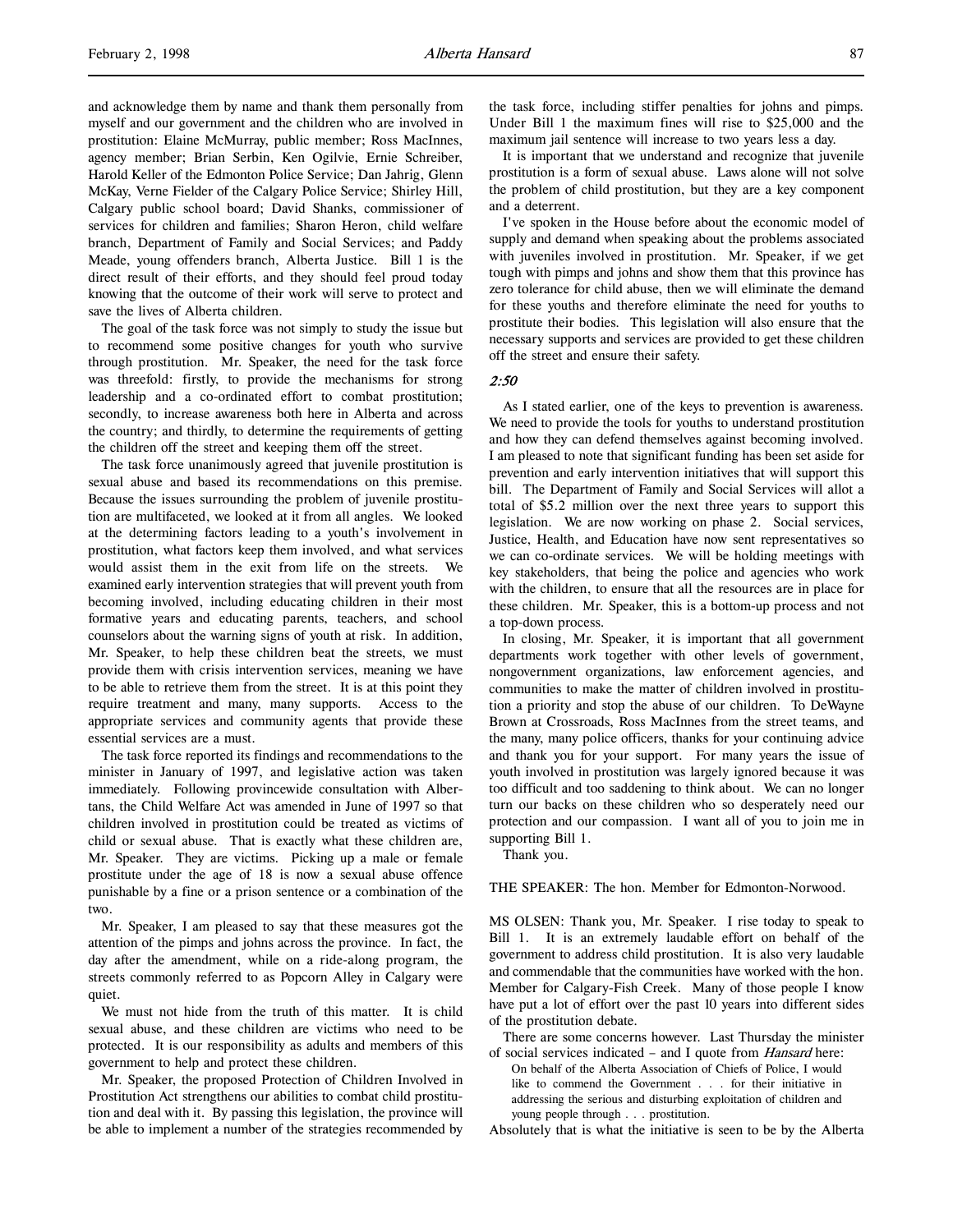and acknowledge them by name and thank them personally from myself and our government and the children who are involved in prostitution: Elaine McMurray, public member; Ross MacInnes, agency member; Brian Serbin, Ken Ogilvie, Ernie Schreiber, Harold Keller of the Edmonton Police Service; Dan Jahrig, Glenn McKay, Verne Fielder of the Calgary Police Service; Shirley Hill, Calgary public school board; David Shanks, commissioner of services for children and families; Sharon Heron, child welfare branch, Department of Family and Social Services; and Paddy Meade, young offenders branch, Alberta Justice. Bill 1 is the direct result of their efforts, and they should feel proud today knowing that the outcome of their work will serve to protect and save the lives of Alberta children.

The goal of the task force was not simply to study the issue but to recommend some positive changes for youth who survive through prostitution. Mr. Speaker, the need for the task force was threefold: firstly, to provide the mechanisms for strong leadership and a co-ordinated effort to combat prostitution; secondly, to increase awareness both here in Alberta and across the country; and thirdly, to determine the requirements of getting the children off the street and keeping them off the street.

The task force unanimously agreed that juvenile prostitution is sexual abuse and based its recommendations on this premise. Because the issues surrounding the problem of juvenile prostitution are multifaceted, we looked at it from all angles. We looked at the determining factors leading to a youth's involvement in prostitution, what factors keep them involved, and what services would assist them in the exit from life on the streets. We examined early intervention strategies that will prevent youth from becoming involved, including educating children in their most formative years and educating parents, teachers, and school counselors about the warning signs of youth at risk. In addition, Mr. Speaker, to help these children beat the streets, we must provide them with crisis intervention services, meaning we have to be able to retrieve them from the street. It is at this point they require treatment and many, many supports. Access to the appropriate services and community agents that provide these essential services are a must.

The task force reported its findings and recommendations to the minister in January of 1997, and legislative action was taken immediately. Following provincewide consultation with Albertans, the Child Welfare Act was amended in June of 1997 so that children involved in prostitution could be treated as victims of child or sexual abuse. That is exactly what these children are, Mr. Speaker. They are victims. Picking up a male or female prostitute under the age of 18 is now a sexual abuse offence punishable by a fine or a prison sentence or a combination of the two.

Mr. Speaker, I am pleased to say that these measures got the attention of the pimps and johns across the province. In fact, the day after the amendment, while on a ride-along program, the streets commonly referred to as Popcorn Alley in Calgary were quiet.

We must not hide from the truth of this matter. It is child sexual abuse, and these children are victims who need to be protected. It is our responsibility as adults and members of this government to help and protect these children.

Mr. Speaker, the proposed Protection of Children Involved in Prostitution Act strengthens our abilities to combat child prostitution and deal with it. By passing this legislation, the province will be able to implement a number of the strategies recommended by the task force, including stiffer penalties for johns and pimps. Under Bill 1 the maximum fines will rise to $25,000 and the maximum jail sentence will increase to two years less a day.

It is important that we understand and recognize that juvenile prostitution is a form of sexual abuse. Laws alone will not solve the problem of child prostitution, but they are a key component and a deterrent.

I've spoken in the House before about the economic model of supply and demand when speaking about the problems associated with juveniles involved in prostitution. Mr. Speaker, if we get tough with pimps and johns and show them that this province has zero tolerance for child abuse, then we will eliminate the demand for these youths and therefore eliminate the need for youths to prostitute their bodies. This legislation will also ensure that the necessary supports and services are provided to get these children off the street and ensure their safety.

*2:50*

As I stated earlier, one of the keys to prevention is awareness. We need to provide the tools for youths to understand prostitution and how they can defend themselves against becoming involved. I am pleased to note that significant funding has been set aside for prevention and early intervention initiatives that will support this bill. The Department of Family and Social Services will allot a total of $5.2 million over the next three years to support this legislation. We are now working on phase 2. Social services, Justice, Health, and Education have now sent representatives so we can co-ordinate services. We will be holding meetings with key stakeholders, that being the police and agencies who work with the children, to ensure that all the resources are in place for these children. Mr. Speaker, this is a bottom-up process and not a top-down process.

In closing, Mr. Speaker, it is important that all government departments work together with other levels of government, nongovernment organizations, law enforcement agencies, and communities to make the matter of children involved in prostitution a priority and stop the abuse of our children. To DeWayne Brown at Crossroads, Ross MacInnes from the street teams, and the many, many police officers, thanks for your continuing advice and thank you for your support. For many years the issue of youth involved in prostitution was largely ignored because it was too difficult and too saddening to think about. We can no longer turn our backs on these children who so desperately need our protection and our compassion. I want all of you to join me in supporting Bill 1.

Thank you.

THE SPEAKER: The hon. Member for Edmonton-Norwood.

MS OLSEN: Thank you, Mr. Speaker. I rise today to speak to Bill 1. It is an extremely laudable effort on behalf of the government to address child prostitution. It is also very laudable and commendable that the communities have worked with the hon. Member for Calgary-Fish Creek. Many of those people I know have put a lot of effort over the past 10 years into different sides of the prostitution debate.

There are some concerns however. Last Thursday the minister of social services indicated – and I quote from *Hansard* here:

> On behalf of the Alberta Association of Chiefs of Police, I would like to commend the Government . . . for their initiative in addressing the serious and disturbing exploitation of children and young people through . . . prostitution.

Absolutely that is what the initiative is seen to be by the Alberta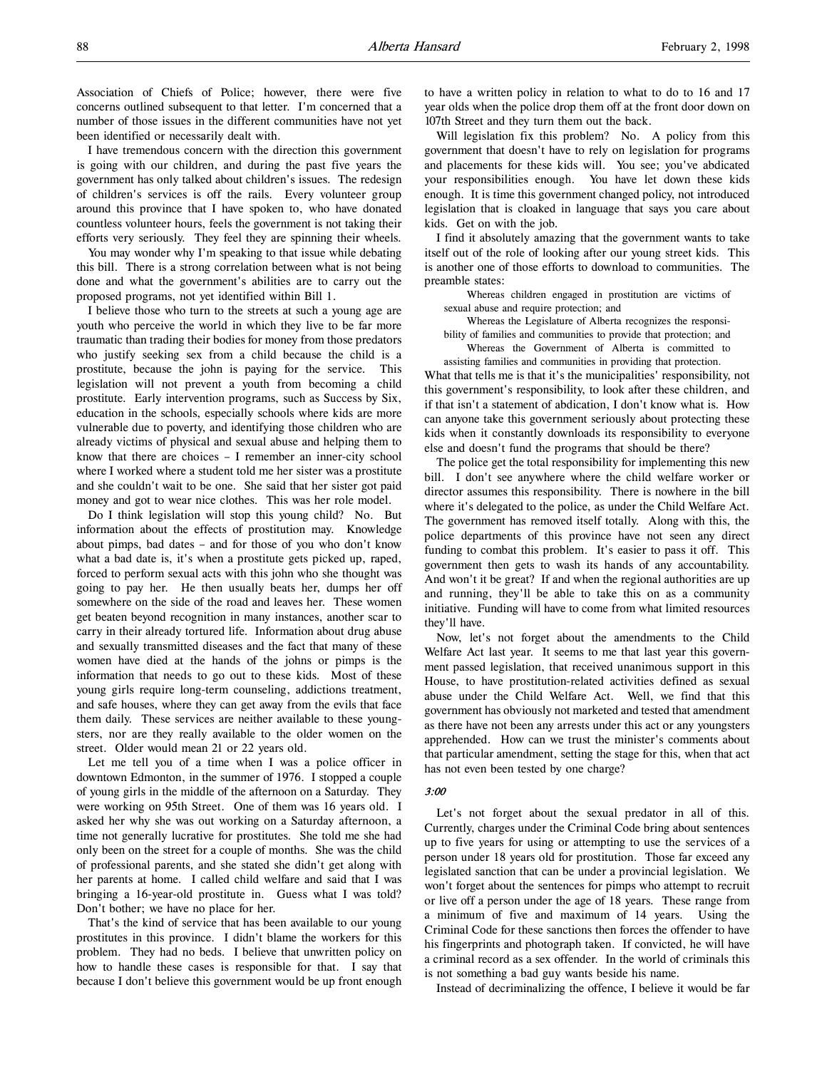Association of Chiefs of Police; however, there were five concerns outlined subsequent to that letter. I'm concerned that a number of those issues in the different communities have not yet been identified or necessarily dealt with.

I have tremendous concern with the direction this government is going with our children, and during the past five years the government has only talked about children's issues. The redesign of children's services is off the rails. Every volunteer group around this province that I have spoken to, who have donated countless volunteer hours, feels the government is not taking their efforts very seriously. They feel they are spinning their wheels.

You may wonder why I'm speaking to that issue while debating this bill. There is a strong correlation between what is not being done and what the government's abilities are to carry out the proposed programs, not yet identified within Bill 1.

I believe those who turn to the streets at such a young age are youth who perceive the world in which they live to be far more traumatic than trading their bodies for money from those predators who justify seeking sex from a child because the child is a prostitute, because the john is paying for the service. This legislation will not prevent a youth from becoming a child prostitute. Early intervention programs, such as Success by Six, education in the schools, especially schools where kids are more vulnerable due to poverty, and identifying those children who are already victims of physical and sexual abuse and helping them to know that there are choices – I remember an inner-city school where I worked where a student told me her sister was a prostitute and she couldn't wait to be one. She said that her sister got paid money and got to wear nice clothes. This was her role model.

Do I think legislation will stop this young child? No. But information about the effects of prostitution may. Knowledge about pimps, bad dates – and for those of you who don't know what a bad date is, it's when a prostitute gets picked up, raped, forced to perform sexual acts with this john who she thought was going to pay her. He then usually beats her, dumps her off somewhere on the side of the road and leaves her. These women get beaten beyond recognition in many instances, another scar to carry in their already tortured life. Information about drug abuse and sexually transmitted diseases and the fact that many of these women have died at the hands of the johns or pimps is the information that needs to go out to these kids. Most of these young girls require long-term counseling, addictions treatment, and safe houses, where they can get away from the evils that face them daily. These services are neither available to these youngsters, nor are they really available to the older women on the street. Older would mean 21 or 22 years old.

Let me tell you of a time when I was a police officer in downtown Edmonton, in the summer of 1976. I stopped a couple of young girls in the middle of the afternoon on a Saturday. They were working on 95th Street. One of them was 16 years old. I asked her why she was out working on a Saturday afternoon, a time not generally lucrative for prostitutes. She told me she had only been on the street for a couple of months. She was the child of professional parents, and she stated she didn't get along with her parents at home. I called child welfare and said that I was bringing a 16-year-old prostitute in. Guess what I was told? Don't bother; we have no place for her.

That's the kind of service that has been available to our young prostitutes in this province. I didn't blame the workers for this problem. They had no beds. I believe that unwritten policy on how to handle these cases is responsible for that. I say that because I don't believe this government would be up front enough to have a written policy in relation to what to do to 16 and 17 year olds when the police drop them off at the front door down on 107th Street and they turn them out the back.

Will legislation fix this problem? No. A policy from this government that doesn't have to rely on legislation for programs and placements for these kids will. You see; you've abdicated your responsibilities enough. You have let down these kids enough. It is time this government changed policy, not introduced legislation that is cloaked in language that says you care about kids. Get on with the job.

I find it absolutely amazing that the government wants to take itself out of the role of looking after our young street kids. This is another one of those efforts to download to communities. The preamble states:

> Whereas children engaged in prostitution are victims of sexual abuse and require protection; and
>
> Whereas the Legislature of Alberta recognizes the responsibility of families and communities to provide that protection; and
>
> Whereas the Government of Alberta is committed to assisting families and communities in providing that protection.

What that tells me is that it's the municipalities' responsibility, not this government's responsibility, to look after these children, and if that isn't a statement of abdication, I don't know what is. How can anyone take this government seriously about protecting these kids when it constantly downloads its responsibility to everyone else and doesn't fund the programs that should be there?

The police get the total responsibility for implementing this new bill. I don't see anywhere where the child welfare worker or director assumes this responsibility. There is nowhere in the bill where it's delegated to the police, as under the Child Welfare Act. The government has removed itself totally. Along with this, the police departments of this province have not seen any direct funding to combat this problem. It's easier to pass it off. This government then gets to wash its hands of any accountability. And won't it be great? If and when the regional authorities are up and running, they'll be able to take this on as a community initiative. Funding will have to come from what limited resources they'll have.

Now, let's not forget about the amendments to the Child Welfare Act last year. It seems to me that last year this government passed legislation, that received unanimous support in this House, to have prostitution-related activities defined as sexual abuse under the Child Welfare Act. Well, we find that this government has obviously not marketed and tested that amendment as there have not been any arrests under this act or any youngsters apprehended. How can we trust the minister's comments about that particular amendment, setting the stage for this, when that act has not even been tested by one charge?

*3:00*

Let's not forget about the sexual predator in all of this. Currently, charges under the Criminal Code bring about sentences up to five years for using or attempting to use the services of a person under 18 years old for prostitution. Those far exceed any legislated sanction that can be under a provincial legislation. We won't forget about the sentences for pimps who attempt to recruit or live off a person under the age of 18 years. These range from a minimum of five and maximum of 14 years. Using the Criminal Code for these sanctions then forces the offender to have his fingerprints and photograph taken. If convicted, he will have a criminal record as a sex offender. In the world of criminals this is not something a bad guy wants beside his name.

Instead of decriminalizing the offence, I believe it would be far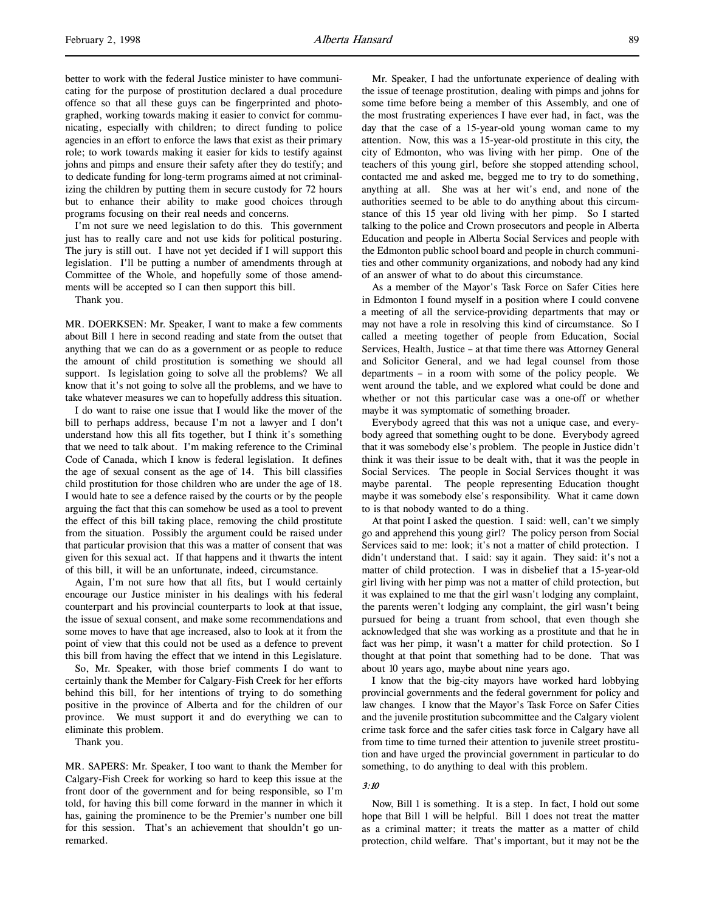better to work with the federal Justice minister to have communicating for the purpose of prostitution declared a dual procedure offence so that all these guys can be fingerprinted and photographed, working towards making it easier to convict for communicating, especially with children; to direct funding to police agencies in an effort to enforce the laws that exist as their primary role; to work towards making it easier for kids to testify against johns and pimps and ensure their safety after they do testify; and to dedicate funding for long-term programs aimed at not criminalizing the children by putting them in secure custody for 72 hours but to enhance their ability to make good choices through programs focusing on their real needs and concerns.

I'm not sure we need legislation to do this. This government just has to really care and not use kids for political posturing. The jury is still out. I have not yet decided if I will support this legislation. I'll be putting a number of amendments through at Committee of the Whole, and hopefully some of those amendments will be accepted so I can then support this bill.

Thank you.

MR. DOERKSEN: Mr. Speaker, I want to make a few comments about Bill 1 here in second reading and state from the outset that anything that we can do as a government or as people to reduce the amount of child prostitution is something we should all support. Is legislation going to solve all the problems? We all know that it's not going to solve all the problems, and we have to take whatever measures we can to hopefully address this situation.

I do want to raise one issue that I would like the mover of the bill to perhaps address, because I'm not a lawyer and I don't understand how this all fits together, but I think it's something that we need to talk about. I'm making reference to the Criminal Code of Canada, which I know is federal legislation. It defines the age of sexual consent as the age of 14. This bill classifies child prostitution for those children who are under the age of 18. I would hate to see a defence raised by the courts or by the people arguing the fact that this can somehow be used as a tool to prevent the effect of this bill taking place, removing the child prostitute from the situation. Possibly the argument could be raised under that particular provision that this was a matter of consent that was given for this sexual act. If that happens and it thwarts the intent of this bill, it will be an unfortunate, indeed, circumstance.

Again, I'm not sure how that all fits, but I would certainly encourage our Justice minister in his dealings with his federal counterpart and his provincial counterparts to look at that issue, the issue of sexual consent, and make some recommendations and some moves to have that age increased, also to look at it from the point of view that this could not be used as a defence to prevent this bill from having the effect that we intend in this Legislature.

So, Mr. Speaker, with those brief comments I do want to certainly thank the Member for Calgary-Fish Creek for her efforts behind this bill, for her intentions of trying to do something positive in the province of Alberta and for the children of our province. We must support it and do everything we can to eliminate this problem.

Thank you.

MR. SAPERS: Mr. Speaker, I too want to thank the Member for Calgary-Fish Creek for working so hard to keep this issue at the front door of the government and for being responsible, so I'm told, for having this bill come forward in the manner in which it has, gaining the prominence to be the Premier's number one bill for this session. That's an achievement that shouldn't go unremarked.

Mr. Speaker, I had the unfortunate experience of dealing with the issue of teenage prostitution, dealing with pimps and johns for some time before being a member of this Assembly, and one of the most frustrating experiences I have ever had, in fact, was the day that the case of a 15-year-old young woman came to my attention. Now, this was a 15-year-old prostitute in this city, the city of Edmonton, who was living with her pimp. One of the teachers of this young girl, before she stopped attending school, contacted me and asked me, begged me to try to do something, anything at all. She was at her wit's end, and none of the authorities seemed to be able to do anything about this circumstance of this 15 year old living with her pimp. So I started talking to the police and Crown prosecutors and people in Alberta Education and people in Alberta Social Services and people with the Edmonton public school board and people in church communities and other community organizations, and nobody had any kind of an answer of what to do about this circumstance.

As a member of the Mayor's Task Force on Safer Cities here in Edmonton I found myself in a position where I could convene a meeting of all the service-providing departments that may or may not have a role in resolving this kind of circumstance. So I called a meeting together of people from Education, Social Services, Health, Justice – at that time there was Attorney General and Solicitor General, and we had legal counsel from those departments – in a room with some of the policy people. We went around the table, and we explored what could be done and whether or not this particular case was a one-off or whether maybe it was symptomatic of something broader.

Everybody agreed that this was not a unique case, and everybody agreed that something ought to be done. Everybody agreed that it was somebody else's problem. The people in Justice didn't think it was their issue to be dealt with, that it was the people in Social Services. The people in Social Services thought it was maybe parental. The people representing Education thought maybe it was somebody else's responsibility. What it came down to is that nobody wanted to do a thing.

At that point I asked the question. I said: well, can't we simply go and apprehend this young girl? The policy person from Social Services said to me: look; it's not a matter of child protection. I didn't understand that. I said: say it again. They said: it's not a matter of child protection. I was in disbelief that a 15-year-old girl living with her pimp was not a matter of child protection, but it was explained to me that the girl wasn't lodging any complaint, the parents weren't lodging any complaint, the girl wasn't being pursued for being a truant from school, that even though she acknowledged that she was working as a prostitute and that he in fact was her pimp, it wasn't a matter for child protection. So I thought at that point that something had to be done. That was about 10 years ago, maybe about nine years ago.

I know that the big-city mayors have worked hard lobbying provincial governments and the federal government for policy and law changes. I know that the Mayor's Task Force on Safer Cities and the juvenile prostitution subcommittee and the Calgary violent crime task force and the safer cities task force in Calgary have all from time to time turned their attention to juvenile street prostitution and have urged the provincial government in particular to do something, to do anything to deal with this problem.

*3:10*

Now, Bill 1 is something. It is a step. In fact, I hold out some hope that Bill 1 will be helpful. Bill 1 does not treat the matter as a criminal matter; it treats the matter as a matter of child protection, child welfare. That's important, but it may not be the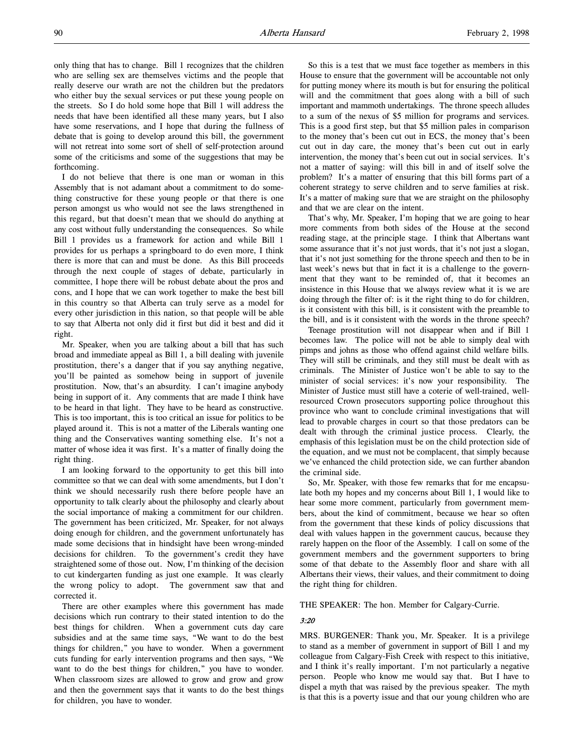only thing that has to change. Bill 1 recognizes that the children who are selling sex are themselves victims and the people that really deserve our wrath are not the children but the predators who either buy the sexual services or put these young people on the streets. So I do hold some hope that Bill 1 will address the needs that have been identified all these many years, but I also have some reservations, and I hope that during the fullness of debate that is going to develop around this bill, the government will not retreat into some sort of shell of self-protection around some of the criticisms and some of the suggestions that may be forthcoming.

I do not believe that there is one man or woman in this Assembly that is not adamant about a commitment to do something constructive for these young people or that there is one person amongst us who would not see the laws strengthened in this regard, but that doesn't mean that we should do anything at any cost without fully understanding the consequences. So while Bill 1 provides us a framework for action and while Bill 1 provides for us perhaps a springboard to do even more, I think there is more that can and must be done. As this Bill proceeds through the next couple of stages of debate, particularly in committee, I hope there will be robust debate about the pros and cons, and I hope that we can work together to make the best bill in this country so that Alberta can truly serve as a model for every other jurisdiction in this nation, so that people will be able to say that Alberta not only did it first but did it best and did it right.

Mr. Speaker, when you are talking about a bill that has such broad and immediate appeal as Bill 1, a bill dealing with juvenile prostitution, there's a danger that if you say anything negative, you'll be painted as somehow being in support of juvenile prostitution. Now, that's an absurdity. I can't imagine anybody being in support of it. Any comments that are made I think have to be heard in that light. They have to be heard as constructive. This is too important, this is too critical an issue for politics to be played around it. This is not a matter of the Liberals wanting one thing and the Conservatives wanting something else. It's not a matter of whose idea it was first. It's a matter of finally doing the right thing.

I am looking forward to the opportunity to get this bill into committee so that we can deal with some amendments, but I don't think we should necessarily rush there before people have an opportunity to talk clearly about the philosophy and clearly about the social importance of making a commitment for our children. The government has been criticized, Mr. Speaker, for not always doing enough for children, and the government unfortunately has made some decisions that in hindsight have been wrong-minded decisions for children. To the government's credit they have straightened some of those out. Now, I'm thinking of the decision to cut kindergarten funding as just one example. It was clearly the wrong policy to adopt. The government saw that and corrected it.

There are other examples where this government has made decisions which run contrary to their stated intention to do the best things for children. When a government cuts day care subsidies and at the same time says, "We want to do the best things for children," you have to wonder. When a government cuts funding for early intervention programs and then says, "We want to do the best things for children," you have to wonder. When classroom sizes are allowed to grow and grow and grow and then the government says that it wants to do the best things for children, you have to wonder.

So this is a test that we must face together as members in this House to ensure that the government will be accountable not only for putting money where its mouth is but for ensuring the political will and the commitment that goes along with a bill of such important and mammoth undertakings. The throne speech alludes to a sum of the nexus of $5 million for programs and services. This is a good first step, but that $5 million pales in comparison to the money that's been cut out in ECS, the money that's been cut out in day care, the money that's been cut out in early intervention, the money that's been cut out in social services. It's not a matter of saying: will this bill in and of itself solve the problem? It's a matter of ensuring that this bill forms part of a coherent strategy to serve children and to serve families at risk. It's a matter of making sure that we are straight on the philosophy and that we are clear on the intent.

That's why, Mr. Speaker, I'm hoping that we are going to hear more comments from both sides of the House at the second reading stage, at the principle stage. I think that Albertans want some assurance that it's not just words, that it's not just a slogan, that it's not just something for the throne speech and then to be in last week's news but that in fact it is a challenge to the government that they want to be reminded of, that it becomes an insistence in this House that we always review what it is we are doing through the filter of: is it the right thing to do for children, is it consistent with this bill, is it consistent with the preamble to the bill, and is it consistent with the words in the throne speech?

Teenage prostitution will not disappear when and if Bill 1 becomes law. The police will not be able to simply deal with pimps and johns as those who offend against child welfare bills. They will still be criminals, and they still must be dealt with as criminals. The Minister of Justice won't be able to say to the minister of social services: it's now your responsibility. The Minister of Justice must still have a coterie of well-trained, well-resourced Crown prosecutors supporting police throughout this province who want to conclude criminal investigations that will lead to provable charges in court so that those predators can be dealt with through the criminal justice process. Clearly, the emphasis of this legislation must be on the child protection side of the equation, and we must not be complacent, that simply because we've enhanced the child protection side, we can further abandon the criminal side.

So, Mr. Speaker, with those few remarks that for me encapsulate both my hopes and my concerns about Bill 1, I would like to hear some more comment, particularly from government members, about the kind of commitment, because we hear so often from the government that these kinds of policy discussions that deal with values happen in the government caucus, because they rarely happen on the floor of the Assembly. I call on some of the government members and the government supporters to bring some of that debate to the Assembly floor and share with all Albertans their views, their values, and their commitment to doing the right thing for children.

THE SPEAKER: The hon. Member for Calgary-Currie.

*3:20*

MRS. BURGENER: Thank you, Mr. Speaker. It is a privilege to stand as a member of government in support of Bill 1 and my colleague from Calgary-Fish Creek with respect to this initiative, and I think it's really important. I'm not particularly a negative person. People who know me would say that. But I have to dispel a myth that was raised by the previous speaker. The myth is that this is a poverty issue and that our young children who are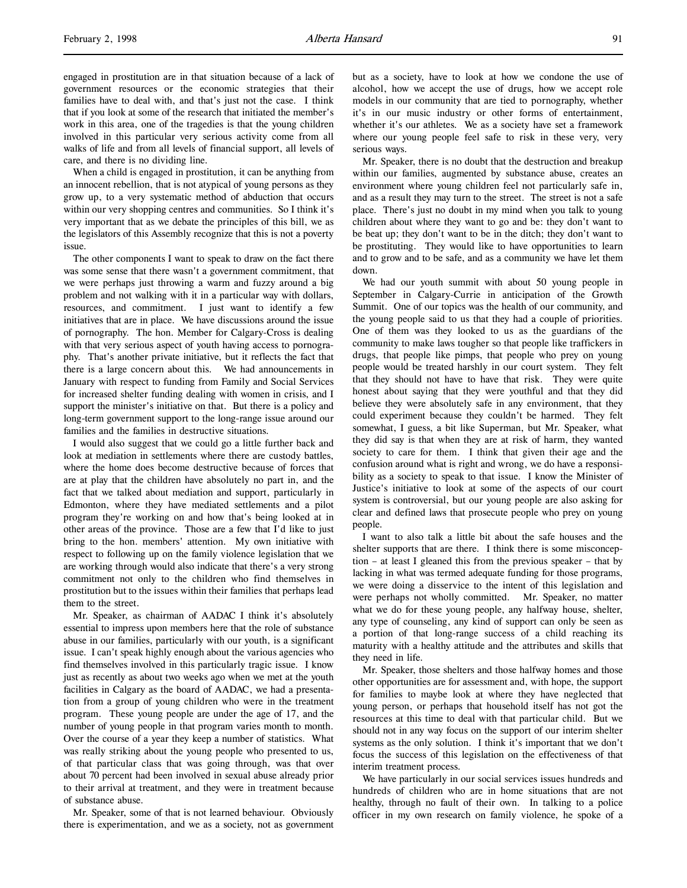engaged in prostitution are in that situation because of a lack of government resources or the economic strategies that their families have to deal with, and that's just not the case. I think that if you look at some of the research that initiated the member's work in this area, one of the tragedies is that the young children involved in this particular very serious activity come from all walks of life and from all levels of financial support, all levels of care, and there is no dividing line.

When a child is engaged in prostitution, it can be anything from an innocent rebellion, that is not atypical of young persons as they grow up, to a very systematic method of abduction that occurs within our very shopping centres and communities. So I think it's very important that as we debate the principles of this bill, we as the legislators of this Assembly recognize that this is not a poverty issue.

The other components I want to speak to draw on the fact there was some sense that there wasn't a government commitment, that we were perhaps just throwing a warm and fuzzy around a big problem and not walking with it in a particular way with dollars, resources, and commitment. I just want to identify a few initiatives that are in place. We have discussions around the issue of pornography. The hon. Member for Calgary-Cross is dealing with that very serious aspect of youth having access to pornography. That's another private initiative, but it reflects the fact that there is a large concern about this. We had announcements in January with respect to funding from Family and Social Services for increased shelter funding dealing with women in crisis, and I support the minister's initiative on that. But there is a policy and long-term government support to the long-range issue around our families and the families in destructive situations.

I would also suggest that we could go a little further back and look at mediation in settlements where there are custody battles, where the home does become destructive because of forces that are at play that the children have absolutely no part in, and the fact that we talked about mediation and support, particularly in Edmonton, where they have mediated settlements and a pilot program they're working on and how that's being looked at in other areas of the province. Those are a few that I'd like to just bring to the hon. members' attention. My own initiative with respect to following up on the family violence legislation that we are working through would also indicate that there's a very strong commitment not only to the children who find themselves in prostitution but to the issues within their families that perhaps lead them to the street.

Mr. Speaker, as chairman of AADAC I think it's absolutely essential to impress upon members here that the role of substance abuse in our families, particularly with our youth, is a significant issue. I can't speak highly enough about the various agencies who find themselves involved in this particularly tragic issue. I know just as recently as about two weeks ago when we met at the youth facilities in Calgary as the board of AADAC, we had a presentation from a group of young children who were in the treatment program. These young people are under the age of 17, and the number of young people in that program varies month to month. Over the course of a year they keep a number of statistics. What was really striking about the young people who presented to us, of that particular class that was going through, was that over about 70 percent had been involved in sexual abuse already prior to their arrival at treatment, and they were in treatment because of substance abuse.

Mr. Speaker, some of that is not learned behaviour. Obviously there is experimentation, and we as a society, not as government but as a society, have to look at how we condone the use of alcohol, how we accept the use of drugs, how we accept role models in our community that are tied to pornography, whether it's in our music industry or other forms of entertainment, whether it's our athletes. We as a society have set a framework where our young people feel safe to risk in these very, very serious ways.

Mr. Speaker, there is no doubt that the destruction and breakup within our families, augmented by substance abuse, creates an environment where young children feel not particularly safe in, and as a result they may turn to the street. The street is not a safe place. There's just no doubt in my mind when you talk to young children about where they want to go and be: they don't want to be beat up; they don't want to be in the ditch; they don't want to be prostituting. They would like to have opportunities to learn and to grow and to be safe, and as a community we have let them down.

We had our youth summit with about 50 young people in September in Calgary-Currie in anticipation of the Growth Summit. One of our topics was the health of our community, and the young people said to us that they had a couple of priorities. One of them was they looked to us as the guardians of the community to make laws tougher so that people like traffickers in drugs, that people like pimps, that people who prey on young people would be treated harshly in our court system. They felt that they should not have to have that risk. They were quite honest about saying that they were youthful and that they did believe they were absolutely safe in any environment, that they could experiment because they couldn't be harmed. They felt somewhat, I guess, a bit like Superman, but Mr. Speaker, what they did say is that when they are at risk of harm, they wanted society to care for them. I think that given their age and the confusion around what is right and wrong, we do have a responsibility as a society to speak to that issue. I know the Minister of Justice's initiative to look at some of the aspects of our court system is controversial, but our young people are also asking for clear and defined laws that prosecute people who prey on young people.

I want to also talk a little bit about the safe houses and the shelter supports that are there. I think there is some misconception – at least I gleaned this from the previous speaker – that by lacking in what was termed adequate funding for those programs, we were doing a disservice to the intent of this legislation and were perhaps not wholly committed. Mr. Speaker, no matter what we do for these young people, any halfway house, shelter, any type of counseling, any kind of support can only be seen as a portion of that long-range success of a child reaching its maturity with a healthy attitude and the attributes and skills that they need in life.

Mr. Speaker, those shelters and those halfway homes and those other opportunities are for assessment and, with hope, the support for families to maybe look at where they have neglected that young person, or perhaps that household itself has not got the resources at this time to deal with that particular child. But we should not in any way focus on the support of our interim shelter systems as the only solution. I think it's important that we don't focus the success of this legislation on the effectiveness of that interim treatment process.

We have particularly in our social services issues hundreds and hundreds of children who are in home situations that are not healthy, through no fault of their own. In talking to a police officer in my own research on family violence, he spoke of a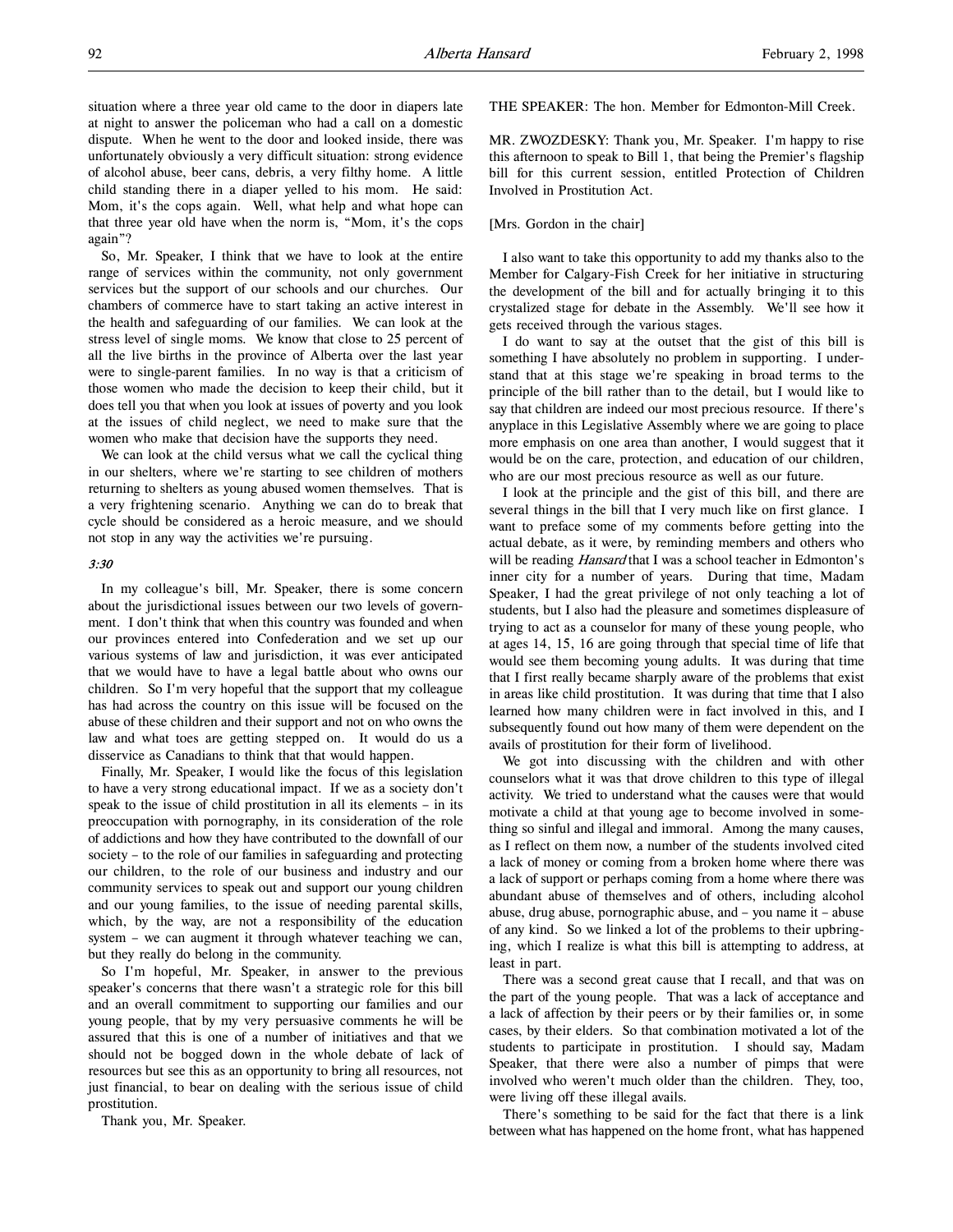situation where a three year old came to the door in diapers late at night to answer the policeman who had a call on a domestic dispute. When he went to the door and looked inside, there was unfortunately obviously a very difficult situation: strong evidence of alcohol abuse, beer cans, debris, a very filthy home. A little child standing there in a diaper yelled to his mom. He said: Mom, it's the cops again. Well, what help and what hope can that three year old have when the norm is, "Mom, it's the cops again"?

So, Mr. Speaker, I think that we have to look at the entire range of services within the community, not only government services but the support of our schools and our churches. Our chambers of commerce have to start taking an active interest in the health and safeguarding of our families. We can look at the stress level of single moms. We know that close to 25 percent of all the live births in the province of Alberta over the last year were to single-parent families. In no way is that a criticism of those women who made the decision to keep their child, but it does tell you that when you look at issues of poverty and you look at the issues of child neglect, we need to make sure that the women who make that decision have the supports they need.

We can look at the child versus what we call the cyclical thing in our shelters, where we're starting to see children of mothers returning to shelters as young abused women themselves. That is a very frightening scenario. Anything we can do to break that cycle should be considered as a heroic measure, and we should not stop in any way the activities we're pursuing.

*3:30*

In my colleague's bill, Mr. Speaker, there is some concern about the jurisdictional issues between our two levels of government. I don't think that when this country was founded and when our provinces entered into Confederation and we set up our various systems of law and jurisdiction, it was ever anticipated that we would have to have a legal battle about who owns our children. So I'm very hopeful that the support that my colleague has had across the country on this issue will be focused on the abuse of these children and their support and not on who owns the law and what toes are getting stepped on. It would do us a disservice as Canadians to think that that would happen.

Finally, Mr. Speaker, I would like the focus of this legislation to have a very strong educational impact. If we as a society don't speak to the issue of child prostitution in all its elements – in its preoccupation with pornography, in its consideration of the role of addictions and how they have contributed to the downfall of our society – to the role of our families in safeguarding and protecting our children, to the role of our business and industry and our community services to speak out and support our young children and our young families, to the issue of needing parental skills, which, by the way, are not a responsibility of the education system – we can augment it through whatever teaching we can, but they really do belong in the community.

So I'm hopeful, Mr. Speaker, in answer to the previous speaker's concerns that there wasn't a strategic role for this bill and an overall commitment to supporting our families and our young people, that by my very persuasive comments he will be assured that this is one of a number of initiatives and that we should not be bogged down in the whole debate of lack of resources but see this as an opportunity to bring all resources, not just financial, to bear on dealing with the serious issue of child prostitution.

Thank you, Mr. Speaker.

THE SPEAKER: The hon. Member for Edmonton-Mill Creek.

MR. ZWOZDESKY: Thank you, Mr. Speaker. I'm happy to rise this afternoon to speak to Bill 1, that being the Premier's flagship bill for this current session, entitled Protection of Children Involved in Prostitution Act.

[Mrs. Gordon in the chair]

I also want to take this opportunity to add my thanks also to the Member for Calgary-Fish Creek for her initiative in structuring the development of the bill and for actually bringing it to this crystalized stage for debate in the Assembly. We'll see how it gets received through the various stages.

I do want to say at the outset that the gist of this bill is something I have absolutely no problem in supporting. I understand that at this stage we're speaking in broad terms to the principle of the bill rather than to the detail, but I would like to say that children are indeed our most precious resource. If there's anyplace in this Legislative Assembly where we are going to place more emphasis on one area than another, I would suggest that it would be on the care, protection, and education of our children, who are our most precious resource as well as our future.

I look at the principle and the gist of this bill, and there are several things in the bill that I very much like on first glance. I want to preface some of my comments before getting into the actual debate, as it were, by reminding members and others who will be reading *Hansard* that I was a school teacher in Edmonton's inner city for a number of years. During that time, Madam Speaker, I had the great privilege of not only teaching a lot of students, but I also had the pleasure and sometimes displeasure of trying to act as a counselor for many of these young people, who at ages 14, 15, 16 are going through that special time of life that would see them becoming young adults. It was during that time that I first really became sharply aware of the problems that exist in areas like child prostitution. It was during that time that I also learned how many children were in fact involved in this, and I subsequently found out how many of them were dependent on the avails of prostitution for their form of livelihood.

We got into discussing with the children and with other counselors what it was that drove children to this type of illegal activity. We tried to understand what the causes were that would motivate a child at that young age to become involved in something so sinful and illegal and immoral. Among the many causes, as I reflect on them now, a number of the students involved cited a lack of money or coming from a broken home where there was a lack of support or perhaps coming from a home where there was abundant abuse of themselves and of others, including alcohol abuse, drug abuse, pornographic abuse, and – you name it – abuse of any kind. So we linked a lot of the problems to their upbringing, which I realize is what this bill is attempting to address, at least in part.

There was a second great cause that I recall, and that was on the part of the young people. That was a lack of acceptance and a lack of affection by their peers or by their families or, in some cases, by their elders. So that combination motivated a lot of the students to participate in prostitution. I should say, Madam Speaker, that there were also a number of pimps that were involved who weren't much older than the children. They, too, were living off these illegal avails.

There's something to be said for the fact that there is a link between what has happened on the home front, what has happened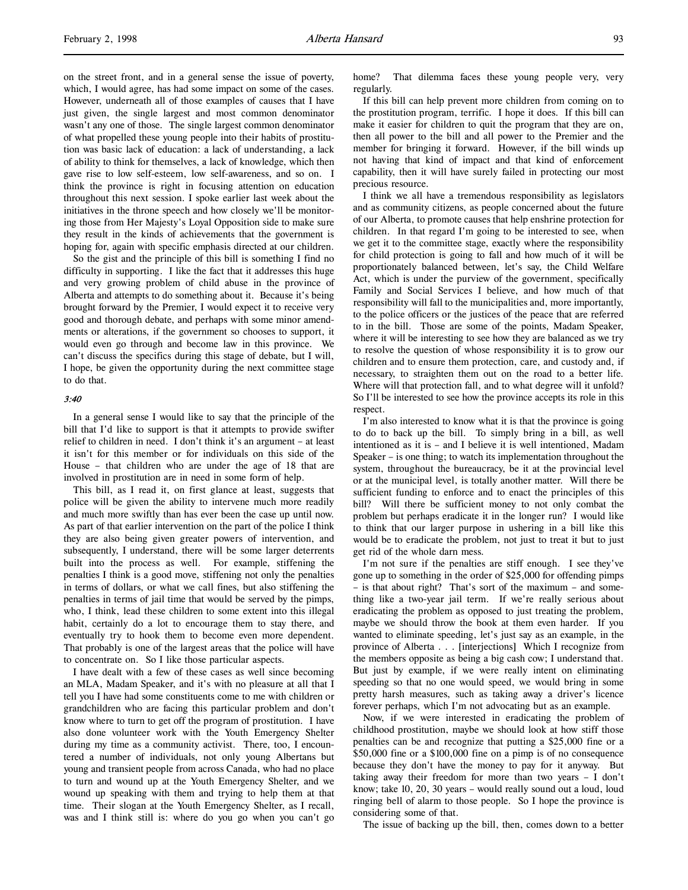on the street front, and in a general sense the issue of poverty, which, I would agree, has had some impact on some of the cases. However, underneath all of those examples of causes that I have just given, the single largest and most common denominator wasn't any one of those. The single largest common denominator of what propelled these young people into their habits of prostitution was basic lack of education: a lack of understanding, a lack of ability to think for themselves, a lack of knowledge, which then gave rise to low self-esteem, low self-awareness, and so on. I think the province is right in focusing attention on education throughout this next session. I spoke earlier last week about the initiatives in the throne speech and how closely we'll be monitoring those from Her Majesty's Loyal Opposition side to make sure they result in the kinds of achievements that the government is hoping for, again with specific emphasis directed at our children.

So the gist and the principle of this bill is something I find no difficulty in supporting. I like the fact that it addresses this huge and very growing problem of child abuse in the province of Alberta and attempts to do something about it. Because it's being brought forward by the Premier, I would expect it to receive very good and thorough debate, and perhaps with some minor amendments or alterations, if the government so chooses to support, it would even go through and become law in this province. We can't discuss the specifics during this stage of debate, but I will, I hope, be given the opportunity during the next committee stage to do that.

*3:40*

In a general sense I would like to say that the principle of the bill that I'd like to support is that it attempts to provide swifter relief to children in need. I don't think it's an argument – at least it isn't for this member or for individuals on this side of the House – that children who are under the age of 18 that are involved in prostitution are in need in some form of help.

This bill, as I read it, on first glance at least, suggests that police will be given the ability to intervene much more readily and much more swiftly than has ever been the case up until now. As part of that earlier intervention on the part of the police I think they are also being given greater powers of intervention, and subsequently, I understand, there will be some larger deterrents built into the process as well. For example, stiffening the penalties I think is a good move, stiffening not only the penalties in terms of dollars, or what we call fines, but also stiffening the penalties in terms of jail time that would be served by the pimps, who, I think, lead these children to some extent into this illegal habit, certainly do a lot to encourage them to stay there, and eventually try to hook them to become even more dependent. That probably is one of the largest areas that the police will have to concentrate on. So I like those particular aspects.

I have dealt with a few of these cases as well since becoming an MLA, Madam Speaker, and it's with no pleasure at all that I tell you I have had some constituents come to me with children or grandchildren who are facing this particular problem and don't know where to turn to get off the program of prostitution. I have also done volunteer work with the Youth Emergency Shelter during my time as a community activist. There, too, I encountered a number of individuals, not only young Albertans but young and transient people from across Canada, who had no place to turn and wound up at the Youth Emergency Shelter, and we wound up speaking with them and trying to help them at that time. Their slogan at the Youth Emergency Shelter, as I recall, was and I think still is: where do you go when you can't go home? That dilemma faces these young people very, very regularly.

If this bill can help prevent more children from coming on to the prostitution program, terrific. I hope it does. If this bill can make it easier for children to quit the program that they are on, then all power to the bill and all power to the Premier and the member for bringing it forward. However, if the bill winds up not having that kind of impact and that kind of enforcement capability, then it will have surely failed in protecting our most precious resource.

I think we all have a tremendous responsibility as legislators and as community citizens, as people concerned about the future of our Alberta, to promote causes that help enshrine protection for children. In that regard I'm going to be interested to see, when we get it to the committee stage, exactly where the responsibility for child protection is going to fall and how much of it will be proportionately balanced between, let's say, the Child Welfare Act, which is under the purview of the government, specifically Family and Social Services I believe, and how much of that responsibility will fall to the municipalities and, more importantly, to the police officers or the justices of the peace that are referred to in the bill. Those are some of the points, Madam Speaker, where it will be interesting to see how they are balanced as we try to resolve the question of whose responsibility it is to grow our children and to ensure them protection, care, and custody and, if necessary, to straighten them out on the road to a better life. Where will that protection fall, and to what degree will it unfold? So I'll be interested to see how the province accepts its role in this respect.

I'm also interested to know what it is that the province is going to do to back up the bill. To simply bring in a bill, as well intentioned as it is – and I believe it is well intentioned, Madam Speaker – is one thing; to watch its implementation throughout the system, throughout the bureaucracy, be it at the provincial level or at the municipal level, is totally another matter. Will there be sufficient funding to enforce and to enact the principles of this bill? Will there be sufficient money to not only combat the problem but perhaps eradicate it in the longer run? I would like to think that our larger purpose in ushering in a bill like this would be to eradicate the problem, not just to treat it but to just get rid of the whole darn mess.

I'm not sure if the penalties are stiff enough. I see they've gone up to something in the order of $25,000 for offending pimps – is that about right? That's sort of the maximum – and something like a two-year jail term. If we're really serious about eradicating the problem as opposed to just treating the problem, maybe we should throw the book at them even harder. If you wanted to eliminate speeding, let's just say as an example, in the province of Alberta . . . [interjections] Which I recognize from the members opposite as being a big cash cow; I understand that. But just by example, if we were really intent on eliminating speeding so that no one would speed, we would bring in some pretty harsh measures, such as taking away a driver's licence forever perhaps, which I'm not advocating but as an example.

Now, if we were interested in eradicating the problem of childhood prostitution, maybe we should look at how stiff those penalties can be and recognize that putting a $25,000 fine or a $50,000 fine or a $100,000 fine on a pimp is of no consequence because they don't have the money to pay for it anyway. But taking away their freedom for more than two years – I don't know; take 10, 20, 30 years – would really sound out a loud, loud ringing bell of alarm to those people. So I hope the province is considering some of that.

The issue of backing up the bill, then, comes down to a better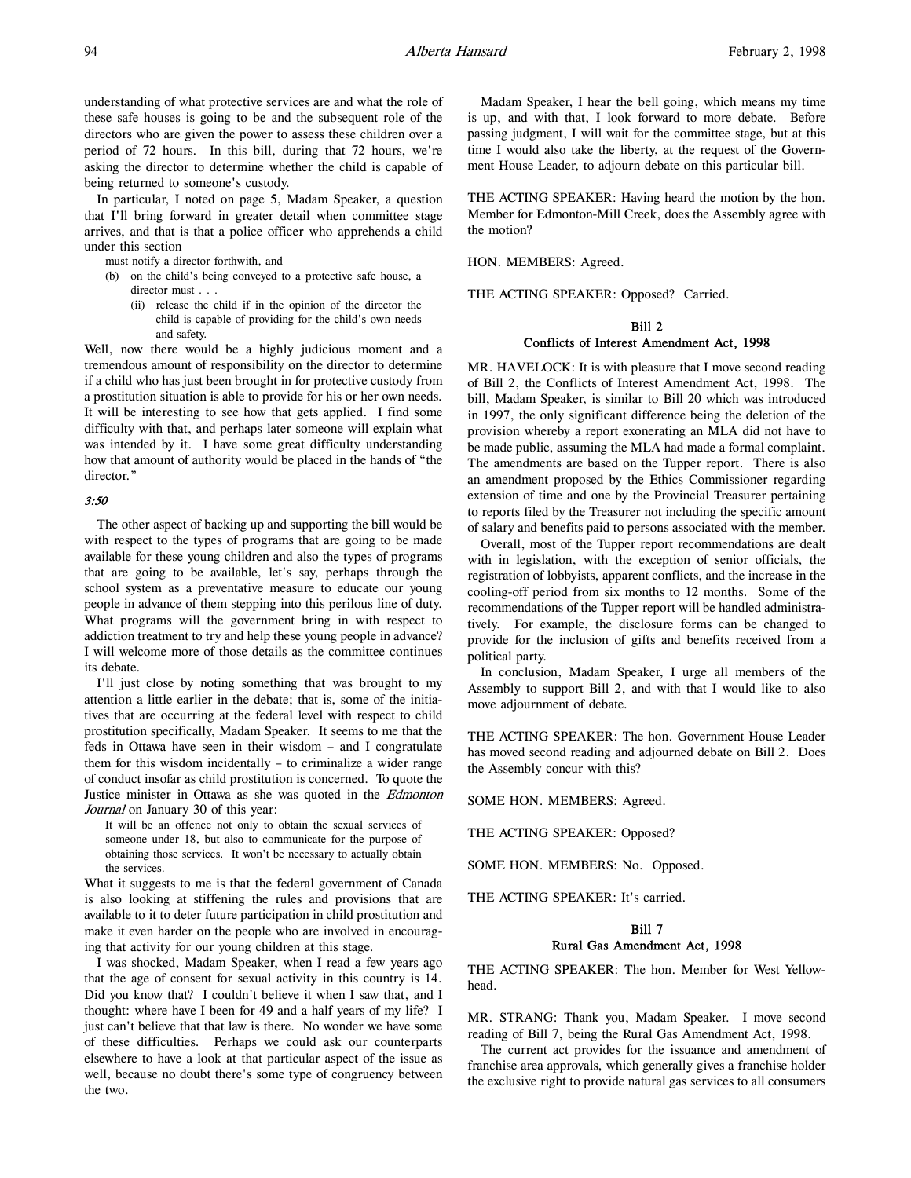understanding of what protective services are and what the role of these safe houses is going to be and the subsequent role of the directors who are given the power to assess these children over a period of 72 hours. In this bill, during that 72 hours, we're asking the director to determine whether the child is capable of being returned to someone's custody.

In particular, I noted on page 5, Madam Speaker, a question that I'll bring forward in greater detail when committee stage arrives, and that is that a police officer who apprehends a child under this section

> must notify a director forthwith, and
>
> (b) on the child's being conveyed to a protective safe house, a director must . . .
>
> (ii) release the child if in the opinion of the director the child is capable of providing for the child's own needs and safety.

Well, now there would be a highly judicious moment and a tremendous amount of responsibility on the director to determine if a child who has just been brought in for protective custody from a prostitution situation is able to provide for his or her own needs. It will be interesting to see how that gets applied. I find some difficulty with that, and perhaps later someone will explain what was intended by it. I have some great difficulty understanding how that amount of authority would be placed in the hands of "the director."

*3:50*

The other aspect of backing up and supporting the bill would be with respect to the types of programs that are going to be made available for these young children and also the types of programs that are going to be available, let's say, perhaps through the school system as a preventative measure to educate our young people in advance of them stepping into this perilous line of duty. What programs will the government bring in with respect to addiction treatment to try and help these young people in advance? I will welcome more of those details as the committee continues its debate.

I'll just close by noting something that was brought to my attention a little earlier in the debate; that is, some of the initiatives that are occurring at the federal level with respect to child prostitution specifically, Madam Speaker. It seems to me that the feds in Ottawa have seen in their wisdom – and I congratulate them for this wisdom incidentally – to criminalize a wider range of conduct insofar as child prostitution is concerned. To quote the Justice minister in Ottawa as she was quoted in the *Edmonton Journal* on January 30 of this year:

> It will be an offence not only to obtain the sexual services of someone under 18, but also to communicate for the purpose of obtaining those services. It won't be necessary to actually obtain the services.

What it suggests to me is that the federal government of Canada is also looking at stiffening the rules and provisions that are available to it to deter future participation in child prostitution and make it even harder on the people who are involved in encouraging that activity for our young children at this stage.

I was shocked, Madam Speaker, when I read a few years ago that the age of consent for sexual activity in this country is 14. Did you know that? I couldn't believe it when I saw that, and I thought: where have I been for 49 and a half years of my life? I just can't believe that that law is there. No wonder we have some of these difficulties. Perhaps we could ask our counterparts elsewhere to have a look at that particular aspect of the issue as well, because no doubt there's some type of congruency between the two.

Madam Speaker, I hear the bell going, which means my time is up, and with that, I look forward to more debate. Before passing judgment, I will wait for the committee stage, but at this time I would also take the liberty, at the request of the Government House Leader, to adjourn debate on this particular bill.

THE ACTING SPEAKER: Having heard the motion by the hon. Member for Edmonton-Mill Creek, does the Assembly agree with the motion?

HON. MEMBERS: Agreed.

THE ACTING SPEAKER: Opposed? Carried.

### Bill 2
### Conflicts of Interest Amendment Act, 1998

MR. HAVELOCK: It is with pleasure that I move second reading of Bill 2, the Conflicts of Interest Amendment Act, 1998. The bill, Madam Speaker, is similar to Bill 20 which was introduced in 1997, the only significant difference being the deletion of the provision whereby a report exonerating an MLA did not have to be made public, assuming the MLA had made a formal complaint. The amendments are based on the Tupper report. There is also an amendment proposed by the Ethics Commissioner regarding extension of time and one by the Provincial Treasurer pertaining to reports filed by the Treasurer not including the specific amount of salary and benefits paid to persons associated with the member.

Overall, most of the Tupper report recommendations are dealt with in legislation, with the exception of senior officials, the registration of lobbyists, apparent conflicts, and the increase in the cooling-off period from six months to 12 months. Some of the recommendations of the Tupper report will be handled administratively. For example, the disclosure forms can be changed to provide for the inclusion of gifts and benefits received from a political party.

In conclusion, Madam Speaker, I urge all members of the Assembly to support Bill 2, and with that I would like to also move adjournment of debate.

THE ACTING SPEAKER: The hon. Government House Leader has moved second reading and adjourned debate on Bill 2. Does the Assembly concur with this?

SOME HON. MEMBERS: Agreed.

THE ACTING SPEAKER: Opposed?

SOME HON. MEMBERS: No. Opposed.

THE ACTING SPEAKER: It's carried.

### Bill 7
### Rural Gas Amendment Act, 1998

THE ACTING SPEAKER: The hon. Member for West Yellowhead.

MR. STRANG: Thank you, Madam Speaker. I move second reading of Bill 7, being the Rural Gas Amendment Act, 1998.

The current act provides for the issuance and amendment of franchise area approvals, which generally gives a franchise holder the exclusive right to provide natural gas services to all consumers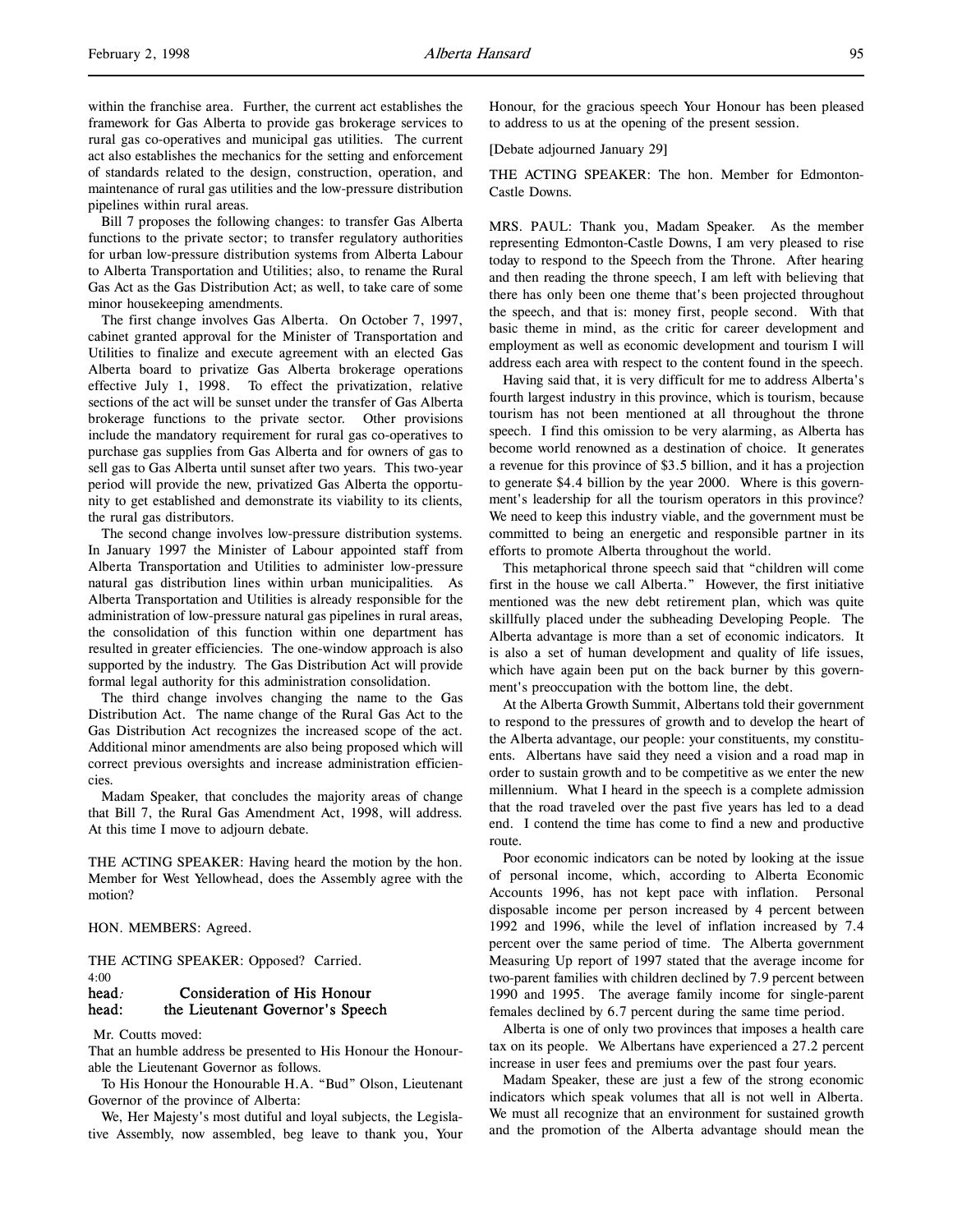within the franchise area. Further, the current act establishes the framework for Gas Alberta to provide gas brokerage services to rural gas co-operatives and municipal gas utilities. The current act also establishes the mechanics for the setting and enforcement of standards related to the design, construction, operation, and maintenance of rural gas utilities and the low-pressure distribution pipelines within rural areas.

Bill 7 proposes the following changes: to transfer Gas Alberta functions to the private sector; to transfer regulatory authorities for urban low-pressure distribution systems from Alberta Labour to Alberta Transportation and Utilities; also, to rename the Rural Gas Act as the Gas Distribution Act; as well, to take care of some minor housekeeping amendments.

The first change involves Gas Alberta. On October 7, 1997, cabinet granted approval for the Minister of Transportation and Utilities to finalize and execute agreement with an elected Gas Alberta board to privatize Gas Alberta brokerage operations effective July 1, 1998. To effect the privatization, relative sections of the act will be sunset under the transfer of Gas Alberta brokerage functions to the private sector. Other provisions include the mandatory requirement for rural gas co-operatives to purchase gas supplies from Gas Alberta and for owners of gas to sell gas to Gas Alberta until sunset after two years. This two-year period will provide the new, privatized Gas Alberta the opportunity to get established and demonstrate its viability to its clients, the rural gas distributors.

The second change involves low-pressure distribution systems. In January 1997 the Minister of Labour appointed staff from Alberta Transportation and Utilities to administer low-pressure natural gas distribution lines within urban municipalities. As Alberta Transportation and Utilities is already responsible for the administration of low-pressure natural gas pipelines in rural areas, the consolidation of this function within one department has resulted in greater efficiencies. The one-window approach is also supported by the industry. The Gas Distribution Act will provide formal legal authority for this administration consolidation.

The third change involves changing the name to the Gas Distribution Act. The name change of the Rural Gas Act to the Gas Distribution Act recognizes the increased scope of the act. Additional minor amendments are also being proposed which will correct previous oversights and increase administration efficiencies.

Madam Speaker, that concludes the majority areas of change that Bill 7, the Rural Gas Amendment Act, 1998, will address. At this time I move to adjourn debate.

THE ACTING SPEAKER: Having heard the motion by the hon. Member for West Yellowhead, does the Assembly agree with the motion?

HON. MEMBERS: Agreed.

THE ACTING SPEAKER: Opposed? Carried.

4:00

## Consideration of His Honour the Lieutenant Governor's Speech

Mr. Coutts moved:

That an humble address be presented to His Honour the Honourable the Lieutenant Governor as follows.

To His Honour the Honourable H.A. "Bud" Olson, Lieutenant Governor of the province of Alberta:

We, Her Majesty's most dutiful and loyal subjects, the Legislative Assembly, now assembled, beg leave to thank you, Your Honour, for the gracious speech Your Honour has been pleased to address to us at the opening of the present session.

[Debate adjourned January 29]

THE ACTING SPEAKER: The hon. Member for Edmonton-Castle Downs.

MRS. PAUL: Thank you, Madam Speaker. As the member representing Edmonton-Castle Downs, I am very pleased to rise today to respond to the Speech from the Throne. After hearing and then reading the throne speech, I am left with believing that there has only been one theme that's been projected throughout the speech, and that is: money first, people second. With that basic theme in mind, as the critic for career development and employment as well as economic development and tourism I will address each area with respect to the content found in the speech.

Having said that, it is very difficult for me to address Alberta's fourth largest industry in this province, which is tourism, because tourism has not been mentioned at all throughout the throne speech. I find this omission to be very alarming, as Alberta has become world renowned as a destination of choice. It generates a revenue for this province of $3.5 billion, and it has a projection to generate $4.4 billion by the year 2000. Where is this government's leadership for all the tourism operators in this province? We need to keep this industry viable, and the government must be committed to being an energetic and responsible partner in its efforts to promote Alberta throughout the world.

This metaphorical throne speech said that "children will come first in the house we call Alberta." However, the first initiative mentioned was the new debt retirement plan, which was quite skillfully placed under the subheading Developing People. The Alberta advantage is more than a set of economic indicators. It is also a set of human development and quality of life issues, which have again been put on the back burner by this government's preoccupation with the bottom line, the debt.

At the Alberta Growth Summit, Albertans told their government to respond to the pressures of growth and to develop the heart of the Alberta advantage, our people: your constituents, my constituents. Albertans have said they need a vision and a road map in order to sustain growth and to be competitive as we enter the new millennium. What I heard in the speech is a complete admission that the road traveled over the past five years has led to a dead end. I contend the time has come to find a new and productive route.

Poor economic indicators can be noted by looking at the issue of personal income, which, according to Alberta Economic Accounts 1996, has not kept pace with inflation. Personal disposable income per person increased by 4 percent between 1992 and 1996, while the level of inflation increased by 7.4 percent over the same period of time. The Alberta government Measuring Up report of 1997 stated that the average income for two-parent families with children declined by 7.9 percent between 1990 and 1995. The average family income for single-parent females declined by 6.7 percent during the same time period.

Alberta is one of only two provinces that imposes a health care tax on its people. We Albertans have experienced a 27.2 percent increase in user fees and premiums over the past four years.

Madam Speaker, these are just a few of the strong economic indicators which speak volumes that all is not well in Alberta. We must all recognize that an environment for sustained growth and the promotion of the Alberta advantage should mean the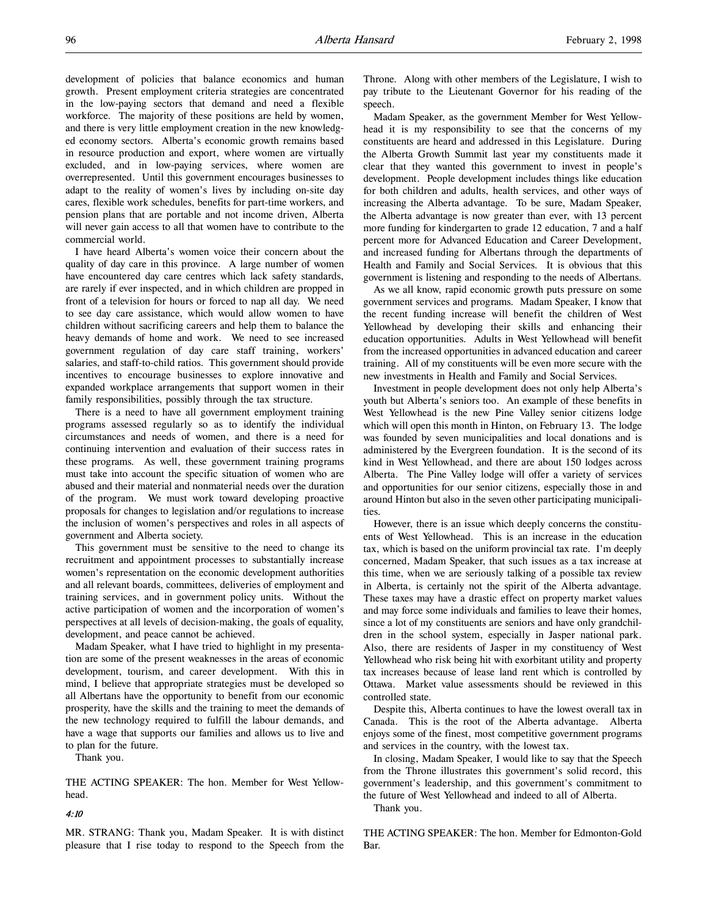development of policies that balance economics and human growth. Present employment criteria strategies are concentrated in the low-paying sectors that demand and need a flexible workforce. The majority of these positions are held by women, and there is very little employment creation in the new knowledged economy sectors. Alberta's economic growth remains based in resource production and export, where women are virtually excluded, and in low-paying services, where women are overrepresented. Until this government encourages businesses to adapt to the reality of women's lives by including on-site day cares, flexible work schedules, benefits for part-time workers, and pension plans that are portable and not income driven, Alberta will never gain access to all that women have to contribute to the commercial world.

I have heard Alberta's women voice their concern about the quality of day care in this province. A large number of women have encountered day care centres which lack safety standards, are rarely if ever inspected, and in which children are propped in front of a television for hours or forced to nap all day. We need to see day care assistance, which would allow women to have children without sacrificing careers and help them to balance the heavy demands of home and work. We need to see increased government regulation of day care staff training, workers' salaries, and staff-to-child ratios. This government should provide incentives to encourage businesses to explore innovative and expanded workplace arrangements that support women in their family responsibilities, possibly through the tax structure.

There is a need to have all government employment training programs assessed regularly so as to identify the individual circumstances and needs of women, and there is a need for continuing intervention and evaluation of their success rates in these programs. As well, these government training programs must take into account the specific situation of women who are abused and their material and nonmaterial needs over the duration of the program. We must work toward developing proactive proposals for changes to legislation and/or regulations to increase the inclusion of women's perspectives and roles in all aspects of government and Alberta society.

This government must be sensitive to the need to change its recruitment and appointment processes to substantially increase women's representation on the economic development authorities and all relevant boards, committees, deliveries of employment and training services, and in government policy units. Without the active participation of women and the incorporation of women's perspectives at all levels of decision-making, the goals of equality, development, and peace cannot be achieved.

Madam Speaker, what I have tried to highlight in my presentation are some of the present weaknesses in the areas of economic development, tourism, and career development. With this in mind, I believe that appropriate strategies must be developed so all Albertans have the opportunity to benefit from our economic prosperity, have the skills and the training to meet the demands of the new technology required to fulfill the labour demands, and have a wage that supports our families and allows us to live and to plan for the future.

Thank you.

THE ACTING SPEAKER: The hon. Member for West Yellowhead.

*4:10*

MR. STRANG: Thank you, Madam Speaker. It is with distinct pleasure that I rise today to respond to the Speech from the Throne. Along with other members of the Legislature, I wish to pay tribute to the Lieutenant Governor for his reading of the speech.

Madam Speaker, as the government Member for West Yellowhead it is my responsibility to see that the concerns of my constituents are heard and addressed in this Legislature. During the Alberta Growth Summit last year my constituents made it clear that they wanted this government to invest in people's development. People development includes things like education for both children and adults, health services, and other ways of increasing the Alberta advantage. To be sure, Madam Speaker, the Alberta advantage is now greater than ever, with 13 percent more funding for kindergarten to grade 12 education, 7 and a half percent more for Advanced Education and Career Development, and increased funding for Albertans through the departments of Health and Family and Social Services. It is obvious that this government is listening and responding to the needs of Albertans.

As we all know, rapid economic growth puts pressure on some government services and programs. Madam Speaker, I know that the recent funding increase will benefit the children of West Yellowhead by developing their skills and enhancing their education opportunities. Adults in West Yellowhead will benefit from the increased opportunities in advanced education and career training. All of my constituents will be even more secure with the new investments in Health and Family and Social Services.

Investment in people development does not only help Alberta's youth but Alberta's seniors too. An example of these benefits in West Yellowhead is the new Pine Valley senior citizens lodge which will open this month in Hinton, on February 13. The lodge was founded by seven municipalities and local donations and is administered by the Evergreen foundation. It is the second of its kind in West Yellowhead, and there are about 150 lodges across Alberta. The Pine Valley lodge will offer a variety of services and opportunities for our senior citizens, especially those in and around Hinton but also in the seven other participating municipalities.

However, there is an issue which deeply concerns the constituents of West Yellowhead. This is an increase in the education tax, which is based on the uniform provincial tax rate. I'm deeply concerned, Madam Speaker, that such issues as a tax increase at this time, when we are seriously talking of a possible tax review in Alberta, is certainly not the spirit of the Alberta advantage. These taxes may have a drastic effect on property market values and may force some individuals and families to leave their homes, since a lot of my constituents are seniors and have only grandchildren in the school system, especially in Jasper national park. Also, there are residents of Jasper in my constituency of West Yellowhead who risk being hit with exorbitant utility and property tax increases because of lease land rent which is controlled by Ottawa. Market value assessments should be reviewed in this controlled state.

Despite this, Alberta continues to have the lowest overall tax in Canada. This is the root of the Alberta advantage. Alberta enjoys some of the finest, most competitive government programs and services in the country, with the lowest tax.

In closing, Madam Speaker, I would like to say that the Speech from the Throne illustrates this government's solid record, this government's leadership, and this government's commitment to the future of West Yellowhead and indeed to all of Alberta.

Thank you.

THE ACTING SPEAKER: The hon. Member for Edmonton-Gold Bar.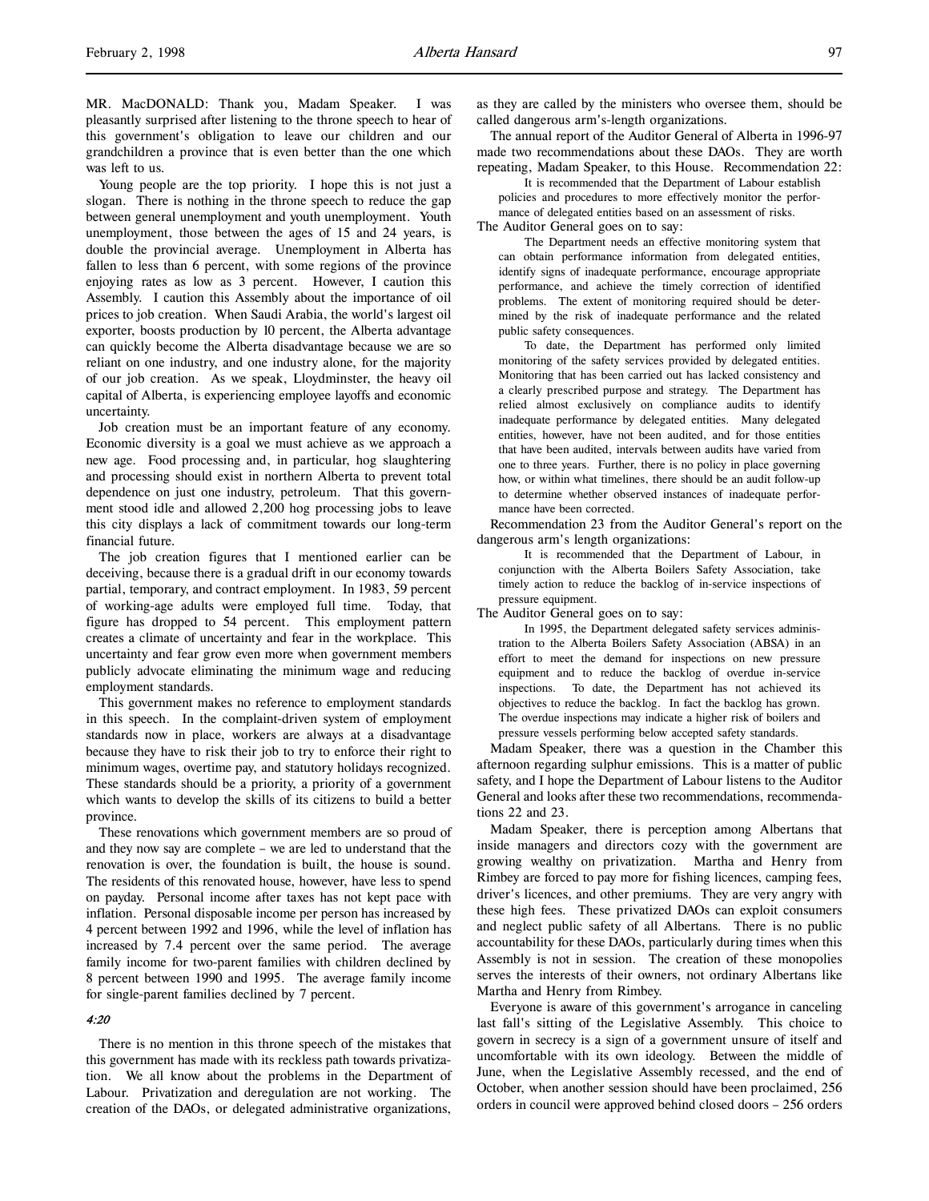MR. MacDONALD: Thank you, Madam Speaker. I was pleasantly surprised after listening to the throne speech to hear of this government's obligation to leave our children and our grandchildren a province that is even better than the one which was left to us.

Young people are the top priority. I hope this is not just a slogan. There is nothing in the throne speech to reduce the gap between general unemployment and youth unemployment. Youth unemployment, those between the ages of 15 and 24 years, is double the provincial average. Unemployment in Alberta has fallen to less than 6 percent, with some regions of the province enjoying rates as low as 3 percent. However, I caution this Assembly. I caution this Assembly about the importance of oil prices to job creation. When Saudi Arabia, the world's largest oil exporter, boosts production by 10 percent, the Alberta advantage can quickly become the Alberta disadvantage because we are so reliant on one industry, and one industry alone, for the majority of our job creation. As we speak, Lloydminster, the heavy oil capital of Alberta, is experiencing employee layoffs and economic uncertainty.

Job creation must be an important feature of any economy. Economic diversity is a goal we must achieve as we approach a new age. Food processing and, in particular, hog slaughtering and processing should exist in northern Alberta to prevent total dependence on just one industry, petroleum. That this government stood idle and allowed 2,200 hog processing jobs to leave this city displays a lack of commitment towards our long-term financial future.

The job creation figures that I mentioned earlier can be deceiving, because there is a gradual drift in our economy towards partial, temporary, and contract employment. In 1983, 59 percent of working-age adults were employed full time. Today, that figure has dropped to 54 percent. This employment pattern creates a climate of uncertainty and fear in the workplace. This uncertainty and fear grow even more when government members publicly advocate eliminating the minimum wage and reducing employment standards.

This government makes no reference to employment standards in this speech. In the complaint-driven system of employment standards now in place, workers are always at a disadvantage because they have to risk their job to try to enforce their right to minimum wages, overtime pay, and statutory holidays recognized. These standards should be a priority, a priority of a government which wants to develop the skills of its citizens to build a better province.

These renovations which government members are so proud of and they now say are complete – we are led to understand that the renovation is over, the foundation is built, the house is sound. The residents of this renovated house, however, have less to spend on payday. Personal income after taxes has not kept pace with inflation. Personal disposable income per person has increased by 4 percent between 1992 and 1996, while the level of inflation has increased by 7.4 percent over the same period. The average family income for two-parent families with children declined by 8 percent between 1990 and 1995. The average family income for single-parent families declined by 7 percent.

*4:20*

There is no mention in this throne speech of the mistakes that this government has made with its reckless path towards privatization. We all know about the problems in the Department of Labour. Privatization and deregulation are not working. The creation of the DAOs, or delegated administrative organizations, as they are called by the ministers who oversee them, should be called dangerous arm's-length organizations.

The annual report of the Auditor General of Alberta in 1996-97 made two recommendations about these DAOs. They are worth repeating, Madam Speaker, to this House. Recommendation 22:

> It is recommended that the Department of Labour establish policies and procedures to more effectively monitor the performance of delegated entities based on an assessment of risks.

The Auditor General goes on to say:

> The Department needs an effective monitoring system that can obtain performance information from delegated entities, identify signs of inadequate performance, encourage appropriate performance, and achieve the timely correction of identified problems. The extent of monitoring required should be determined by the risk of inadequate performance and the related public safety consequences.
>
> To date, the Department has performed only limited monitoring of the safety services provided by delegated entities. Monitoring that has been carried out has lacked consistency and a clearly prescribed purpose and strategy. The Department has relied almost exclusively on compliance audits to identify inadequate performance by delegated entities. Many delegated entities, however, have not been audited, and for those entities that have been audited, intervals between audits have varied from one to three years. Further, there is no policy in place governing how, or within what timelines, there should be an audit follow-up to determine whether observed instances of inadequate performance have been corrected.

Recommendation 23 from the Auditor General's report on the dangerous arm's length organizations:

> It is recommended that the Department of Labour, in conjunction with the Alberta Boilers Safety Association, take timely action to reduce the backlog of in-service inspections of pressure equipment.

The Auditor General goes on to say:

> In 1995, the Department delegated safety services administration to the Alberta Boilers Safety Association (ABSA) in an effort to meet the demand for inspections on new pressure equipment and to reduce the backlog of overdue in-service inspections. To date, the Department has not achieved its objectives to reduce the backlog. In fact the backlog has grown. The overdue inspections may indicate a higher risk of boilers and pressure vessels performing below accepted safety standards.

Madam Speaker, there was a question in the Chamber this afternoon regarding sulphur emissions. This is a matter of public safety, and I hope the Department of Labour listens to the Auditor General and looks after these two recommendations, recommendations 22 and 23.

Madam Speaker, there is perception among Albertans that inside managers and directors cozy with the government are growing wealthy on privatization. Martha and Henry from Rimbey are forced to pay more for fishing licences, camping fees, driver's licences, and other premiums. They are very angry with these high fees. These privatized DAOs can exploit consumers and neglect public safety of all Albertans. There is no public accountability for these DAOs, particularly during times when this Assembly is not in session. The creation of these monopolies serves the interests of their owners, not ordinary Albertans like Martha and Henry from Rimbey.

Everyone is aware of this government's arrogance in canceling last fall's sitting of the Legislative Assembly. This choice to govern in secrecy is a sign of a government unsure of itself and uncomfortable with its own ideology. Between the middle of June, when the Legislative Assembly recessed, and the end of October, when another session should have been proclaimed, 256 orders in council were approved behind closed doors – 256 orders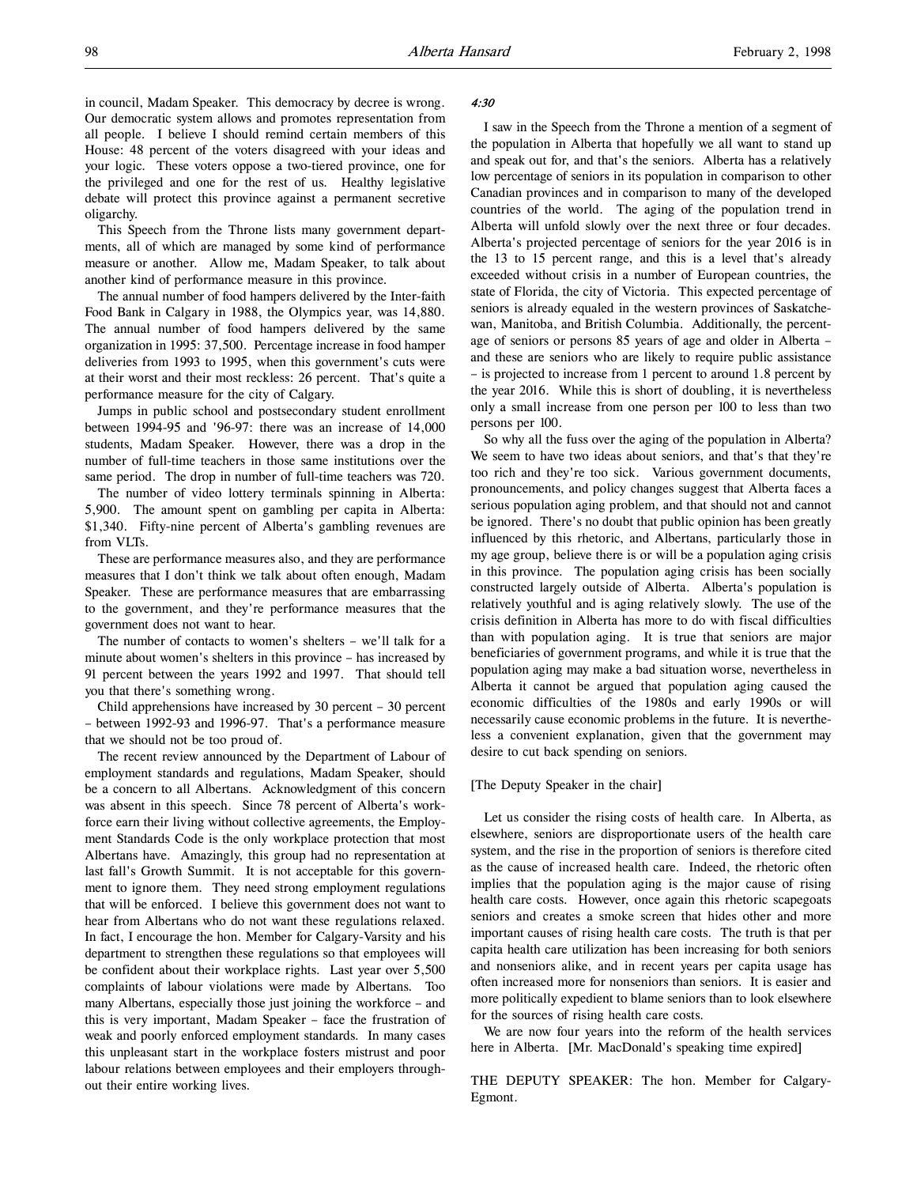in council, Madam Speaker. This democracy by decree is wrong. Our democratic system allows and promotes representation from all people. I believe I should remind certain members of this House: 48 percent of the voters disagreed with your ideas and your logic. These voters oppose a two-tiered province, one for the privileged and one for the rest of us. Healthy legislative debate will protect this province against a permanent secretive oligarchy.

This Speech from the Throne lists many government departments, all of which are managed by some kind of performance measure or another. Allow me, Madam Speaker, to talk about another kind of performance measure in this province.

The annual number of food hampers delivered by the Inter-faith Food Bank in Calgary in 1988, the Olympics year, was 14,880. The annual number of food hampers delivered by the same organization in 1995: 37,500. Percentage increase in food hamper deliveries from 1993 to 1995, when this government's cuts were at their worst and their most reckless: 26 percent. That's quite a performance measure for the city of Calgary.

Jumps in public school and postsecondary student enrollment between 1994-95 and '96-97: there was an increase of 14,000 students, Madam Speaker. However, there was a drop in the number of full-time teachers in those same institutions over the same period. The drop in number of full-time teachers was 720.

The number of video lottery terminals spinning in Alberta: 5,900. The amount spent on gambling per capita in Alberta: $1,340. Fifty-nine percent of Alberta's gambling revenues are from VLTs.

These are performance measures also, and they are performance measures that I don't think we talk about often enough, Madam Speaker. These are performance measures that are embarrassing to the government, and they're performance measures that the government does not want to hear.

The number of contacts to women's shelters – we'll talk for a minute about women's shelters in this province – has increased by 91 percent between the years 1992 and 1997. That should tell you that there's something wrong.

Child apprehensions have increased by 30 percent – 30 percent – between 1992-93 and 1996-97. That's a performance measure that we should not be too proud of.

The recent review announced by the Department of Labour of employment standards and regulations, Madam Speaker, should be a concern to all Albertans. Acknowledgment of this concern was absent in this speech. Since 78 percent of Alberta's workforce earn their living without collective agreements, the Employment Standards Code is the only workplace protection that most Albertans have. Amazingly, this group had no representation at last fall's Growth Summit. It is not acceptable for this government to ignore them. They need strong employment regulations that will be enforced. I believe this government does not want to hear from Albertans who do not want these regulations relaxed. In fact, I encourage the hon. Member for Calgary-Varsity and his department to strengthen these regulations so that employees will be confident about their workplace rights. Last year over 5,500 complaints of labour violations were made by Albertans. Too many Albertans, especially those just joining the workforce – and this is very important, Madam Speaker – face the frustration of weak and poorly enforced employment standards. In many cases this unpleasant start in the workplace fosters mistrust and poor labour relations between employees and their employers throughout their entire working lives.

*4:30*

I saw in the Speech from the Throne a mention of a segment of the population in Alberta that hopefully we all want to stand up and speak out for, and that's the seniors. Alberta has a relatively low percentage of seniors in its population in comparison to other Canadian provinces and in comparison to many of the developed countries of the world. The aging of the population trend in Alberta will unfold slowly over the next three or four decades. Alberta's projected percentage of seniors for the year 2016 is in the 13 to 15 percent range, and this is a level that's already exceeded without crisis in a number of European countries, the state of Florida, the city of Victoria. This expected percentage of seniors is already equaled in the western provinces of Saskatchewan, Manitoba, and British Columbia. Additionally, the percentage of seniors or persons 85 years of age and older in Alberta – and these are seniors who are likely to require public assistance – is projected to increase from 1 percent to around 1.8 percent by the year 2016. While this is short of doubling, it is nevertheless only a small increase from one person per 100 to less than two persons per 100.

So why all the fuss over the aging of the population in Alberta? We seem to have two ideas about seniors, and that's that they're too rich and they're too sick. Various government documents, pronouncements, and policy changes suggest that Alberta faces a serious population aging problem, and that should not and cannot be ignored. There's no doubt that public opinion has been greatly influenced by this rhetoric, and Albertans, particularly those in my age group, believe there is or will be a population aging crisis in this province. The population aging crisis has been socially constructed largely outside of Alberta. Alberta's population is relatively youthful and is aging relatively slowly. The use of the crisis definition in Alberta has more to do with fiscal difficulties than with population aging. It is true that seniors are major beneficiaries of government programs, and while it is true that the population aging may make a bad situation worse, nevertheless in Alberta it cannot be argued that population aging caused the economic difficulties of the 1980s and early 1990s or will necessarily cause economic problems in the future. It is nevertheless a convenient explanation, given that the government may desire to cut back spending on seniors.

[The Deputy Speaker in the chair]

Let us consider the rising costs of health care. In Alberta, as elsewhere, seniors are disproportionate users of the health care system, and the rise in the proportion of seniors is therefore cited as the cause of increased health care. Indeed, the rhetoric often implies that the population aging is the major cause of rising health care costs. However, once again this rhetoric scapegoats seniors and creates a smoke screen that hides other and more important causes of rising health care costs. The truth is that per capita health care utilization has been increasing for both seniors and nonseniors alike, and in recent years per capita usage has often increased more for nonseniors than seniors. It is easier and more politically expedient to blame seniors than to look elsewhere for the sources of rising health care costs.

We are now four years into the reform of the health services here in Alberta. [Mr. MacDonald's speaking time expired]

THE DEPUTY SPEAKER: The hon. Member for Calgary-Egmont.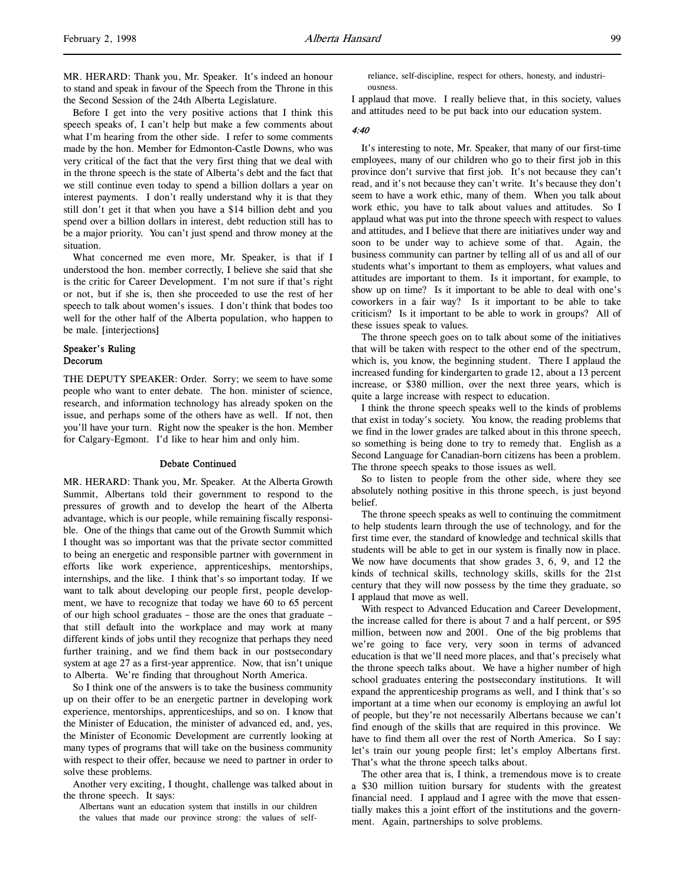MR. HERARD: Thank you, Mr. Speaker. It's indeed an honour to stand and speak in favour of the Speech from the Throne in this the Second Session of the 24th Alberta Legislature.

Before I get into the very positive actions that I think this speech speaks of, I can't help but make a few comments about what I'm hearing from the other side. I refer to some comments made by the hon. Member for Edmonton-Castle Downs, who was very critical of the fact that the very first thing that we deal with in the throne speech is the state of Alberta's debt and the fact that we still continue even today to spend a billion dollars a year on interest payments. I don't really understand why it is that they still don't get it that when you have a $14 billion debt and you spend over a billion dollars in interest, debt reduction still has to be a major priority. You can't just spend and throw money at the situation.

What concerned me even more, Mr. Speaker, is that if I understood the hon. member correctly, I believe she said that she is the critic for Career Development. I'm not sure if that's right or not, but if she is, then she proceeded to use the rest of her speech to talk about women's issues. I don't think that bodes too well for the other half of the Alberta population, who happen to be male. [interjections]

### Speaker's Ruling
### Decorum

THE DEPUTY SPEAKER: Order. Sorry; we seem to have some people who want to enter debate. The hon. minister of science, research, and information technology has already spoken on the issue, and perhaps some of the others have as well. If not, then you'll have your turn. Right now the speaker is the hon. Member for Calgary-Egmont. I'd like to hear him and only him.

### Debate Continued

MR. HERARD: Thank you, Mr. Speaker. At the Alberta Growth Summit, Albertans told their government to respond to the pressures of growth and to develop the heart of the Alberta advantage, which is our people, while remaining fiscally responsible. One of the things that came out of the Growth Summit which I thought was so important was that the private sector committed to being an energetic and responsible partner with government in efforts like work experience, apprenticeships, mentorships, internships, and the like. I think that's so important today. If we want to talk about developing our people first, people development, we have to recognize that today we have 60 to 65 percent of our high school graduates – those are the ones that graduate – that still default into the workplace and may work at many different kinds of jobs until they recognize that perhaps they need further training, and we find them back in our postsecondary system at age 27 as a first-year apprentice. Now, that isn't unique to Alberta. We're finding that throughout North America.

So I think one of the answers is to take the business community up on their offer to be an energetic partner in developing work experience, mentorships, apprenticeships, and so on. I know that the Minister of Education, the minister of advanced ed, and, yes, the Minister of Economic Development are currently looking at many types of programs that will take on the business community with respect to their offer, because we need to partner in order to solve these problems.

Another very exciting, I thought, challenge was talked about in the throne speech. It says:

> Albertans want an education system that instills in our children the values that made our province strong: the values of self-reliance, self-discipline, respect for others, honesty, and industriousness.

I applaud that move. I really believe that, in this society, values and attitudes need to be put back into our education system.

*4:40*

It's interesting to note, Mr. Speaker, that many of our first-time employees, many of our children who go to their first job in this province don't survive that first job. It's not because they can't read, and it's not because they can't write. It's because they don't seem to have a work ethic, many of them. When you talk about work ethic, you have to talk about values and attitudes. So I applaud what was put into the throne speech with respect to values and attitudes, and I believe that there are initiatives under way and soon to be under way to achieve some of that. Again, the business community can partner by telling all of us and all of our students what's important to them as employers, what values and attitudes are important to them. Is it important, for example, to show up on time? Is it important to be able to deal with one's coworkers in a fair way? Is it important to be able to take criticism? Is it important to be able to work in groups? All of these issues speak to values.

The throne speech goes on to talk about some of the initiatives that will be taken with respect to the other end of the spectrum, which is, you know, the beginning student. There I applaud the increased funding for kindergarten to grade 12, about a 13 percent increase, or $380 million, over the next three years, which is quite a large increase with respect to education.

I think the throne speech speaks well to the kinds of problems that exist in today's society. You know, the reading problems that we find in the lower grades are talked about in this throne speech, so something is being done to try to remedy that. English as a Second Language for Canadian-born citizens has been a problem. The throne speech speaks to those issues as well.

So to listen to people from the other side, where they see absolutely nothing positive in this throne speech, is just beyond belief.

The throne speech speaks as well to continuing the commitment to help students learn through the use of technology, and for the first time ever, the standard of knowledge and technical skills that students will be able to get in our system is finally now in place. We now have documents that show grades 3, 6, 9, and 12 the kinds of technical skills, technology skills, skills for the 21st century that they will now possess by the time they graduate, so I applaud that move as well.

With respect to Advanced Education and Career Development, the increase called for there is about 7 and a half percent, or $95 million, between now and 2001. One of the big problems that we're going to face very, very soon in terms of advanced education is that we'll need more places, and that's precisely what the throne speech talks about. We have a higher number of high school graduates entering the postsecondary institutions. It will expand the apprenticeship programs as well, and I think that's so important at a time when our economy is employing an awful lot of people, but they're not necessarily Albertans because we can't find enough of the skills that are required in this province. We have to find them all over the rest of North America. So I say: let's train our young people first; let's employ Albertans first. That's what the throne speech talks about.

The other area that is, I think, a tremendous move is to create a $30 million tuition bursary for students with the greatest financial need. I applaud and I agree with the move that essentially makes this a joint effort of the institutions and the government. Again, partnerships to solve problems.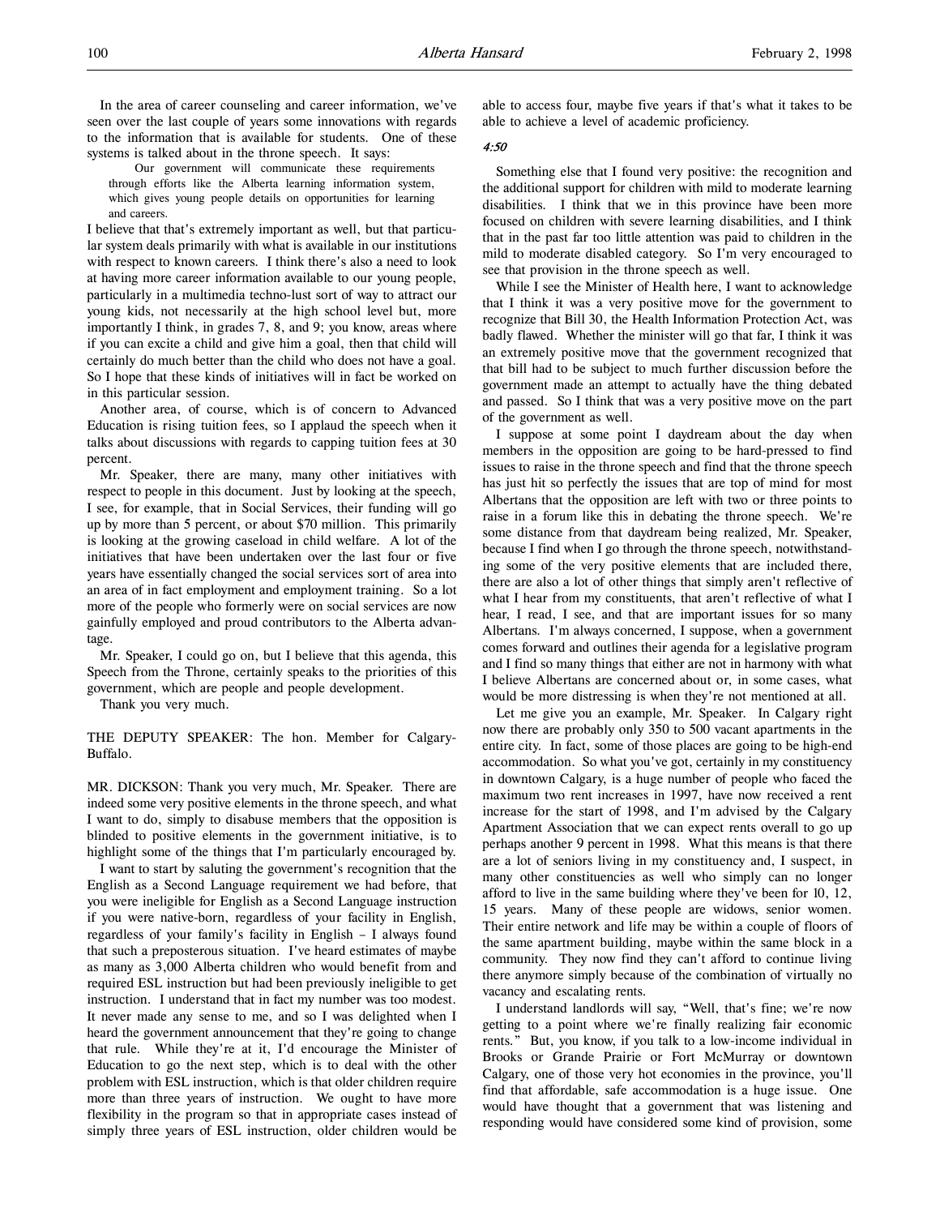In the area of career counseling and career information, we've seen over the last couple of years some innovations with regards to the information that is available for students. One of these systems is talked about in the throne speech. It says:

> Our government will communicate these requirements through efforts like the Alberta learning information system, which gives young people details on opportunities for learning and careers.

I believe that that's extremely important as well, but that particular system deals primarily with what is available in our institutions with respect to known careers. I think there's also a need to look at having more career information available to our young people, particularly in a multimedia techno-lust sort of way to attract our young kids, not necessarily at the high school level but, more importantly I think, in grades 7, 8, and 9; you know, areas where if you can excite a child and give him a goal, then that child will certainly do much better than the child who does not have a goal. So I hope that these kinds of initiatives will in fact be worked on in this particular session.

Another area, of course, which is of concern to Advanced Education is rising tuition fees, so I applaud the speech when it talks about discussions with regards to capping tuition fees at 30 percent.

Mr. Speaker, there are many, many other initiatives with respect to people in this document. Just by looking at the speech, I see, for example, that in Social Services, their funding will go up by more than 5 percent, or about $70 million. This primarily is looking at the growing caseload in child welfare. A lot of the initiatives that have been undertaken over the last four or five years have essentially changed the social services sort of area into an area of in fact employment and employment training. So a lot more of the people who formerly were on social services are now gainfully employed and proud contributors to the Alberta advantage.

Mr. Speaker, I could go on, but I believe that this agenda, this Speech from the Throne, certainly speaks to the priorities of this government, which are people and people development.

Thank you very much.

THE DEPUTY SPEAKER: The hon. Member for Calgary-Buffalo.

MR. DICKSON: Thank you very much, Mr. Speaker. There are indeed some very positive elements in the throne speech, and what I want to do, simply to disabuse members that the opposition is blinded to positive elements in the government initiative, is to highlight some of the things that I'm particularly encouraged by.

I want to start by saluting the government's recognition that the English as a Second Language requirement we had before, that you were ineligible for English as a Second Language instruction if you were native-born, regardless of your facility in English, regardless of your family's facility in English – I always found that such a preposterous situation. I've heard estimates of maybe as many as 3,000 Alberta children who would benefit from and required ESL instruction but had been previously ineligible to get instruction. I understand that in fact my number was too modest. It never made any sense to me, and so I was delighted when I heard the government announcement that they're going to change that rule. While they're at it, I'd encourage the Minister of Education to go the next step, which is to deal with the other problem with ESL instruction, which is that older children require more than three years of instruction. We ought to have more flexibility in the program so that in appropriate cases instead of simply three years of ESL instruction, older children would be able to access four, maybe five years if that's what it takes to be able to achieve a level of academic proficiency.

*4:50*

Something else that I found very positive: the recognition and the additional support for children with mild to moderate learning disabilities. I think that we in this province have been more focused on children with severe learning disabilities, and I think that in the past far too little attention was paid to children in the mild to moderate disabled category. So I'm very encouraged to see that provision in the throne speech as well.

While I see the Minister of Health here, I want to acknowledge that I think it was a very positive move for the government to recognize that Bill 30, the Health Information Protection Act, was badly flawed. Whether the minister will go that far, I think it was an extremely positive move that the government recognized that that bill had to be subject to much further discussion before the government made an attempt to actually have the thing debated and passed. So I think that was a very positive move on the part of the government as well.

I suppose at some point I daydream about the day when members in the opposition are going to be hard-pressed to find issues to raise in the throne speech and find that the throne speech has just hit so perfectly the issues that are top of mind for most Albertans that the opposition are left with two or three points to raise in a forum like this in debating the throne speech. We're some distance from that daydream being realized, Mr. Speaker, because I find when I go through the throne speech, notwithstanding some of the very positive elements that are included there, there are also a lot of other things that simply aren't reflective of what I hear from my constituents, that aren't reflective of what I hear, I read, I see, and that are important issues for so many Albertans. I'm always concerned, I suppose, when a government comes forward and outlines their agenda for a legislative program and I find so many things that either are not in harmony with what I believe Albertans are concerned about or, in some cases, what would be more distressing is when they're not mentioned at all.

Let me give you an example, Mr. Speaker. In Calgary right now there are probably only 350 to 500 vacant apartments in the entire city. In fact, some of those places are going to be high-end accommodation. So what you've got, certainly in my constituency in downtown Calgary, is a huge number of people who faced the maximum two rent increases in 1997, have now received a rent increase for the start of 1998, and I'm advised by the Calgary Apartment Association that we can expect rents overall to go up perhaps another 9 percent in 1998. What this means is that there are a lot of seniors living in my constituency and, I suspect, in many other constituencies as well who simply can no longer afford to live in the same building where they've been for 10, 12, 15 years. Many of these people are widows, senior women. Their entire network and life may be within a couple of floors of the same apartment building, maybe within the same block in a community. They now find they can't afford to continue living there anymore simply because of the combination of virtually no vacancy and escalating rents.

I understand landlords will say, "Well, that's fine; we're now getting to a point where we're finally realizing fair economic rents." But, you know, if you talk to a low-income individual in Brooks or Grande Prairie or Fort McMurray or downtown Calgary, one of those very hot economies in the province, you'll find that affordable, safe accommodation is a huge issue. One would have thought that a government that was listening and responding would have considered some kind of provision, some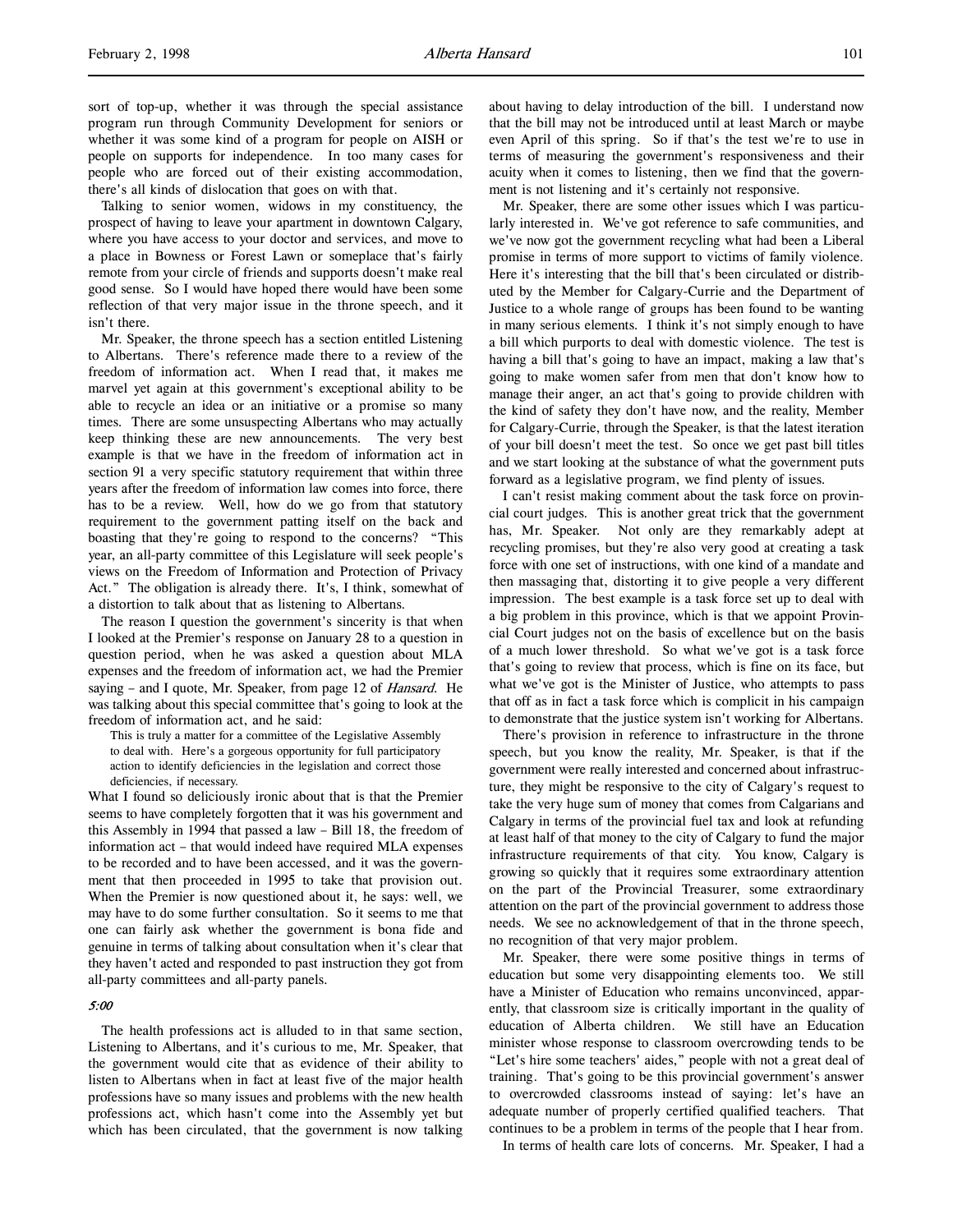sort of top-up, whether it was through the special assistance program run through Community Development for seniors or whether it was some kind of a program for people on AISH or people on supports for independence. In too many cases for people who are forced out of their existing accommodation, there's all kinds of dislocation that goes on with that.

Talking to senior women, widows in my constituency, the prospect of having to leave your apartment in downtown Calgary, where you have access to your doctor and services, and move to a place in Bowness or Forest Lawn or someplace that's fairly remote from your circle of friends and supports doesn't make real good sense. So I would have hoped there would have been some reflection of that very major issue in the throne speech, and it isn't there.

Mr. Speaker, the throne speech has a section entitled Listening to Albertans. There's reference made there to a review of the freedom of information act. When I read that, it makes me marvel yet again at this government's exceptional ability to be able to recycle an idea or an initiative or a promise so many times. There are some unsuspecting Albertans who may actually keep thinking these are new announcements. The very best example is that we have in the freedom of information act in section 91 a very specific statutory requirement that within three years after the freedom of information law comes into force, there has to be a review. Well, how do we go from that statutory requirement to the government patting itself on the back and boasting that they're going to respond to the concerns? "This year, an all-party committee of this Legislature will seek people's views on the Freedom of Information and Protection of Privacy Act." The obligation is already there. It's, I think, somewhat of a distortion to talk about that as listening to Albertans.

The reason I question the government's sincerity is that when I looked at the Premier's response on January 28 to a question in question period, when he was asked a question about MLA expenses and the freedom of information act, we had the Premier saying – and I quote, Mr. Speaker, from page 12 of *Hansard*. He was talking about this special committee that's going to look at the freedom of information act, and he said:

> This is truly a matter for a committee of the Legislative Assembly to deal with. Here's a gorgeous opportunity for full participatory action to identify deficiencies in the legislation and correct those deficiencies, if necessary.

What I found so deliciously ironic about that is that the Premier seems to have completely forgotten that it was his government and this Assembly in 1994 that passed a law – Bill 18, the freedom of information act – that would indeed have required MLA expenses to be recorded and to have been accessed, and it was the government that then proceeded in 1995 to take that provision out. When the Premier is now questioned about it, he says: well, we may have to do some further consultation. So it seems to me that one can fairly ask whether the government is bona fide and genuine in terms of talking about consultation when it's clear that they haven't acted and responded to past instruction they got from all-party committees and all-party panels.

*5:00*

The health professions act is alluded to in that same section, Listening to Albertans, and it's curious to me, Mr. Speaker, that the government would cite that as evidence of their ability to listen to Albertans when in fact at least five of the major health professions have so many issues and problems with the new health professions act, which hasn't come into the Assembly yet but which has been circulated, that the government is now talking about having to delay introduction of the bill. I understand now that the bill may not be introduced until at least March or maybe even April of this spring. So if that's the test we're to use in terms of measuring the government's responsiveness and their acuity when it comes to listening, then we find that the government is not listening and it's certainly not responsive.

Mr. Speaker, there are some other issues which I was particularly interested in. We've got reference to safe communities, and we've now got the government recycling what had been a Liberal promise in terms of more support to victims of family violence. Here it's interesting that the bill that's been circulated or distributed by the Member for Calgary-Currie and the Department of Justice to a whole range of groups has been found to be wanting in many serious elements. I think it's not simply enough to have a bill which purports to deal with domestic violence. The test is having a bill that's going to have an impact, making a law that's going to make women safer from men that don't know how to manage their anger, an act that's going to provide children with the kind of safety they don't have now, and the reality, Member for Calgary-Currie, through the Speaker, is that the latest iteration of your bill doesn't meet the test. So once we get past bill titles and we start looking at the substance of what the government puts forward as a legislative program, we find plenty of issues.

I can't resist making comment about the task force on provincial court judges. This is another great trick that the government has, Mr. Speaker. Not only are they remarkably adept at recycling promises, but they're also very good at creating a task force with one set of instructions, with one kind of a mandate and then massaging that, distorting it to give people a very different impression. The best example is a task force set up to deal with a big problem in this province, which is that we appoint Provincial Court judges not on the basis of excellence but on the basis of a much lower threshold. So what we've got is a task force that's going to review that process, which is fine on its face, but what we've got is the Minister of Justice, who attempts to pass that off as in fact a task force which is complicit in his campaign to demonstrate that the justice system isn't working for Albertans.

There's provision in reference to infrastructure in the throne speech, but you know the reality, Mr. Speaker, is that if the government were really interested and concerned about infrastructure, they might be responsive to the city of Calgary's request to take the very huge sum of money that comes from Calgarians and Calgary in terms of the provincial fuel tax and look at refunding at least half of that money to the city of Calgary to fund the major infrastructure requirements of that city. You know, Calgary is growing so quickly that it requires some extraordinary attention on the part of the Provincial Treasurer, some extraordinary attention on the part of the provincial government to address those needs. We see no acknowledgement of that in the throne speech, no recognition of that very major problem.

Mr. Speaker, there were some positive things in terms of education but some very disappointing elements too. We still have a Minister of Education who remains unconvinced, apparently, that classroom size is critically important in the quality of education of Alberta children. We still have an Education minister whose response to classroom overcrowding tends to be "Let's hire some teachers' aides," people with not a great deal of training. That's going to be this provincial government's answer to overcrowded classrooms instead of saying: let's have an adequate number of properly certified qualified teachers. That continues to be a problem in terms of the people that I hear from.

In terms of health care lots of concerns. Mr. Speaker, I had a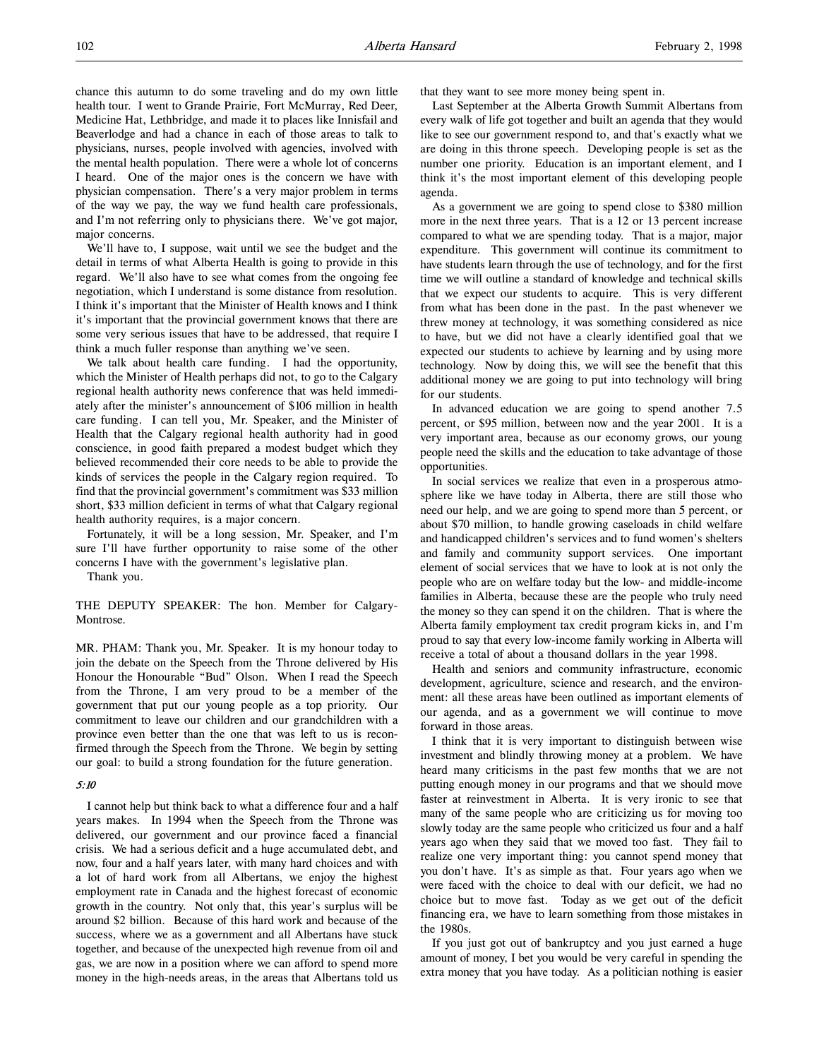chance this autumn to do some traveling and do my own little health tour. I went to Grande Prairie, Fort McMurray, Red Deer, Medicine Hat, Lethbridge, and made it to places like Innisfail and Beaverlodge and had a chance in each of those areas to talk to physicians, nurses, people involved with agencies, involved with the mental health population. There were a whole lot of concerns I heard. One of the major ones is the concern we have with physician compensation. There's a very major problem in terms of the way we pay, the way we fund health care professionals, and I'm not referring only to physicians there. We've got major, major concerns.

We'll have to, I suppose, wait until we see the budget and the detail in terms of what Alberta Health is going to provide in this regard. We'll also have to see what comes from the ongoing fee negotiation, which I understand is some distance from resolution. I think it's important that the Minister of Health knows and I think it's important that the provincial government knows that there are some very serious issues that have to be addressed, that require I think a much fuller response than anything we've seen.

We talk about health care funding. I had the opportunity, which the Minister of Health perhaps did not, to go to the Calgary regional health authority news conference that was held immediately after the minister's announcement of $106 million in health care funding. I can tell you, Mr. Speaker, and the Minister of Health that the Calgary regional health authority had in good conscience, in good faith prepared a modest budget which they believed recommended their core needs to be able to provide the kinds of services the people in the Calgary region required. To find that the provincial government's commitment was $33 million short, $33 million deficient in terms of what that Calgary regional health authority requires, is a major concern.

Fortunately, it will be a long session, Mr. Speaker, and I'm sure I'll have further opportunity to raise some of the other concerns I have with the government's legislative plan.

Thank you.

THE DEPUTY SPEAKER: The hon. Member for Calgary-Montrose.

MR. PHAM: Thank you, Mr. Speaker. It is my honour today to join the debate on the Speech from the Throne delivered by His Honour the Honourable "Bud" Olson. When I read the Speech from the Throne, I am very proud to be a member of the government that put our young people as a top priority. Our commitment to leave our children and our grandchildren with a province even better than the one that was left to us is reconfirmed through the Speech from the Throne. We begin by setting our goal: to build a strong foundation for the future generation.

*5:10*

I cannot help but think back to what a difference four and a half years makes. In 1994 when the Speech from the Throne was delivered, our government and our province faced a financial crisis. We had a serious deficit and a huge accumulated debt, and now, four and a half years later, with many hard choices and with a lot of hard work from all Albertans, we enjoy the highest employment rate in Canada and the highest forecast of economic growth in the country. Not only that, this year's surplus will be around $2 billion. Because of this hard work and because of the success, where we as a government and all Albertans have stuck together, and because of the unexpected high revenue from oil and gas, we are now in a position where we can afford to spend more money in the high-needs areas, in the areas that Albertans told us that they want to see more money being spent in.

Last September at the Alberta Growth Summit Albertans from every walk of life got together and built an agenda that they would like to see our government respond to, and that's exactly what we are doing in this throne speech. Developing people is set as the number one priority. Education is an important element, and I think it's the most important element of this developing people agenda.

As a government we are going to spend close to $380 million more in the next three years. That is a 12 or 13 percent increase compared to what we are spending today. That is a major, major expenditure. This government will continue its commitment to have students learn through the use of technology, and for the first time we will outline a standard of knowledge and technical skills that we expect our students to acquire. This is very different from what has been done in the past. In the past whenever we threw money at technology, it was something considered as nice to have, but we did not have a clearly identified goal that we expected our students to achieve by learning and by using more technology. Now by doing this, we will see the benefit that this additional money we are going to put into technology will bring for our students.

In advanced education we are going to spend another 7.5 percent, or $95 million, between now and the year 2001. It is a very important area, because as our economy grows, our young people need the skills and the education to take advantage of those opportunities.

In social services we realize that even in a prosperous atmosphere like we have today in Alberta, there are still those who need our help, and we are going to spend more than 5 percent, or about $70 million, to handle growing caseloads in child welfare and handicapped children's services and to fund women's shelters and family and community support services. One important element of social services that we have to look at is not only the people who are on welfare today but the low- and middle-income families in Alberta, because these are the people who truly need the money so they can spend it on the children. That is where the Alberta family employment tax credit program kicks in, and I'm proud to say that every low-income family working in Alberta will receive a total of about a thousand dollars in the year 1998.

Health and seniors and community infrastructure, economic development, agriculture, science and research, and the environment: all these areas have been outlined as important elements of our agenda, and as a government we will continue to move forward in those areas.

I think that it is very important to distinguish between wise investment and blindly throwing money at a problem. We have heard many criticisms in the past few months that we are not putting enough money in our programs and that we should move faster at reinvestment in Alberta. It is very ironic to see that many of the same people who are criticizing us for moving too slowly today are the same people who criticized us four and a half years ago when they said that we moved too fast. They fail to realize one very important thing: you cannot spend money that you don't have. It's as simple as that. Four years ago when we were faced with the choice to deal with our deficit, we had no choice but to move fast. Today as we get out of the deficit financing era, we have to learn something from those mistakes in the 1980s.

If you just got out of bankruptcy and you just earned a huge amount of money, I bet you would be very careful in spending the extra money that you have today. As a politician nothing is easier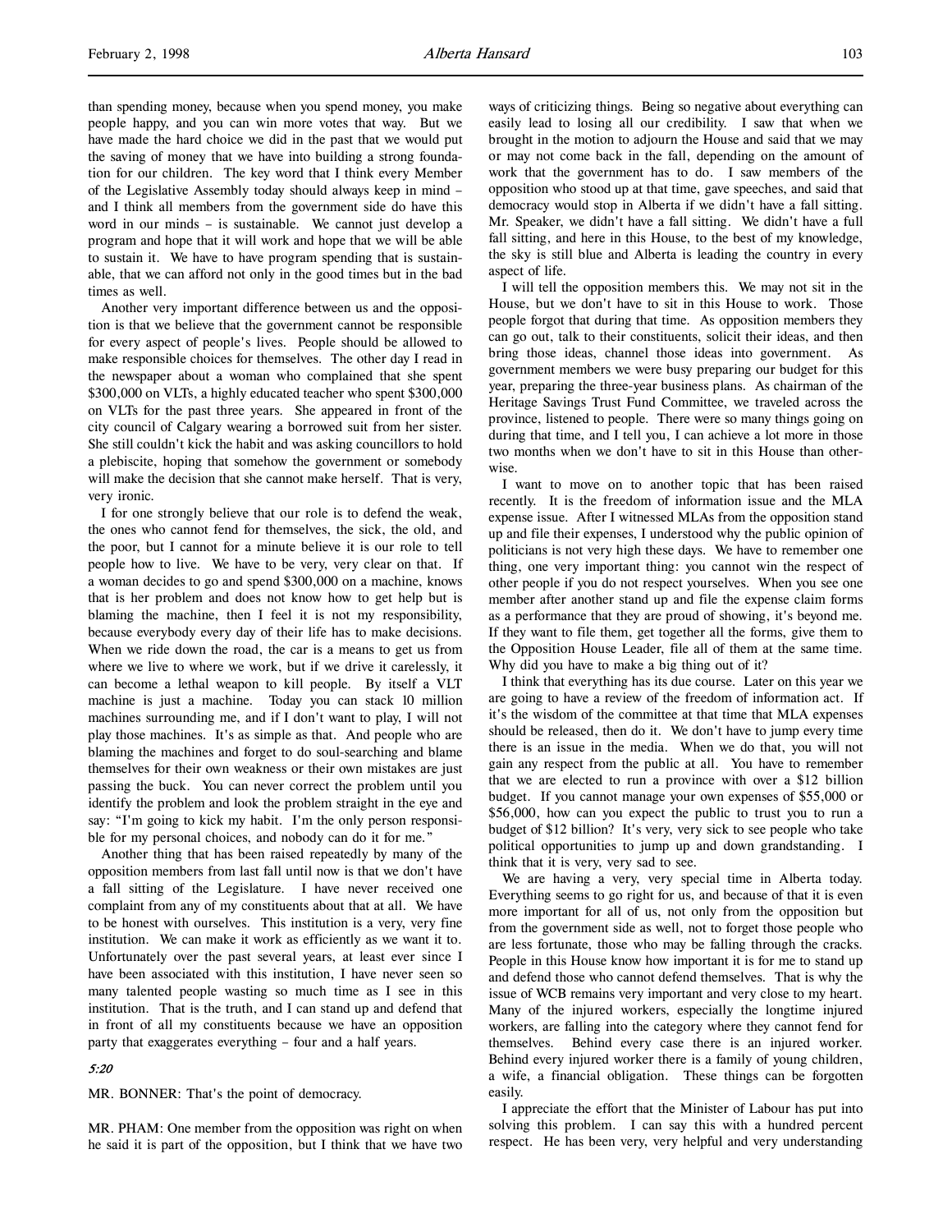than spending money, because when you spend money, you make people happy, and you can win more votes that way. But we have made the hard choice we did in the past that we would put the saving of money that we have into building a strong foundation for our children. The key word that I think every Member of the Legislative Assembly today should always keep in mind – and I think all members from the government side do have this word in our minds – is sustainable. We cannot just develop a program and hope that it will work and hope that we will be able to sustain it. We have to have program spending that is sustainable, that we can afford not only in the good times but in the bad times as well.

Another very important difference between us and the opposition is that we believe that the government cannot be responsible for every aspect of people's lives. People should be allowed to make responsible choices for themselves. The other day I read in the newspaper about a woman who complained that she spent $300,000 on VLTs, a highly educated teacher who spent $300,000 on VLTs for the past three years. She appeared in front of the city council of Calgary wearing a borrowed suit from her sister. She still couldn't kick the habit and was asking councillors to hold a plebiscite, hoping that somehow the government or somebody will make the decision that she cannot make herself. That is very, very ironic.

I for one strongly believe that our role is to defend the weak, the ones who cannot fend for themselves, the sick, the old, and the poor, but I cannot for a minute believe it is our role to tell people how to live. We have to be very, very clear on that. If a woman decides to go and spend $300,000 on a machine, knows that is her problem and does not know how to get help but is blaming the machine, then I feel it is not my responsibility, because everybody every day of their life has to make decisions. When we ride down the road, the car is a means to get us from where we live to where we work, but if we drive it carelessly, it can become a lethal weapon to kill people. By itself a VLT machine is just a machine. Today you can stack 10 million machines surrounding me, and if I don't want to play, I will not play those machines. It's as simple as that. And people who are blaming the machines and forget to do soul-searching and blame themselves for their own weakness or their own mistakes are just passing the buck. You can never correct the problem until you identify the problem and look the problem straight in the eye and say: "I'm going to kick my habit. I'm the only person responsible for my personal choices, and nobody can do it for me."

Another thing that has been raised repeatedly by many of the opposition members from last fall until now is that we don't have a fall sitting of the Legislature. I have never received one complaint from any of my constituents about that at all. We have to be honest with ourselves. This institution is a very, very fine institution. We can make it work as efficiently as we want it to. Unfortunately over the past several years, at least ever since I have been associated with this institution, I have never seen so many talented people wasting so much time as I see in this institution. That is the truth, and I can stand up and defend that in front of all my constituents because we have an opposition party that exaggerates everything – four and a half years.

*5:20*

MR. BONNER: That's the point of democracy.

MR. PHAM: One member from the opposition was right on when he said it is part of the opposition, but I think that we have two ways of criticizing things. Being so negative about everything can easily lead to losing all our credibility. I saw that when we brought in the motion to adjourn the House and said that we may or may not come back in the fall, depending on the amount of work that the government has to do. I saw members of the opposition who stood up at that time, gave speeches, and said that democracy would stop in Alberta if we didn't have a fall sitting. Mr. Speaker, we didn't have a fall sitting. We didn't have a full fall sitting, and here in this House, to the best of my knowledge, the sky is still blue and Alberta is leading the country in every aspect of life.

I will tell the opposition members this. We may not sit in the House, but we don't have to sit in this House to work. Those people forgot that during that time. As opposition members they can go out, talk to their constituents, solicit their ideas, and then bring those ideas, channel those ideas into government. As government members we were busy preparing our budget for this year, preparing the three-year business plans. As chairman of the Heritage Savings Trust Fund Committee, we traveled across the province, listened to people. There were so many things going on during that time, and I tell you, I can achieve a lot more in those two months when we don't have to sit in this House than otherwise.

I want to move on to another topic that has been raised recently. It is the freedom of information issue and the MLA expense issue. After I witnessed MLAs from the opposition stand up and file their expenses, I understood why the public opinion of politicians is not very high these days. We have to remember one thing, one very important thing: you cannot win the respect of other people if you do not respect yourselves. When you see one member after another stand up and file the expense claim forms as a performance that they are proud of showing, it's beyond me. If they want to file them, get together all the forms, give them to the Opposition House Leader, file all of them at the same time. Why did you have to make a big thing out of it?

I think that everything has its due course. Later on this year we are going to have a review of the freedom of information act. If it's the wisdom of the committee at that time that MLA expenses should be released, then do it. We don't have to jump every time there is an issue in the media. When we do that, you will not gain any respect from the public at all. You have to remember that we are elected to run a province with over a $12 billion budget. If you cannot manage your own expenses of $55,000 or $56,000, how can you expect the public to trust you to run a budget of $12 billion? It's very, very sick to see people who take political opportunities to jump up and down grandstanding. I think that it is very, very sad to see.

We are having a very, very special time in Alberta today. Everything seems to go right for us, and because of that it is even more important for all of us, not only from the opposition but from the government side as well, not to forget those people who are less fortunate, those who may be falling through the cracks. People in this House know how important it is for me to stand up and defend those who cannot defend themselves. That is why the issue of WCB remains very important and very close to my heart. Many of the injured workers, especially the longtime injured workers, are falling into the category where they cannot fend for themselves. Behind every case there is an injured worker. Behind every injured worker there is a family of young children, a wife, a financial obligation. These things can be forgotten easily.

I appreciate the effort that the Minister of Labour has put into solving this problem. I can say this with a hundred percent respect. He has been very, very helpful and very understanding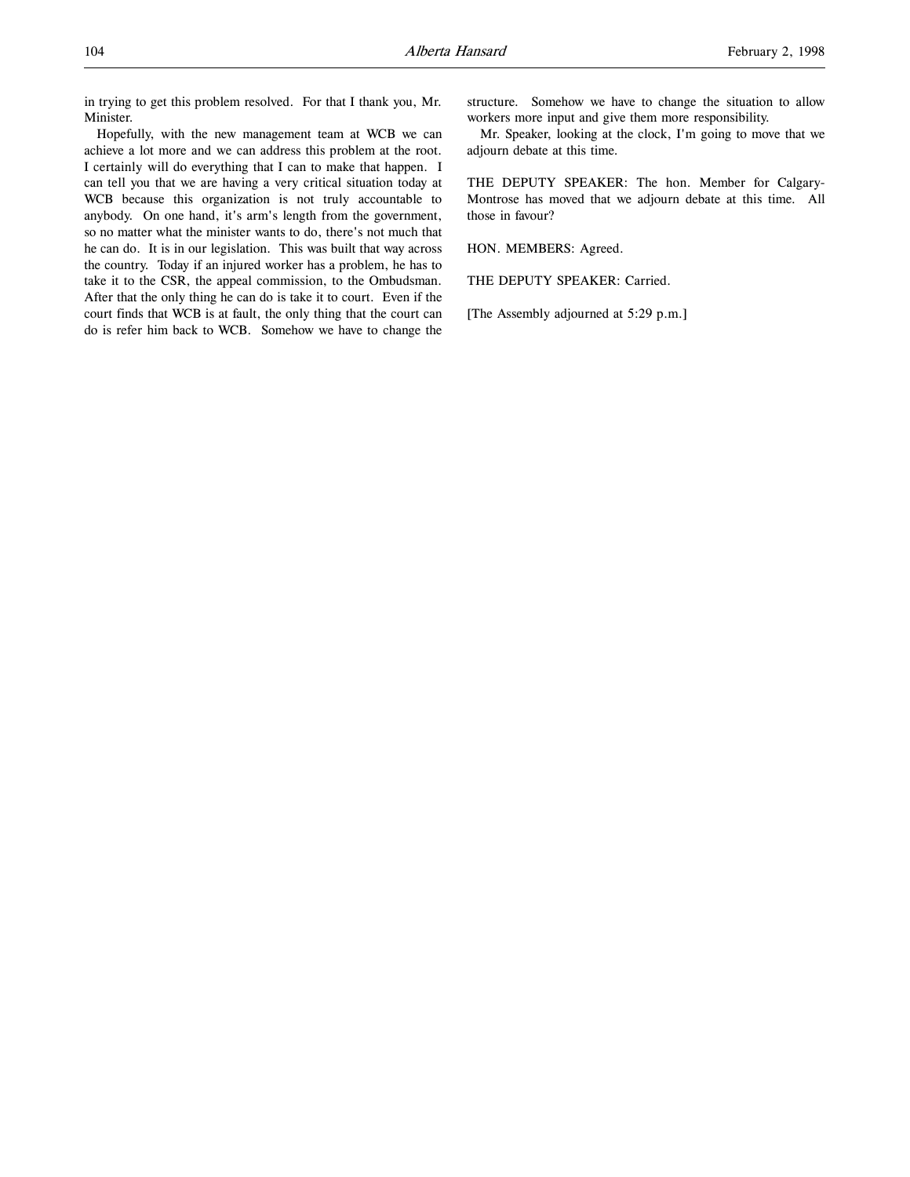in trying to get this problem resolved. For that I thank you, Mr. Minister.

Hopefully, with the new management team at WCB we can achieve a lot more and we can address this problem at the root. I certainly will do everything that I can to make that happen. I can tell you that we are having a very critical situation today at WCB because this organization is not truly accountable to anybody. On one hand, it's arm's length from the government, so no matter what the minister wants to do, there's not much that he can do. It is in our legislation. This was built that way across the country. Today if an injured worker has a problem, he has to take it to the CSR, the appeal commission, to the Ombudsman. After that the only thing he can do is take it to court. Even if the court finds that WCB is at fault, the only thing that the court can do is refer him back to WCB. Somehow we have to change the structure. Somehow we have to change the situation to allow workers more input and give them more responsibility.

Mr. Speaker, looking at the clock, I'm going to move that we adjourn debate at this time.

THE DEPUTY SPEAKER: The hon. Member for Calgary-Montrose has moved that we adjourn debate at this time. All those in favour?

HON. MEMBERS: Agreed.

THE DEPUTY SPEAKER: Carried.

[The Assembly adjourned at 5:29 p.m.]